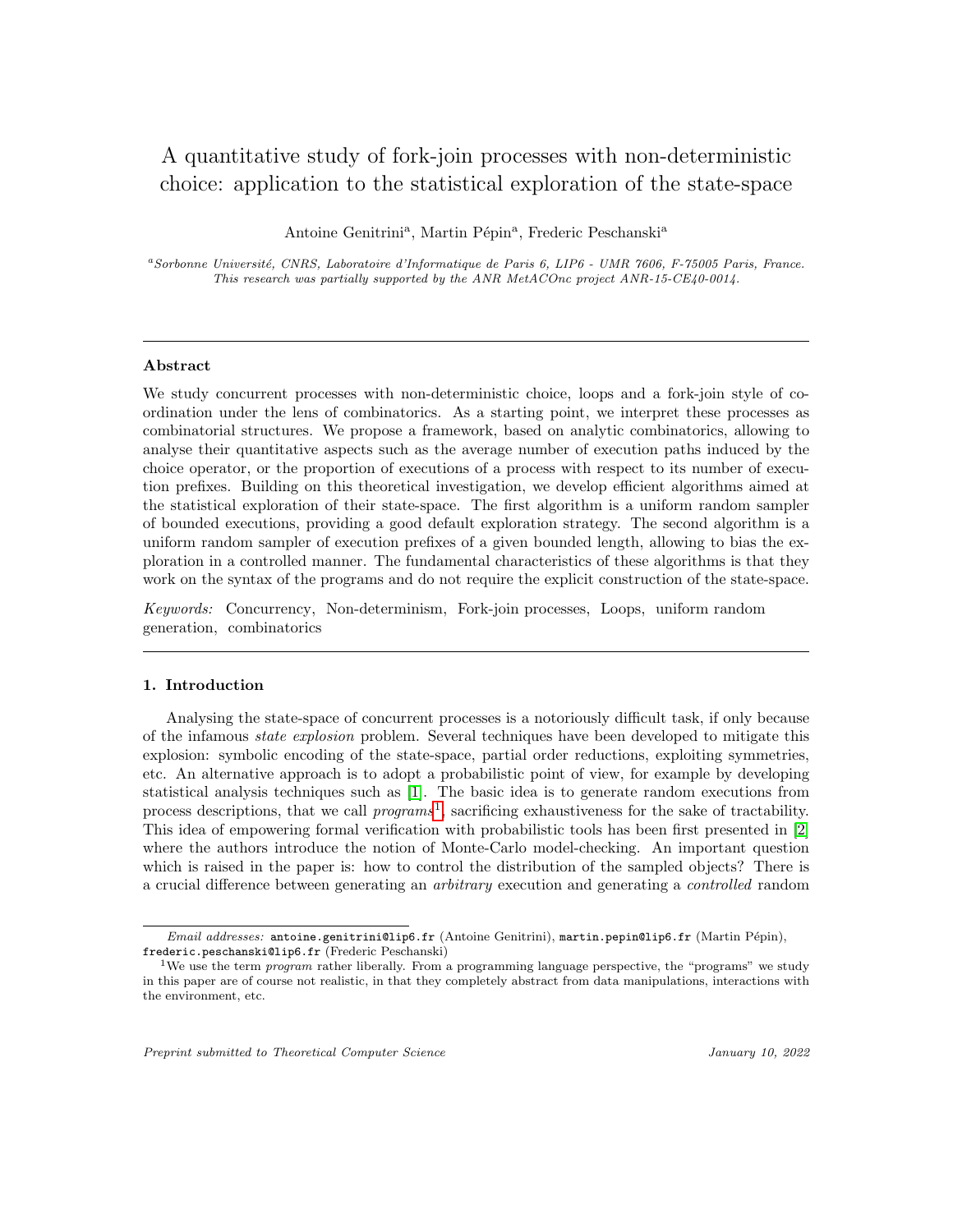# A quantitative study of fork-join processes with non-deterministic choice: application to the statistical exploration of the state-space

Antoine Genitrini[a], Martin Pépin[a], Frederic Peschanski[a]

[a] *Sorbonne Université, CNRS, Laboratoire d'Informatique de Paris 6, LIP6 - UMR 7606, F-75005 Paris, France. This research was partially supported by the ANR MetACOnc project ANR-15-CE40-0014.*

---

### Abstract

We study concurrent processes with non-deterministic choice, loops and a fork-join style of coordination under the lens of combinatorics. As a starting point, we interpret these processes as combinatorial structures. We propose a framework, based on analytic combinatorics, allowing to analyse their quantitative aspects such as the average number of execution paths induced by the choice operator, or the proportion of executions of a process with respect to its number of execution prefixes. Building on this theoretical investigation, we develop efficient algorithms aimed at the statistical exploration of their state-space. The first algorithm is a uniform random sampler of bounded executions, providing a good default exploration strategy. The second algorithm is a uniform random sampler of execution prefixes of a given bounded length, allowing to bias the exploration in a controlled manner. The fundamental characteristics of these algorithms is that they work on the syntax of the programs and do not require the explicit construction of the state-space.

*Keywords:* Concurrency, Non-determinism, Fork-join processes, Loops, uniform random generation, combinatorics

---

### 1. Introduction

Analysing the state-space of concurrent processes is a notoriously difficult task, if only because of the infamous *state explosion* problem. Several techniques have been developed to mitigate this explosion: symbolic encoding of the state-space, partial order reductions, exploiting symmetries, etc. An alternative approach is to adopt a probabilistic point of view, for example by developing statistical analysis techniques such as [1]. The basic idea is to generate random executions from process descriptions, that we call *programs*[1], sacrificing exhaustiveness for the sake of tractability. This idea of empowering formal verification with probabilistic tools has been first presented in [2] where the authors introduce the notion of Monte-Carlo model-checking. An important question which is raised in the paper is: how to control the distribution of the sampled objects? There is a crucial difference between generating an *arbitrary* execution and generating a *controlled* random

---

*Email addresses:* antoine.genitrini@lip6.fr (Antoine Genitrini), martin.pepin@lip6.fr (Martin Pépin), frederic.peschanski@lip6.fr (Frederic Peschanski)

[1] We use the term *program* rather liberally. From a programming language perspective, the "programs" we study in this paper are of course not realistic, in that they completely abstract from data manipulations, interactions with the environment, etc.

*Preprint submitted to Theoretical Computer Science* — *January 10, 2022*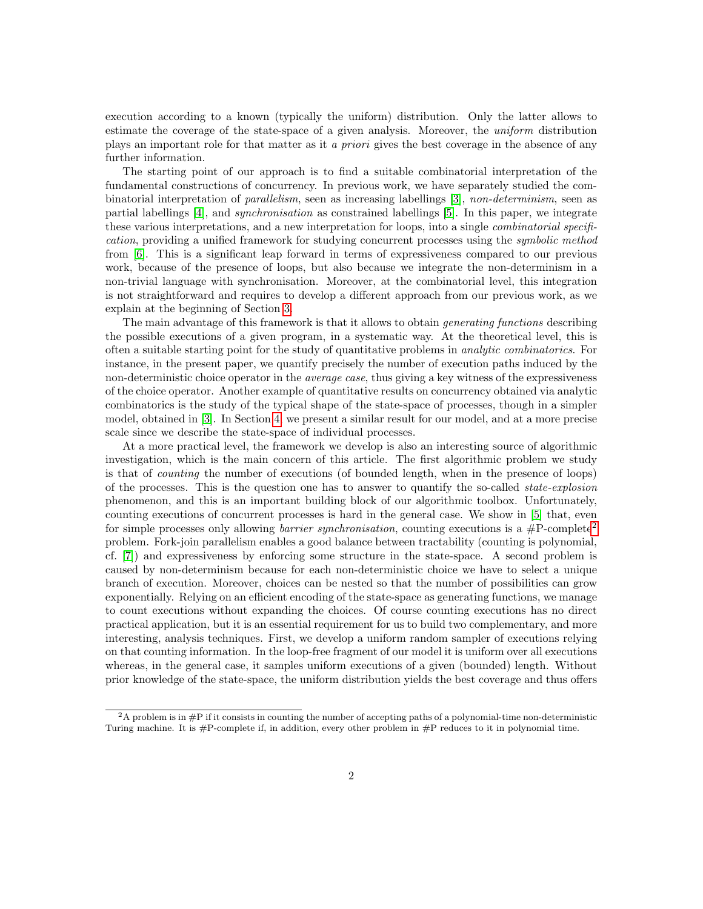execution according to a known (typically the uniform) distribution. Only the latter allows to estimate the coverage of the state-space of a given analysis. Moreover, the *uniform* distribution plays an important role for that matter as it *a priori* gives the best coverage in the absence of any further information.

The starting point of our approach is to find a suitable combinatorial interpretation of the fundamental constructions of concurrency. In previous work, we have separately studied the combinatorial interpretation of *parallelism*, seen as increasing labellings [3], *non-determinism*, seen as partial labellings [4], and *synchronisation* as constrained labellings [5]. In this paper, we integrate these various interpretations, and a new interpretation for loops, into a single *combinatorial specification*, providing a unified framework for studying concurrent processes using the *symbolic method* from [6]. This is a significant leap forward in terms of expressiveness compared to our previous work, because of the presence of loops, but also because we integrate the non-determinism in a non-trivial language with synchronisation. Moreover, at the combinatorial level, this integration is not straightforward and requires to develop a different approach from our previous work, as we explain at the beginning of Section 3.

The main advantage of this framework is that it allows to obtain *generating functions* describing the possible executions of a given program, in a systematic way. At the theoretical level, this is often a suitable starting point for the study of quantitative problems in *analytic combinatorics*. For instance, in the present paper, we quantify precisely the number of execution paths induced by the non-deterministic choice operator in the *average case*, thus giving a key witness of the expressiveness of the choice operator. Another example of quantitative results on concurrency obtained via analytic combinatorics is the study of the typical shape of the state-space of processes, though in a simpler model, obtained in [3]. In Section 4, we present a similar result for our model, and at a more precise scale since we describe the state-space of individual processes.

At a more practical level, the framework we develop is also an interesting source of algorithmic investigation, which is the main concern of this article. The first algorithmic problem we study is that of *counting* the number of executions (of bounded length, when in the presence of loops) of the processes. This is the question one has to answer to quantify the so-called *state-explosion* phenomenon, and this is an important building block of our algorithmic toolbox. Unfortunately, counting executions of concurrent processes is hard in the general case. We show in [5] that, even for simple processes only allowing *barrier synchronisation*, counting executions is a #P-complete[2] problem. Fork-join parallelism enables a good balance between tractability (counting is polynomial, cf. [7]) and expressiveness by enforcing some structure in the state-space. A second problem is caused by non-determinism because for each non-deterministic choice we have to select a unique branch of execution. Moreover, choices can be nested so that the number of possibilities can grow exponentially. Relying on an efficient encoding of the state-space as generating functions, we manage to count executions without expanding the choices. Of course counting executions has no direct practical application, but it is an essential requirement for us to build two complementary, and more interesting, analysis techniques. First, we develop a uniform random sampler of executions relying on that counting information. In the loop-free fragment of our model it is uniform over all executions whereas, in the general case, it samples uniform executions of a given (bounded) length. Without prior knowledge of the state-space, the uniform distribution yields the best coverage and thus offers

[2] A problem is in #P if it consists in counting the number of accepting paths of a polynomial-time non-deterministic Turing machine. It is #P-complete if, in addition, every other problem in #P reduces to it in polynomial time.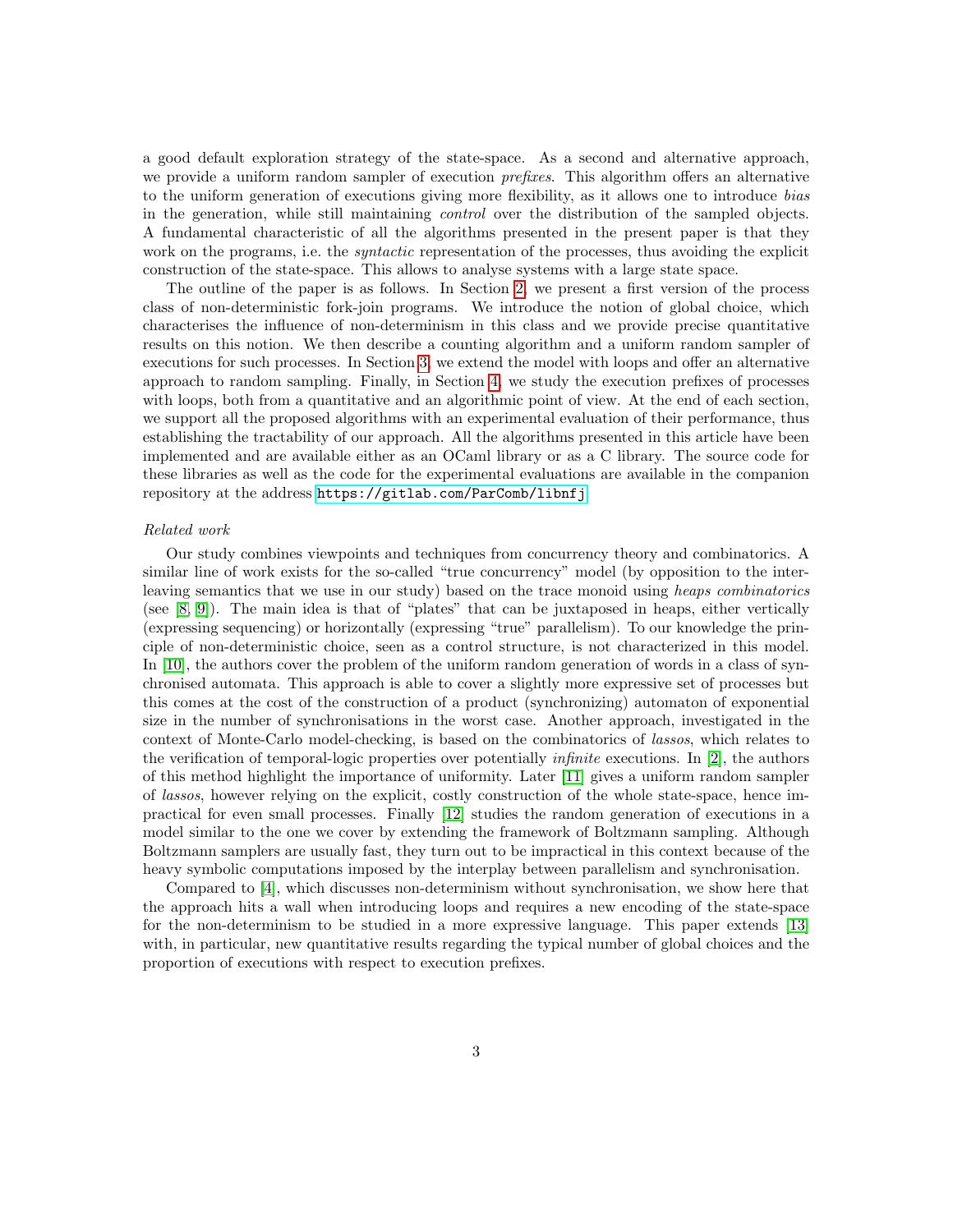a good default exploration strategy of the state-space. As a second and alternative approach, we provide a uniform random sampler of execution *prefixes*. This algorithm offers an alternative to the uniform generation of executions giving more flexibility, as it allows one to introduce *bias* in the generation, while still maintaining *control* over the distribution of the sampled objects. A fundamental characteristic of all the algorithms presented in the present paper is that they work on the programs, i.e. the *syntactic* representation of the processes, thus avoiding the explicit construction of the state-space. This allows to analyse systems with a large state space.

The outline of the paper is as follows. In Section 2, we present a first version of the process class of non-deterministic fork-join programs. We introduce the notion of global choice, which characterises the influence of non-determinism in this class and we provide precise quantitative results on this notion. We then describe a counting algorithm and a uniform random sampler of executions for such processes. In Section 3, we extend the model with loops and offer an alternative approach to random sampling. Finally, in Section 4, we study the execution prefixes of processes with loops, both from a quantitative and an algorithmic point of view. At the end of each section, we support all the proposed algorithms with an experimental evaluation of their performance, thus establishing the tractability of our approach. All the algorithms presented in this article have been implemented and are available either as an OCaml library or as a C library. The source code for these libraries as well as the code for the experimental evaluations are available in the companion repository at the address `https://gitlab.com/ParComb/libnfj`.

*Related work*

Our study combines viewpoints and techniques from concurrency theory and combinatorics. A similar line of work exists for the so-called "true concurrency" model (by opposition to the interleaving semantics that we use in our study) based on the trace monoid using *heaps combinatorics* (see [8, 9]). The main idea is that of "plates" that can be juxtaposed in heaps, either vertically (expressing sequencing) or horizontally (expressing "true" parallelism). To our knowledge the principle of non-deterministic choice, seen as a control structure, is not characterized in this model. In [10], the authors cover the problem of the uniform random generation of words in a class of synchronised automata. This approach is able to cover a slightly more expressive set of processes but this comes at the cost of the construction of a product (synchronizing) automaton of exponential size in the number of synchronisations in the worst case. Another approach, investigated in the context of Monte-Carlo model-checking, is based on the combinatorics of *lassos*, which relates to the verification of temporal-logic properties over potentially *infinite* executions. In [2], the authors of this method highlight the importance of uniformity. Later [11] gives a uniform random sampler of *lassos*, however relying on the explicit, costly construction of the whole state-space, hence impractical for even small processes. Finally [12] studies the random generation of executions in a model similar to the one we cover by extending the framework of Boltzmann sampling. Although Boltzmann samplers are usually fast, they turn out to be impractical in this context because of the heavy symbolic computations imposed by the interplay between parallelism and synchronisation.

Compared to [4], which discusses non-determinism without synchronisation, we show here that the approach hits a wall when introducing loops and requires a new encoding of the state-space for the non-determinism to be studied in a more expressive language. This paper extends [13] with, in particular, new quantitative results regarding the typical number of global choices and the proportion of executions with respect to execution prefixes.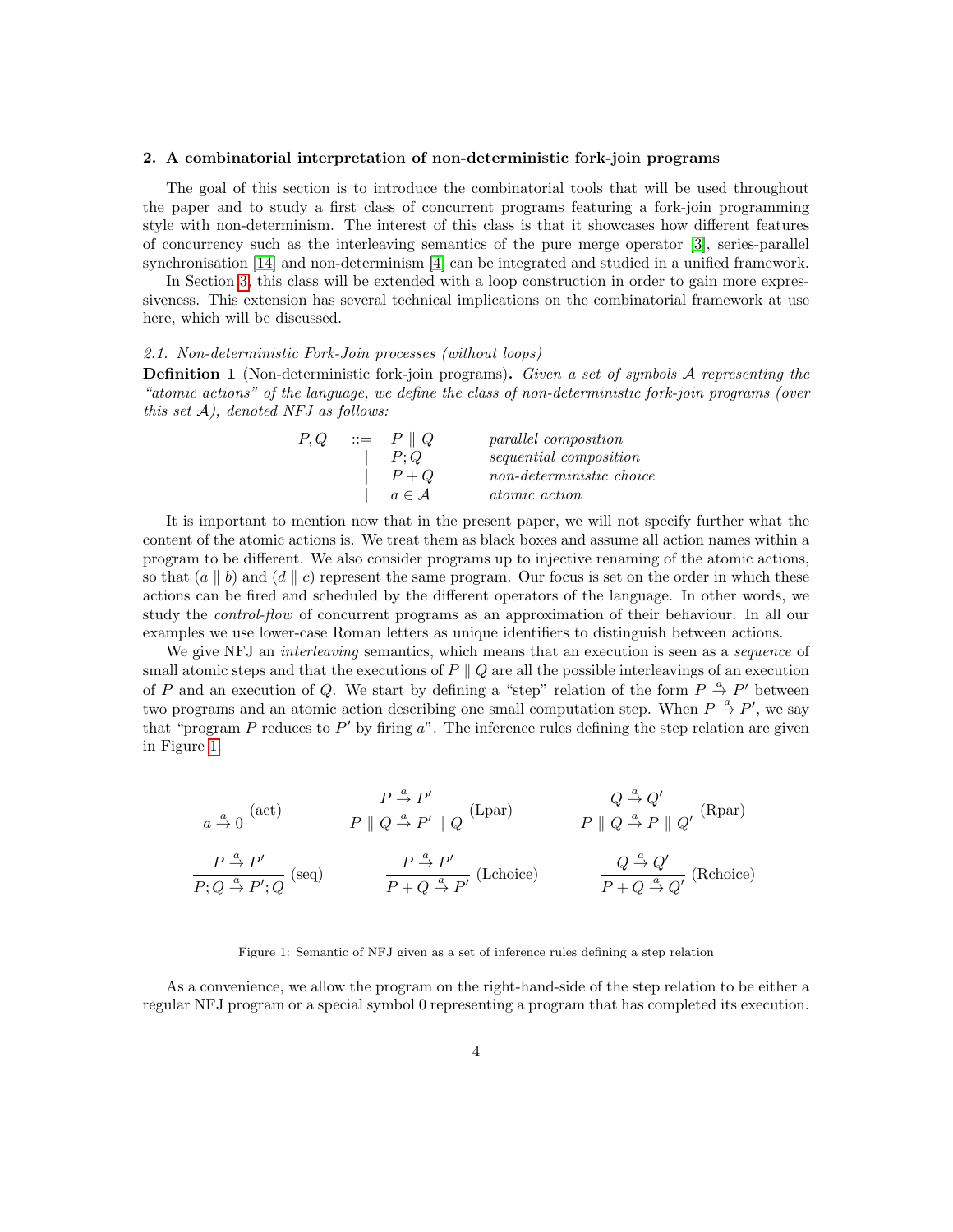## 2. A combinatorial interpretation of non-deterministic fork-join programs

The goal of this section is to introduce the combinatorial tools that will be used throughout the paper and to study a first class of concurrent programs featuring a fork-join programming style with non-determinism. The interest of this class is that it showcases how different features of concurrency such as the interleaving semantics of the pure merge operator [3], series-parallel synchronisation [14] and non-determinism [4] can be integrated and studied in a unified framework.

In Section 3, this class will be extended with a loop construction in order to gain more expressiveness. This extension has several technical implications on the combinatorial framework at use here, which will be discussed.

### 2.1. Non-deterministic Fork-Join processes (without loops)

**Definition 1** (Non-deterministic fork-join programs)**.** *Given a set of symbols $\mathcal{A}$ representing the "atomic actions" of the language, we define the class of non-deterministic fork-join programs (over this set $\mathcal{A}$), denoted NFJ as follows:*

$$
\begin{array}{rcll}
P, Q & ::= & P \parallel Q & \textit{parallel composition} \\
 & | & P ; Q & \textit{sequential composition} \\
 & | & P + Q & \textit{non-deterministic choice} \\
 & | & a \in \mathcal{A} & \textit{atomic action}
\end{array}
$$

It is important to mention now that in the present paper, we will not specify further what the content of the atomic actions is. We treat them as black boxes and assume all action names within a program to be different. We also consider programs up to injective renaming of the atomic actions, so that $(a \parallel b)$ and $(d \parallel c)$ represent the same program. Our focus is set on the order in which these actions can be fired and scheduled by the different operators of the language. In other words, we study the *control-flow* of concurrent programs as an approximation of their behaviour. In all our examples we use lower-case Roman letters as unique identifiers to distinguish between actions.

We give NFJ an *interleaving* semantics, which means that an execution is seen as a *sequence* of small atomic steps and that the executions of $P \parallel Q$ are all the possible interleavings of an execution of $P$ and an execution of $Q$. We start by defining a "step" relation of the form $P \xrightarrow{a} P'$ between two programs and an atomic action describing one small computation step. When $P \xrightarrow{a} P'$, we say that "program $P$ reduces to $P'$ by firing $a$". The inference rules defining the step relation are given in Figure 1.

$$
\frac{}{a \xrightarrow{a} 0}\ (\text{act}) \qquad \frac{P \xrightarrow{a} P'}{P \parallel Q \xrightarrow{a} P' \parallel Q}\ (\text{Lpar}) \qquad \frac{Q \xrightarrow{a} Q'}{P \parallel Q \xrightarrow{a} P \parallel Q'}\ (\text{Rpar})
$$

$$
\frac{P \xrightarrow{a} P'}{P ; Q \xrightarrow{a} P' ; Q}\ (\text{seq}) \qquad \frac{P \xrightarrow{a} P'}{P + Q \xrightarrow{a} P'}\ (\text{Lchoice}) \qquad \frac{Q \xrightarrow{a} Q'}{P + Q \xrightarrow{a} Q'}\ (\text{Rchoice})
$$

Figure 1: Semantic of NFJ given as a set of inference rules defining a step relation

As a convenience, we allow the program on the right-hand-side of the step relation to be either a regular NFJ program or a special symbol 0 representing a program that has completed its execution.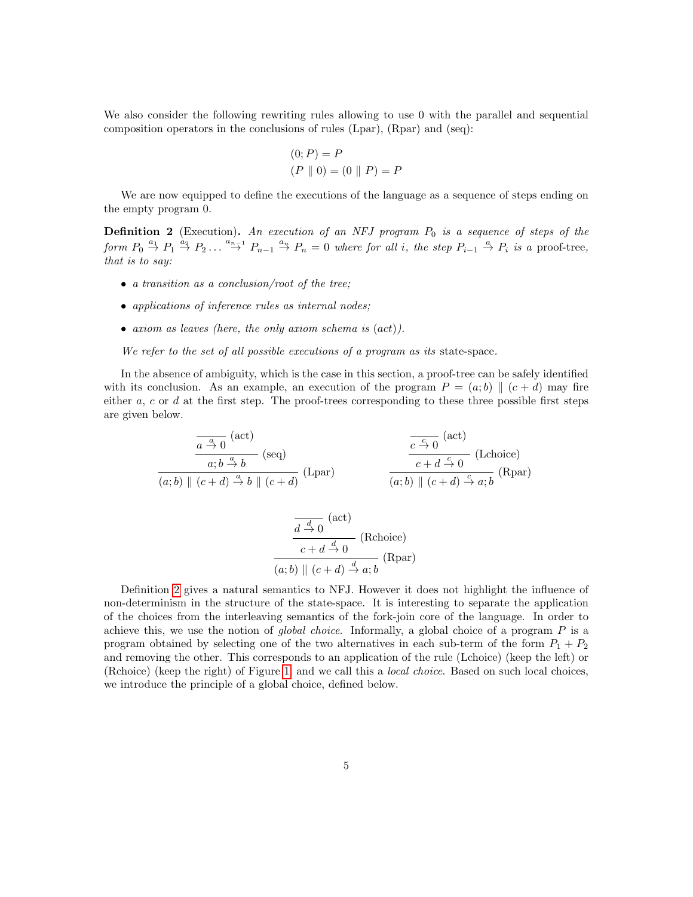We also consider the following rewriting rules allowing to use 0 with the parallel and sequential composition operators in the conclusions of rules (Lpar), (Rpar) and (seq):

$$(0; P) = P$$
$$(P \parallel 0) = (0 \parallel P) = P$$

We are now equipped to define the executions of the language as a sequence of steps ending on the empty program 0.

**Definition 2** (Execution)**.** *An execution of an NFJ program $P_0$ is a sequence of steps of the form $P_0 \xrightarrow{a_1} P_1 \xrightarrow{a_2} P_2 \ldots \xrightarrow{a_{n-1}} P_{n-1} \xrightarrow{a_n} P_n = 0$ where for all $i$, the step $P_{i-1} \xrightarrow{a} P_i$ is a* proof-tree*, that is to say:*

- *a transition as a conclusion/root of the tree;*
- *applications of inference rules as internal nodes;*
- *axiom as leaves (here, the only axiom schema is (act)).*

*We refer to the set of all possible executions of a program as its* state-space*.*

In the absence of ambiguity, which is the case in this section, a proof-tree can be safely identified with its conclusion. As an example, an execution of the program $P = (a; b) \parallel (c + d)$ may fire either $a$, $c$ or $d$ at the first step. The proof-trees corresponding to these three possible first steps are given below.

$$\dfrac{\dfrac{\dfrac{}{a \xrightarrow{a} 0}\ (\text{act})}{a; b \xrightarrow{a} b}\ (\text{seq})}{(a; b) \parallel (c + d) \xrightarrow{a} b \parallel (c + d)}\ (\text{Lpar}) \qquad \dfrac{\dfrac{\dfrac{}{c \xrightarrow{c} 0}\ (\text{act})}{c + d \xrightarrow{c} 0}\ (\text{Lchoice})}{(a; b) \parallel (c + d) \xrightarrow{c} a; b}\ (\text{Rpar})$$

$$\dfrac{\dfrac{\dfrac{}{d \xrightarrow{d} 0}\ (\text{act})}{c + d \xrightarrow{d} 0}\ (\text{Rchoice})}{(a; b) \parallel (c + d) \xrightarrow{d} a; b}\ (\text{Rpar})$$

Definition 2 gives a natural semantics to NFJ. However it does not highlight the influence of non-determinism in the structure of the state-space. It is interesting to separate the application of the choices from the interleaving semantics of the fork-join core of the language. In order to achieve this, we use the notion of *global choice*. Informally, a global choice of a program $P$ is a program obtained by selecting one of the two alternatives in each sub-term of the form $P_1 + P_2$ and removing the other. This corresponds to an application of the rule (Lchoice) (keep the left) or (Rchoice) (keep the right) of Figure 1, and we call this a *local choice*. Based on such local choices, we introduce the principle of a global choice, defined below.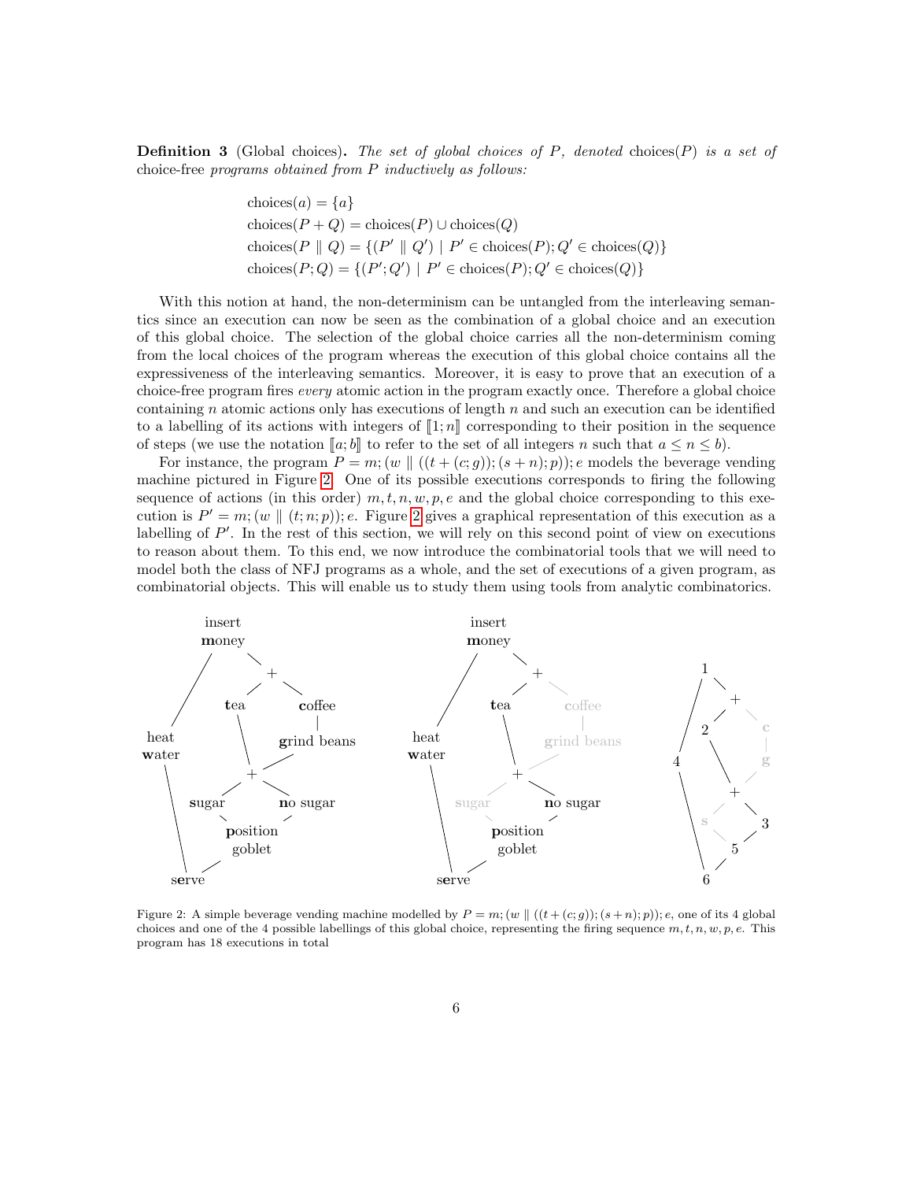**Definition 3** (Global choices)**.** *The set of global choices of $P$, denoted* $\text{choices}(P)$ *is a set of* choice-free *programs obtained from $P$ inductively as follows:*

$$
\begin{aligned}
&\text{choices}(a) = \{a\}\\
&\text{choices}(P + Q) = \text{choices}(P) \cup \text{choices}(Q)\\
&\text{choices}(P \parallel Q) = \{(P' \parallel Q') \mid P' \in \text{choices}(P); Q' \in \text{choices}(Q)\}\\
&\text{choices}(P; Q) = \{(P'; Q') \mid P' \in \text{choices}(P); Q' \in \text{choices}(Q)\}
\end{aligned}
$$

With this notion at hand, the non-determinism can be untangled from the interleaving semantics since an execution can now be seen as the combination of a global choice and an execution of this global choice. The selection of the global choice carries all the non-determinism coming from the local choices of the program whereas the execution of this global choice contains all the expressiveness of the interleaving semantics. Moreover, it is easy to prove that an execution of a choice-free program fires *every* atomic action in the program exactly once. Therefore a global choice containing $n$ atomic actions only has executions of length $n$ and such an execution can be identified to a labelling of its actions with integers of $[\![1; n]\!]$ corresponding to their position in the sequence of steps (we use the notation $[\![a; b]\!]$ to refer to the set of all integers $n$ such that $a \leq n \leq b$).

For instance, the program $P = m; (w \parallel ((t + (c; g)); (s + n); p)); e$ models the beverage vending machine pictured in Figure 2. One of its possible executions corresponds to firing the following sequence of actions (in this order) $m, t, n, w, p, e$ and the global choice corresponding to this execution is $P' = m; (w \parallel (t; n; p)); e$. Figure 2 gives a graphical representation of this execution as a labelling of $P'$. In the rest of this section, we will rely on this second point of view on executions to reason about them. To this end, we now introduce the combinatorial tools that we will need to model both the class of NFJ programs as a whole, and the set of executions of a given program, as combinatorial objects. This will enable us to study them using tools from analytic combinatorics.

Figure 2: A simple beverage vending machine modelled by $P = m; (w \parallel ((t + (c; g)); (s + n); p)); e$, one of its 4 global choices and one of the 4 possible labellings of this global choice, representing the firing sequence $m, t, n, w, p, e$. This program has 18 executions in total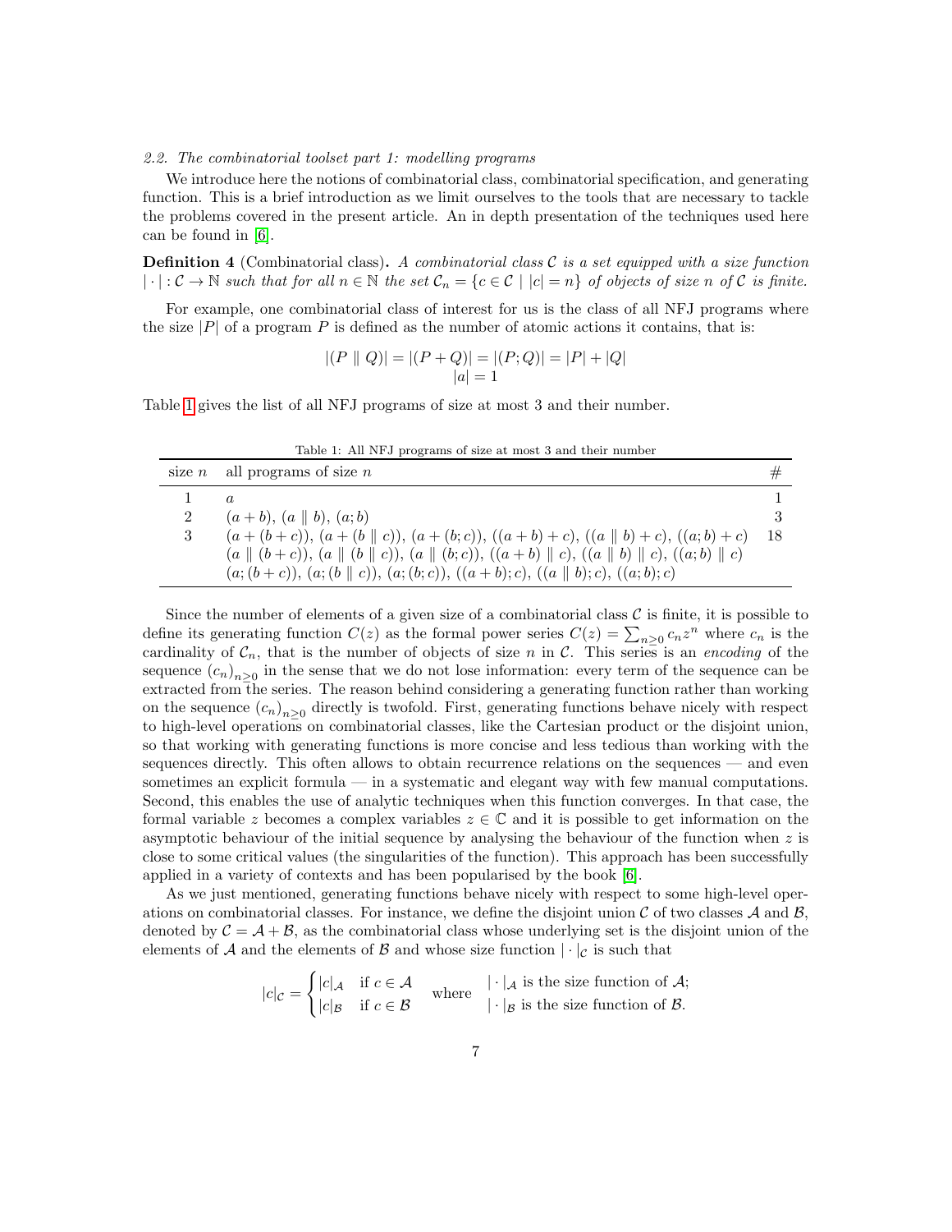*2.2. The combinatorial toolset part 1: modelling programs*

We introduce here the notions of combinatorial class, combinatorial specification, and generating function. This is a brief introduction as we limit ourselves to the tools that are necessary to tackle the problems covered in the present article. An in depth presentation of the techniques used here can be found in [6].

**Definition 4** (Combinatorial class)**.** *A combinatorial class $\mathcal{C}$ is a set equipped with a size function $|\cdot| : \mathcal{C} \to \mathbb{N}$ such that for all $n \in \mathbb{N}$ the set $\mathcal{C}_n = \{c \in \mathcal{C} \mid |c| = n\}$ of objects of size $n$ of $\mathcal{C}$ is finite.*

For example, one combinatorial class of interest for us is the class of all NFJ programs where the size $|P|$ of a program $P$ is defined as the number of atomic actions it contains, that is:

$$|(P \parallel Q)| = |(P + Q)| = |(P;Q)| = |P| + |Q|$$
$$|a| = 1$$

Table 1 gives the list of all NFJ programs of size at most 3 and their number.

Table 1: All NFJ programs of size at most 3 and their number

| size $n$ | all programs of size $n$ | # |
|---|---|---|
| 1 | $a$ | 1 |
| 2 | $(a+b)$, $(a \parallel b)$, $(a;b)$ | 3 |
| 3 | $(a+(b+c))$, $(a+(b \parallel c))$, $(a+(b;c))$, $((a+b)+c)$, $((a \parallel b)+c)$, $((a;b)+c)$ $(a \parallel (b+c))$, $(a \parallel (b \parallel c))$, $(a \parallel (b;c))$, $((a+b) \parallel c)$, $((a \parallel b) \parallel c)$, $((a;b) \parallel c)$ $(a;(b+c))$, $(a;(b \parallel c))$, $(a;(b;c))$, $((a+b);c)$, $((a \parallel b);c)$, $((a;b);c)$ | 18 |

Since the number of elements of a given size of a combinatorial class $\mathcal{C}$ is finite, it is possible to define its generating function $C(z)$ as the formal power series $C(z) = \sum_{n \geq 0} c_n z^n$ where $c_n$ is the cardinality of $\mathcal{C}_n$, that is the number of objects of size $n$ in $\mathcal{C}$. This series is an *encoding* of the sequence $(c_n)_{n \geq 0}$ in the sense that we do not lose information: every term of the sequence can be extracted from the series. The reason behind considering a generating function rather than working on the sequence $(c_n)_{n \geq 0}$ directly is twofold. First, generating functions behave nicely with respect to high-level operations on combinatorial classes, like the Cartesian product or the disjoint union, so that working with generating functions is more concise and less tedious than working with the sequences directly. This often allows to obtain recurrence relations on the sequences — and even sometimes an explicit formula — in a systematic and elegant way with few manual computations. Second, this enables the use of analytic techniques when this function converges. In that case, the formal variable $z$ becomes a complex variables $z \in \mathbb{C}$ and it is possible to get information on the asymptotic behaviour of the initial sequence by analysing the behaviour of the function when $z$ is close to some critical values (the singularities of the function). This approach has been successfully applied in a variety of contexts and has been popularised by the book [6].

As we just mentioned, generating functions behave nicely with respect to some high-level operations on combinatorial classes. For instance, we define the disjoint union $\mathcal{C}$ of two classes $\mathcal{A}$ and $\mathcal{B}$, denoted by $\mathcal{C} = \mathcal{A} + \mathcal{B}$, as the combinatorial class whose underlying set is the disjoint union of the elements of $\mathcal{A}$ and the elements of $\mathcal{B}$ and whose size function $|\cdot|_\mathcal{C}$ is such that

$$|c|_\mathcal{C} = \begin{cases} |c|_\mathcal{A} & \text{if } c \in \mathcal{A} \\ |c|_\mathcal{B} & \text{if } c \in \mathcal{B} \end{cases} \quad \text{where} \quad \begin{array}{l} |\cdot|_\mathcal{A} \text{ is the size function of } \mathcal{A}; \\ |\cdot|_\mathcal{B} \text{ is the size function of } \mathcal{B}. \end{array}$$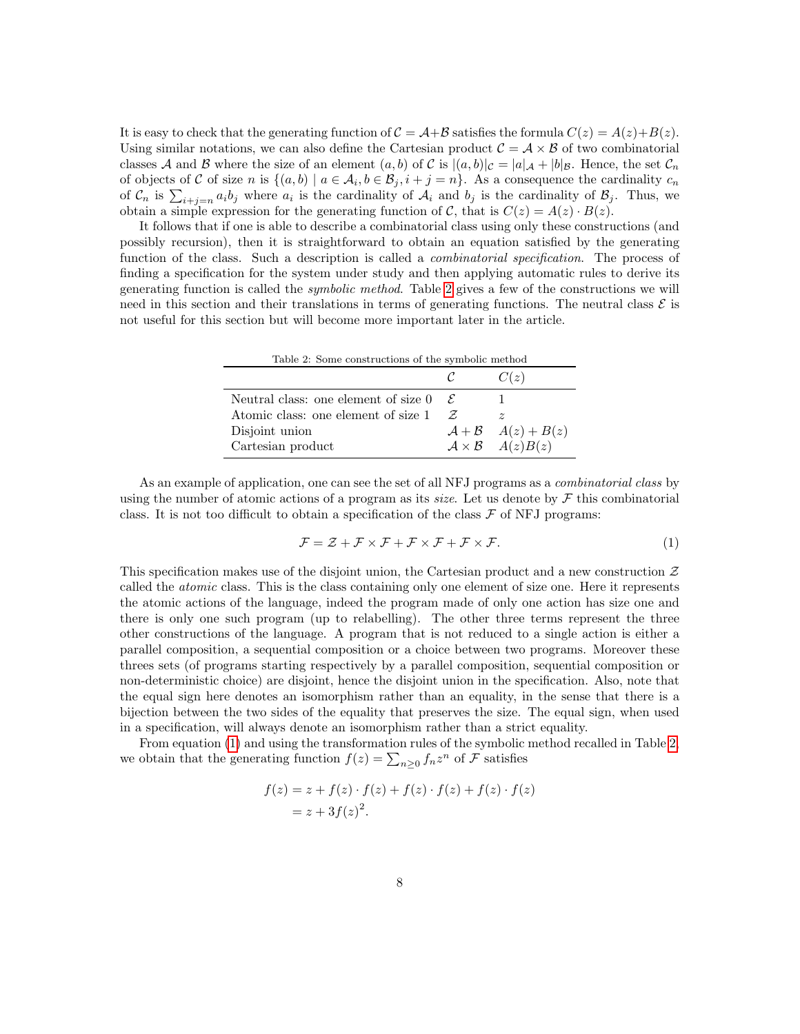It is easy to check that the generating function of $\mathcal{C} = \mathcal{A}+\mathcal{B}$ satisfies the formula $C(z) = A(z)+B(z)$. Using similar notations, we can also define the Cartesian product $\mathcal{C} = \mathcal{A} \times \mathcal{B}$ of two combinatorial classes $\mathcal{A}$ and $\mathcal{B}$ where the size of an element $(a, b)$ of $\mathcal{C}$ is $|(a, b)|_\mathcal{C} = |a|_\mathcal{A} + |b|_\mathcal{B}$. Hence, the set $\mathcal{C}_n$ of objects of $\mathcal{C}$ of size $n$ is $\{(a, b) \mid a \in \mathcal{A}_i, b \in \mathcal{B}_j, i + j = n\}$. As a consequence the cardinality $c_n$ of $\mathcal{C}_n$ is $\sum_{i+j=n} a_i b_j$ where $a_i$ is the cardinality of $\mathcal{A}_i$ and $b_j$ is the cardinality of $\mathcal{B}_j$. Thus, we obtain a simple expression for the generating function of $\mathcal{C}$, that is $C(z) = A(z) \cdot B(z)$.

It follows that if one is able to describe a combinatorial class using only these constructions (and possibly recursion), then it is straightforward to obtain an equation satisfied by the generating function of the class. Such a description is called a *combinatorial specification*. The process of finding a specification for the system under study and then applying automatic rules to derive its generating function is called the *symbolic method*. Table 2 gives a few of the constructions we will need in this section and their translations in terms of generating functions. The neutral class $\mathcal{E}$ is not useful for this section but will become more important later in the article.

Table 2: Some constructions of the symbolic method

| | $\mathcal{C}$ | $C(z)$ |
|---|---|---|
| Neutral class: one element of size 0 | $\mathcal{E}$ | 1 |
| Atomic class: one element of size 1 | $\mathcal{Z}$ | $z$ |
| Disjoint union | $\mathcal{A}+\mathcal{B}$ | $A(z) + B(z)$ |
| Cartesian product | $\mathcal{A}\times\mathcal{B}$ | $A(z)B(z)$ |

As an example of application, one can see the set of all NFJ programs as a *combinatorial class* by using the number of atomic actions of a program as its *size*. Let us denote by $\mathcal{F}$ this combinatorial class. It is not too difficult to obtain a specification of the class $\mathcal{F}$ of NFJ programs:

$$\mathcal{F} = \mathcal{Z} + \mathcal{F} \times \mathcal{F} + \mathcal{F} \times \mathcal{F} + \mathcal{F} \times \mathcal{F}. \tag{1}$$

This specification makes use of the disjoint union, the Cartesian product and a new construction $\mathcal{Z}$ called the *atomic* class. This is the class containing only one element of size one. Here it represents the atomic actions of the language, indeed the program made of only one action has size one and there is only one such program (up to relabelling). The other three terms represent the three other constructions of the language. A program that is not reduced to a single action is either a parallel composition, a sequential composition or a choice between two programs. Moreover these threes sets (of programs starting respectively by a parallel composition, sequential composition or non-deterministic choice) are disjoint, hence the disjoint union in the specification. Also, note that the equal sign here denotes an isomorphism rather than an equality, in the sense that there is a bijection between the two sides of the equality that preserves the size. The equal sign, when used in a specification, will always denote an isomorphism rather than a strict equality.

From equation (1) and using the transformation rules of the symbolic method recalled in Table 2, we obtain that the generating function $f(z) = \sum_{n\geq 0} f_n z^n$ of $\mathcal{F}$ satisfies

$$\begin{aligned} f(z) &= z + f(z) \cdot f(z) + f(z) \cdot f(z) + f(z) \cdot f(z) \\ &= z + 3f(z)^2. \end{aligned}$$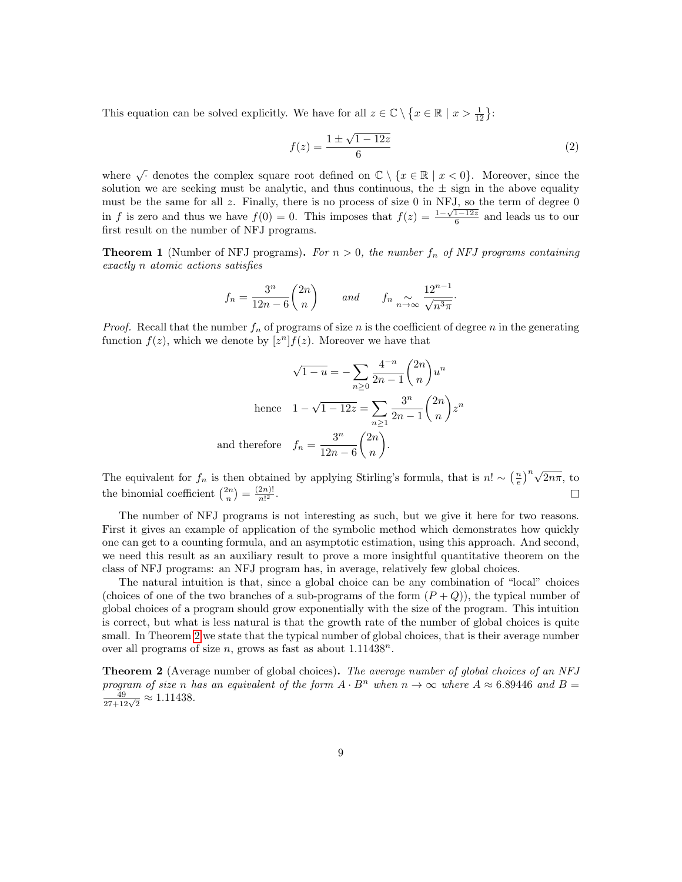This equation can be solved explicitly. We have for all $z \in \mathbb{C} \setminus \left\{x \in \mathbb{R} \mid x > \frac{1}{12}\right\}$:

$$f(z) = \frac{1 \pm \sqrt{1 - 12z}}{6} \tag{2}$$

where $\sqrt{\cdot}$ denotes the complex square root defined on $\mathbb{C} \setminus \{x \in \mathbb{R} \mid x < 0\}$. Moreover, since the solution we are seeking must be analytic, and thus continuous, the $\pm$ sign in the above equality must be the same for all $z$. Finally, there is no process of size 0 in NFJ, so the term of degree 0 in $f$ is zero and thus we have $f(0) = 0$. This imposes that $f(z) = \frac{1-\sqrt{1-12z}}{6}$ and leads us to our first result on the number of NFJ programs.

**Theorem 1** (Number of NFJ programs)**.** *For $n > 0$, the number $f_n$ of NFJ programs containing exactly $n$ atomic actions satisfies*

$$f_n = \frac{3^n}{12n - 6}\binom{2n}{n} \qquad \textit{and} \qquad f_n \underset{n\to\infty}{\sim} \frac{12^{n-1}}{\sqrt{n^3 \pi}}.$$

*Proof.* Recall that the number $f_n$ of programs of size $n$ is the coefficient of degree $n$ in the generating function $f(z)$, which we denote by $[z^n]f(z)$. Moreover we have that

$$\sqrt{1-u} = -\sum_{n \geq 0} \frac{4^{-n}}{2n-1}\binom{2n}{n} u^n$$

$$\text{hence} \quad 1 - \sqrt{1-12z} = \sum_{n \geq 1} \frac{3^n}{2n-1}\binom{2n}{n} z^n$$

$$\text{and therefore} \quad f_n = \frac{3^n}{12n-6}\binom{2n}{n}.$$

The equivalent for $f_n$ is then obtained by applying Stirling's formula, that is $n! \sim \left(\frac{n}{e}\right)^n \sqrt{2n\pi}$, to the binomial coefficient $\binom{2n}{n} = \frac{(2n)!}{n!^2}$. $\square$

The number of NFJ programs is not interesting as such, but we give it here for two reasons. First it gives an example of application of the symbolic method which demonstrates how quickly one can get to a counting formula, and an asymptotic estimation, using this approach. And second, we need this result as an auxiliary result to prove a more insightful quantitative theorem on the class of NFJ programs: an NFJ program has, in average, relatively few global choices.

The natural intuition is that, since a global choice can be any combination of "local" choices (choices of one of the two branches of a sub-programs of the form $(P + Q)$), the typical number of global choices of a program should grow exponentially with the size of the program. This intuition is correct, but what is less natural is that the growth rate of the number of global choices is quite small. In Theorem 2 we state that the typical number of global choices, that is their average number over all programs of size $n$, grows as fast as about $1.11438^n$.

**Theorem 2** (Average number of global choices)**.** *The average number of global choices of an NFJ program of size $n$ has an equivalent of the form $A \cdot B^n$ when $n \to \infty$ where $A \approx 6.89446$ and $B = \frac{49}{27+12\sqrt{2}} \approx 1.11438$.*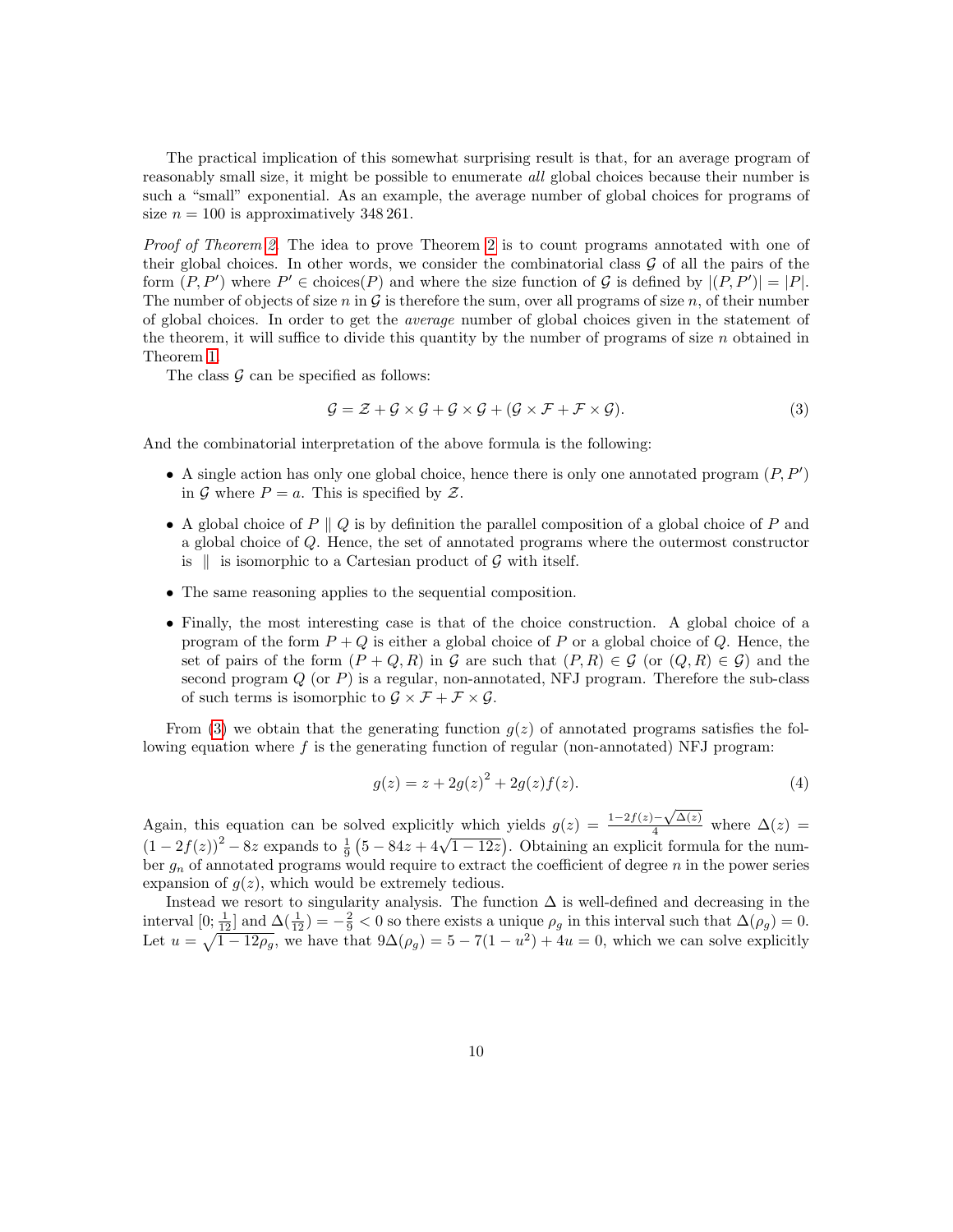The practical implication of this somewhat surprising result is that, for an average program of reasonably small size, it might be possible to enumerate *all* global choices because their number is such a "small" exponential. As an example, the average number of global choices for programs of size $n = 100$ is approximatively 348 261.

*Proof of Theorem 2.* The idea to prove Theorem 2 is to count programs annotated with one of their global choices. In other words, we consider the combinatorial class $\mathcal{G}$ of all the pairs of the form $(P, P')$ where $P' \in \text{choices}(P)$ and where the size function of $\mathcal{G}$ is defined by $|(P, P')| = |P|$. The number of objects of size $n$ in $\mathcal{G}$ is therefore the sum, over all programs of size $n$, of their number of global choices. In order to get the *average* number of global choices given in the statement of the theorem, it will suffice to divide this quantity by the number of programs of size $n$ obtained in Theorem 1.

The class $\mathcal{G}$ can be specified as follows:

$$\mathcal{G} = \mathcal{Z} + \mathcal{G} \times \mathcal{G} + \mathcal{G} \times \mathcal{G} + (\mathcal{G} \times \mathcal{F} + \mathcal{F} \times \mathcal{G}). \tag{3}$$

And the combinatorial interpretation of the above formula is the following:

- A single action has only one global choice, hence there is only one annotated program $(P, P')$ in $\mathcal{G}$ where $P = a$. This is specified by $\mathcal{Z}$.
- A global choice of $P \parallel Q$ is by definition the parallel composition of a global choice of $P$ and a global choice of $Q$. Hence, the set of annotated programs where the outermost constructor is $\parallel$ is isomorphic to a Cartesian product of $\mathcal{G}$ with itself.
- The same reasoning applies to the sequential composition.
- Finally, the most interesting case is that of the choice construction. A global choice of a program of the form $P + Q$ is either a global choice of $P$ or a global choice of $Q$. Hence, the set of pairs of the form $(P + Q, R)$ in $\mathcal{G}$ are such that $(P, R) \in \mathcal{G}$ (or $(Q, R) \in \mathcal{G}$) and the second program $Q$ (or $P$) is a regular, non-annotated, NFJ program. Therefore the sub-class of such terms is isomorphic to $\mathcal{G} \times \mathcal{F} + \mathcal{F} \times \mathcal{G}$.

From (3) we obtain that the generating function $g(z)$ of annotated programs satisfies the following equation where $f$ is the generating function of regular (non-annotated) NFJ program:

$$g(z) = z + 2g(z)^2 + 2g(z)f(z). \tag{4}$$

Again, this equation can be solved explicitly which yields $g(z) = \frac{1-2f(z)-\sqrt{\Delta(z)}}{4}$ where $\Delta(z) = (1 - 2f(z))^2 - 8z$ expands to $\frac{1}{9}\left(5 - 84z + 4\sqrt{1-12z}\right)$. Obtaining an explicit formula for the number $g_n$ of annotated programs would require to extract the coefficient of degree $n$ in the power series expansion of $g(z)$, which would be extremely tedious.

Instead we resort to singularity analysis. The function $\Delta$ is well-defined and decreasing in the interval $[0; \frac{1}{12}]$ and $\Delta(\frac{1}{12}) = -\frac{2}{9} < 0$ so there exists a unique $\rho_g$ in this interval such that $\Delta(\rho_g) = 0$. Let $u = \sqrt{1 - 12\rho_g}$, we have that $9\Delta(\rho_g) = 5 - 7(1 - u^2) + 4u = 0$, which we can solve explicitly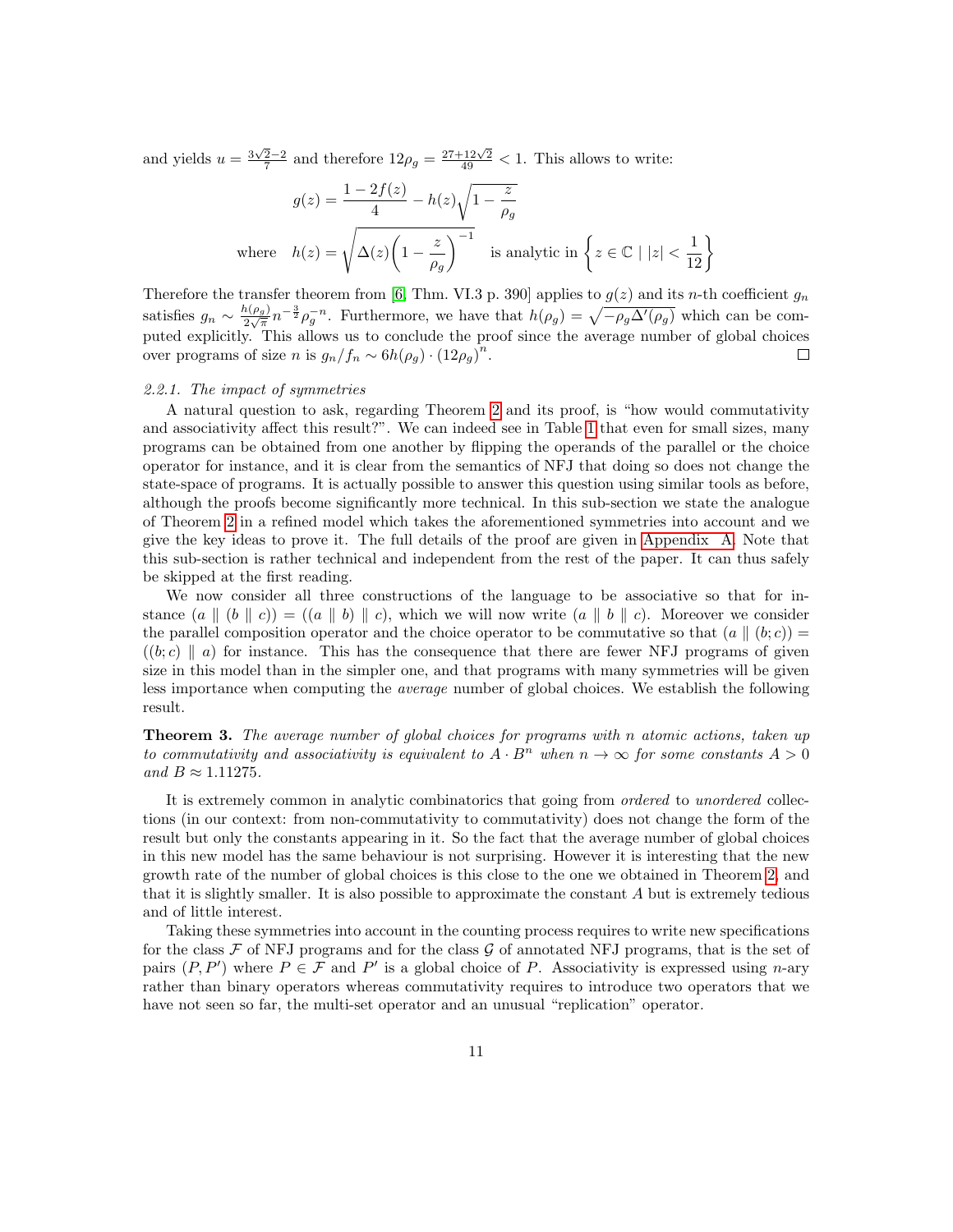and yields $u = \frac{3\sqrt{2}-2}{7}$ and therefore $12\rho_g = \frac{27+12\sqrt{2}}{49} < 1$. This allows to write:

$$g(z) = \frac{1 - 2f(z)}{4} - h(z)\sqrt{1 - \frac{z}{\rho_g}}$$

$$\text{where} \quad h(z) = \sqrt{\Delta(z)\left(1 - \frac{z}{\rho_g}\right)^{-1}} \quad \text{is analytic in } \left\{ z \in \mathbb{C} \mid |z| < \frac{1}{12} \right\}$$

Therefore the transfer theorem from [6, Thm. VI.3 p. 390] applies to $g(z)$ and its $n$-th coefficient $g_n$ satisfies $g_n \sim \frac{h(\rho_g)}{2\sqrt{\pi}} n^{-\frac{3}{2}} \rho_g^{-n}$. Furthermore, we have that $h(\rho_g) = \sqrt{-\rho_g \Delta'(\rho_g)}$ which can be computed explicitly. This allows us to conclude the proof since the average number of global choices over programs of size $n$ is $g_n / f_n \sim 6h(\rho_g) \cdot (12\rho_g)^n$. □

### 2.2.1. The impact of symmetries

A natural question to ask, regarding Theorem 2 and its proof, is "how would commutativity and associativity affect this result?". We can indeed see in Table 1 that even for small sizes, many programs can be obtained from one another by flipping the operands of the parallel or the choice operator for instance, and it is clear from the semantics of NFJ that doing so does not change the state-space of programs. It is actually possible to answer this question using similar tools as before, although the proofs become significantly more technical. In this sub-section we state the analogue of Theorem 2 in a refined model which takes the aforementioned symmetries into account and we give the key ideas to prove it. The full details of the proof are given in Appendix A. Note that this sub-section is rather technical and independent from the rest of the paper. It can thus safely be skipped at the first reading.

We now consider all three constructions of the language to be associative so that for instance $(a \parallel (b \parallel c)) = ((a \parallel b) \parallel c)$, which we will now write $(a \parallel b \parallel c)$. Moreover we consider the parallel composition operator and the choice operator to be commutative so that $(a \parallel (b; c)) = ((b; c) \parallel a)$ for instance. This has the consequence that there are fewer NFJ programs of given size in this model than in the simpler one, and that programs with many symmetries will be given less importance when computing the *average* number of global choices. We establish the following result.

**Theorem 3.** *The average number of global choices for programs with $n$ atomic actions, taken up to commutativity and associativity is equivalent to $A \cdot B^n$ when $n \to \infty$ for some constants $A > 0$ and $B \approx 1.11275$.*

It is extremely common in analytic combinatorics that going from *ordered* to *unordered* collections (in our context: from non-commutativity to commutativity) does not change the form of the result but only the constants appearing in it. So the fact that the average number of global choices in this new model has the same behaviour is not surprising. However it is interesting that the new growth rate of the number of global choices is this close to the one we obtained in Theorem 2, and that it is slightly smaller. It is also possible to approximate the constant $A$ but is extremely tedious and of little interest.

Taking these symmetries into account in the counting process requires to write new specifications for the class $\mathcal{F}$ of NFJ programs and for the class $\mathcal{G}$ of annotated NFJ programs, that is the set of pairs $(P, P')$ where $P \in \mathcal{F}$ and $P'$ is a global choice of $P$. Associativity is expressed using $n$-ary rather than binary operators whereas commutativity requires to introduce two operators that we have not seen so far, the multi-set operator and an unusual "replication" operator.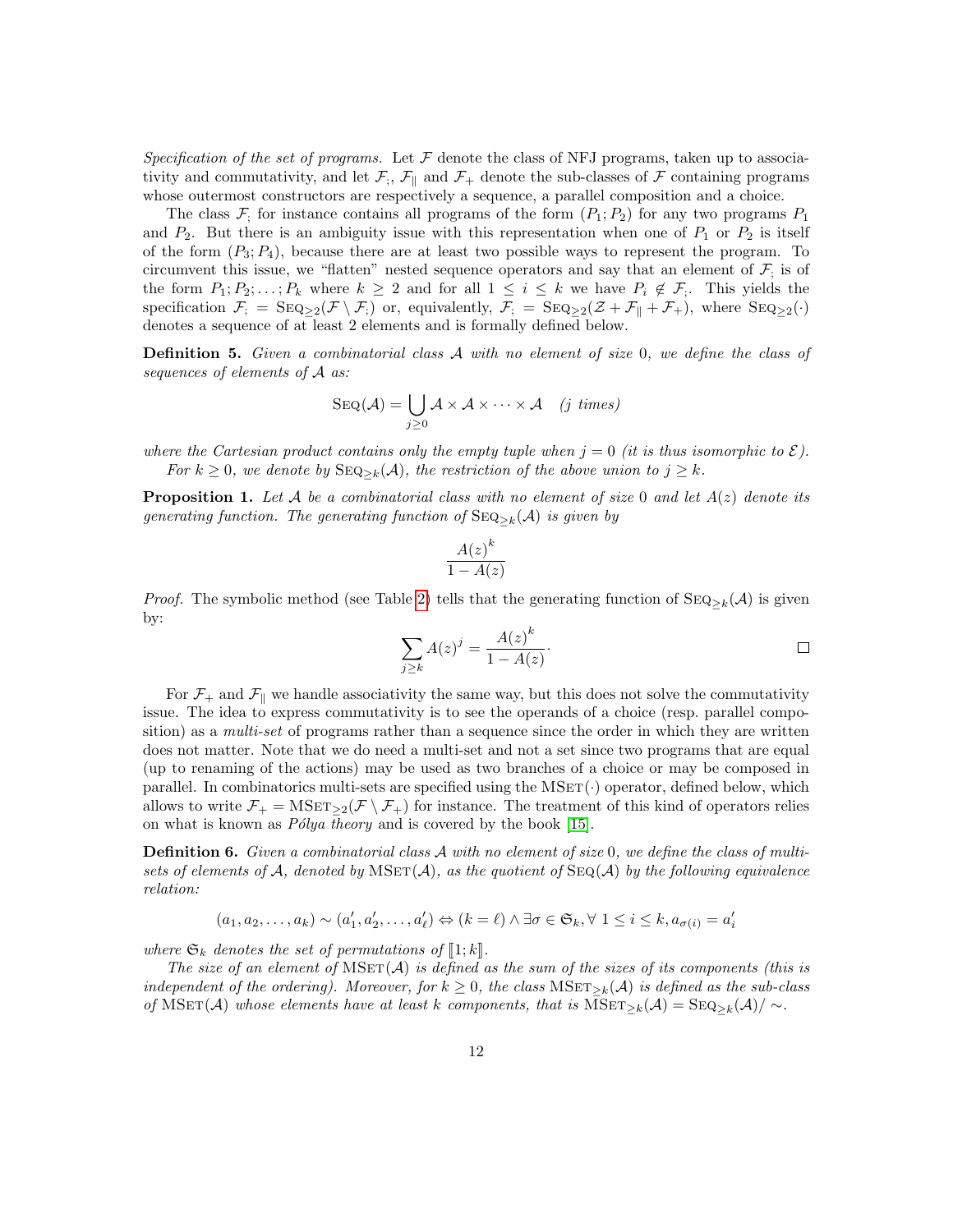*Specification of the set of programs.* Let $\mathcal{F}$ denote the class of NFJ programs, taken up to associativity and commutativity, and let $\mathcal{F}_;$, $\mathcal{F}_\parallel$ and $\mathcal{F}_+$ denote the sub-classes of $\mathcal{F}$ containing programs whose outermost constructors are respectively a sequence, a parallel composition and a choice.

The class $\mathcal{F}_;$ for instance contains all programs of the form $(P_1; P_2)$ for any two programs $P_1$ and $P_2$. But there is an ambiguity issue with this representation when one of $P_1$ or $P_2$ is itself of the form $(P_3; P_4)$, because there are at least two possible ways to represent the program. To circumvent this issue, we "flatten" nested sequence operators and say that an element of $\mathcal{F}_;$ is of the form $P_1; P_2; \ldots; P_k$ where $k \geq 2$ and for all $1 \leq i \leq k$ we have $P_i \notin \mathcal{F}_;$. This yields the specification $\mathcal{F}_; = \textsc{Seq}_{\geq 2}(\mathcal{F} \setminus \mathcal{F}_;)$ or, equivalently, $\mathcal{F}_; = \textsc{Seq}_{\geq 2}(\mathcal{Z} + \mathcal{F}_\parallel + \mathcal{F}_+)$, where $\textsc{Seq}_{\geq 2}(\cdot)$ denotes a sequence of at least 2 elements and is formally defined below.

**Definition 5.** *Given a combinatorial class $\mathcal{A}$ with no element of size 0, we define the class of sequences of elements of $\mathcal{A}$ as:*

$$\textsc{Seq}(\mathcal{A}) = \bigcup_{j \geq 0} \mathcal{A} \times \mathcal{A} \times \cdots \times \mathcal{A} \quad (j \text{ times})$$

*where the Cartesian product contains only the empty tuple when $j = 0$ (it is thus isomorphic to $\mathcal{E}$).*

*For $k \geq 0$, we denote by $\textsc{Seq}_{\geq k}(\mathcal{A})$, the restriction of the above union to $j \geq k$.*

**Proposition 1.** *Let $\mathcal{A}$ be a combinatorial class with no element of size 0 and let $A(z)$ denote its generating function. The generating function of $\textsc{Seq}_{\geq k}(\mathcal{A})$ is given by*

$$\frac{A(z)^k}{1 - A(z)}$$

*Proof.* The symbolic method (see Table 2) tells that the generating function of $\textsc{Seq}_{\geq k}(\mathcal{A})$ is given by:

$$\sum_{j \geq k} A(z)^j = \frac{A(z)^k}{1 - A(z)}.$$

□

For $\mathcal{F}_+$ and $\mathcal{F}_\parallel$ we handle associativity the same way, but this does not solve the commutativity issue. The idea to express commutativity is to see the operands of a choice (resp. parallel composition) as a *multi-set* of programs rather than a sequence since the order in which they are written does not matter. Note that we do need a multi-set and not a set since two programs that are equal (up to renaming of the actions) may be used as two branches of a choice or may be composed in parallel. In combinatorics multi-sets are specified using the $\textsc{MSet}(\cdot)$ operator, defined below, which allows to write $\mathcal{F}_+ = \textsc{MSet}_{\geq 2}(\mathcal{F} \setminus \mathcal{F}_+)$ for instance. The treatment of this kind of operators relies on what is known as *Pólya theory* and is covered by the book [15].

**Definition 6.** *Given a combinatorial class $\mathcal{A}$ with no element of size 0, we define the class of multisets of elements of $\mathcal{A}$, denoted by $\textsc{MSet}(\mathcal{A})$, as the quotient of $\textsc{Seq}(\mathcal{A})$ by the following equivalence relation:*

$$(a_1, a_2, \ldots, a_k) \sim (a'_1, a'_2, \ldots, a'_\ell) \Leftrightarrow (k = \ell) \wedge \exists \sigma \in \mathfrak{S}_k, \forall\ 1 \leq i \leq k, a_{\sigma(i)} = a'_i$$

*where $\mathfrak{S}_k$ denotes the set of permutations of $[\![1; k]\!]$.*

*The size of an element of $\textsc{MSet}(\mathcal{A})$ is defined as the sum of the sizes of its components (this is independent of the ordering). Moreover, for $k \geq 0$, the class $\textsc{MSet}_{\geq k}(\mathcal{A})$ is defined as the sub-class of $\textsc{MSet}(\mathcal{A})$ whose elements have at least $k$ components, that is $\textsc{MSet}_{\geq k}(\mathcal{A}) = \textsc{Seq}_{\geq k}(\mathcal{A}) / \sim$.*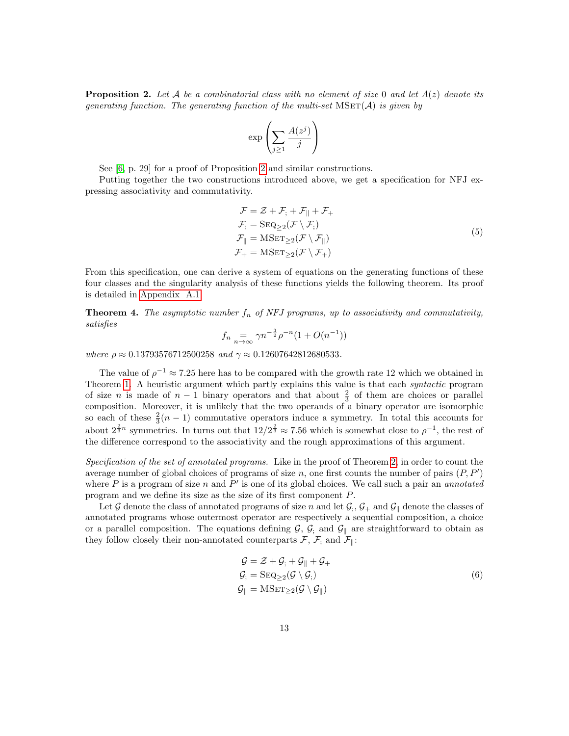**Proposition 2.** *Let $\mathcal{A}$ be a combinatorial class with no element of size 0 and let $A(z)$ denote its generating function. The generating function of the multi-set $\mathrm{MSet}(\mathcal{A})$ is given by*

$$\exp\left(\sum_{j\geq 1} \frac{A(z^j)}{j}\right)$$

See [6, p. 29] for a proof of Proposition 2 and similar constructions.

Putting together the two constructions introduced above, we get a specification for NFJ expressing associativity and commutativity.

$$\begin{aligned}
\mathcal{F} &= \mathcal{Z} + \mathcal{F}_{;} + \mathcal{F}_{\parallel} + \mathcal{F}_{+} \\
\mathcal{F}_{;} &= \mathrm{Seq}_{\geq 2}(\mathcal{F} \setminus \mathcal{F}_{;}) \\
\mathcal{F}_{\parallel} &= \mathrm{MSet}_{\geq 2}(\mathcal{F} \setminus \mathcal{F}_{\parallel}) \\
\mathcal{F}_{+} &= \mathrm{MSet}_{\geq 2}(\mathcal{F} \setminus \mathcal{F}_{+})
\end{aligned} \tag{5}$$

From this specification, one can derive a system of equations on the generating functions of these four classes and the singularity analysis of these functions yields the following theorem. Its proof is detailed in Appendix A.1.

**Theorem 4.** *The asymptotic number $f_n$ of NFJ programs, up to associativity and commutativity, satisfies*

$$f_n \underset{n\to\infty}{=} \gamma n^{-\frac{3}{2}} \rho^{-n}(1 + O(n^{-1}))$$

*where $\rho \approx 0.13793576712500258$ and $\gamma \approx 0.12607642812680533$.*

The value of $\rho^{-1} \approx 7.25$ here has to be compared with the growth rate 12 which we obtained in Theorem 1. A heuristic argument which partly explains this value is that each *syntactic* program of size $n$ is made of $n-1$ binary operators and that about $\frac{2}{3}$ of them are choices or parallel composition. Moreover, it is unlikely that the two operands of a binary operator are isomorphic so each of these $\frac{2}{3}(n-1)$ commutative operators induce a symmetry. In total this accounts for about $2^{\frac{2}{3}n}$ symmetries. In turns out that $12/2^{\frac{2}{3}} \approx 7.56$ which is somewhat close to $\rho^{-1}$, the rest of the difference correspond to the associativity and the rough approximations of this argument.

*Specification of the set of annotated programs.* Like in the proof of Theorem 2, in order to count the average number of global choices of programs of size $n$, one first counts the number of pairs $(P, P')$ where $P$ is a program of size $n$ and $P'$ is one of its global choices. We call such a pair an *annotated* program and we define its size as the size of its first component $P$.

Let $\mathcal{G}$ denote the class of annotated programs of size $n$ and let $\mathcal{G}_{;}$, $\mathcal{G}_{+}$ and $\mathcal{G}_{\parallel}$ denote the classes of annotated programs whose outermost operator are respectively a sequential composition, a choice or a parallel composition. The equations defining $\mathcal{G}$, $\mathcal{G}_{;}$ and $\mathcal{G}_{\parallel}$ are straightforward to obtain as they follow closely their non-annotated counterparts $\mathcal{F}$, $\mathcal{F}_{;}$ and $\mathcal{F}_{\parallel}$:

$$\begin{aligned}
\mathcal{G} &= \mathcal{Z} + \mathcal{G}_{;} + \mathcal{G}_{\parallel} + \mathcal{G}_{+} \\
\mathcal{G}_{;} &= \mathrm{Seq}_{\geq 2}(\mathcal{G} \setminus \mathcal{G}_{;}) \\
\mathcal{G}_{\parallel} &= \mathrm{MSet}_{\geq 2}(\mathcal{G} \setminus \mathcal{G}_{\parallel})
\end{aligned} \tag{6}$$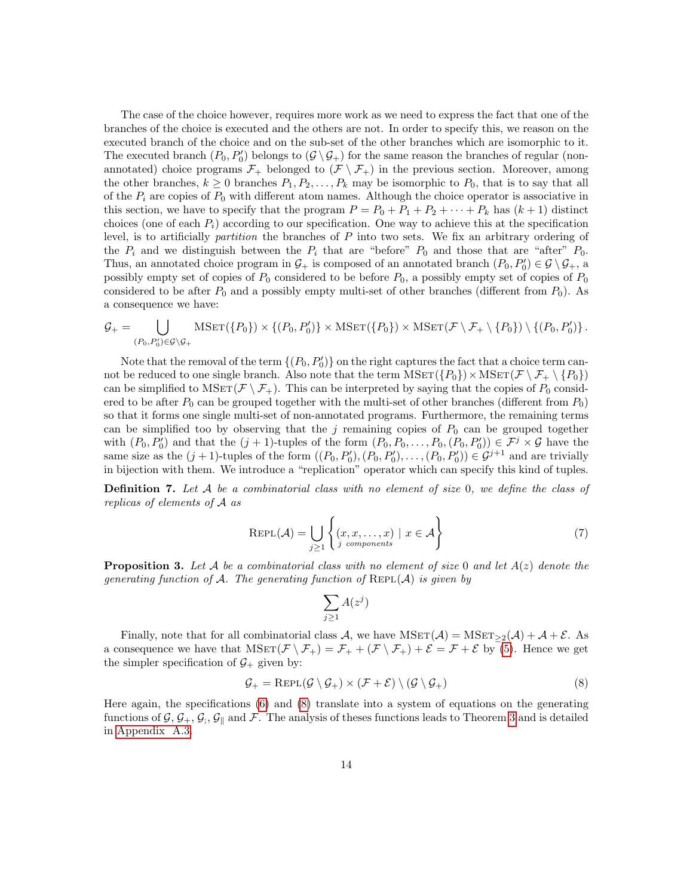The case of the choice however, requires more work as we need to express the fact that one of the branches of the choice is executed and the others are not. In order to specify this, we reason on the executed branch of the choice and on the sub-set of the other branches which are isomorphic to it. The executed branch $(P_0, P_0')$ belongs to $(\mathcal{G} \setminus \mathcal{G}_+)$ for the same reason the branches of regular (non-annotated) choice programs $\mathcal{F}_+$ belonged to $(\mathcal{F} \setminus \mathcal{F}_+)$ in the previous section. Moreover, among the other branches, $k \geq 0$ branches $P_1, P_2, \dots, P_k$ may be isomorphic to $P_0$, that is to say that all of the $P_i$ are copies of $P_0$ with different atom names. Although the choice operator is associative in this section, we have to specify that the program $P = P_0 + P_1 + P_2 + \cdots + P_k$ has $(k+1)$ distinct choices (one of each $P_i$) according to our specification. One way to achieve this at the specification level, is to artificially *partition* the branches of $P$ into two sets. We fix an arbitrary ordering of the $P_i$ and we distinguish between the $P_i$ that are "before" $P_0$ and those that are "after" $P_0$. Thus, an annotated choice program in $\mathcal{G}_+$ is composed of an annotated branch $(P_0, P_0') \in \mathcal{G} \setminus \mathcal{G}_+$, a possibly empty set of copies of $P_0$ considered to be before $P_0$, a possibly empty set of copies of $P_0$ considered to be after $P_0$ and a possibly empty multi-set of other branches (different from $P_0$). As a consequence we have:

$$\mathcal{G}_+ = \bigcup_{(P_0,P_0')\in\mathcal{G}\setminus\mathcal{G}_+} \textsc{MSet}(\{P_0\}) \times \{(P_0, P_0')\} \times \textsc{MSet}(\{P_0\}) \times \textsc{MSet}(\mathcal{F} \setminus \mathcal{F}_+ \setminus \{P_0\}) \setminus \{(P_0, P_0')\}.$$

Note that the removal of the term $\{(P_0, P_0')\}$ on the right captures the fact that a choice term cannot be reduced to one single branch. Also note that the term $\textsc{MSet}(\{P_0\}) \times \textsc{MSet}(\mathcal{F} \setminus \mathcal{F}_+ \setminus \{P_0\})$ can be simplified to $\textsc{MSet}(\mathcal{F} \setminus \mathcal{F}_+)$. This can be interpreted by saying that the copies of $P_0$ considered to be after $P_0$ can be grouped together with the multi-set of other branches (different from $P_0$) so that it forms one single multi-set of non-annotated programs. Furthermore, the remaining terms can be simplified too by observing that the $j$ remaining copies of $P_0$ can be grouped together with $(P_0, P_0')$ and that the $(j+1)$-tuples of the form $(P_0, P_0, \dots, P_0, (P_0, P_0')) \in \mathcal{F}^j \times \mathcal{G}$ have the same size as the $(j+1)$-tuples of the form $((P_0, P_0'), (P_0, P_0'), \dots, (P_0, P_0')) \in \mathcal{G}^{j+1}$ and are trivially in bijection with them. We introduce a "replication" operator which can specify this kind of tuples.

**Definition 7.** *Let $\mathcal{A}$ be a combinatorial class with no element of size 0, we define the class of replicas of elements of $\mathcal{A}$ as*

$$\textsc{Repl}(\mathcal{A}) = \bigcup_{j\geq 1} \left\{ \underbrace{(x, x, \dots, x)}_{j \text{ components}} \mid x \in \mathcal{A} \right\} \tag{7}$$

**Proposition 3.** *Let $\mathcal{A}$ be a combinatorial class with no element of size 0 and let $A(z)$ denote the generating function of $\mathcal{A}$. The generating function of $\textsc{Repl}(\mathcal{A})$ is given by*

$$\sum_{j\geq 1} A(z^j)$$

Finally, note that for all combinatorial class $\mathcal{A}$, we have $\textsc{MSet}(\mathcal{A}) = \textsc{MSet}_{\geq 2}(\mathcal{A}) + \mathcal{A} + \mathcal{E}$. As a consequence we have that $\textsc{MSet}(\mathcal{F} \setminus \mathcal{F}_+) = \mathcal{F}_+ + (\mathcal{F} \setminus \mathcal{F}_+) + \mathcal{E} = \mathcal{F} + \mathcal{E}$ by (5). Hence we get the simpler specification of $\mathcal{G}_+$ given by:

$$\mathcal{G}_+ = \textsc{Repl}(\mathcal{G} \setminus \mathcal{G}_+) \times (\mathcal{F} + \mathcal{E}) \setminus (\mathcal{G} \setminus \mathcal{G}_+) \tag{8}$$

Here again, the specifications (6) and (8) translate into a system of equations on the generating functions of $\mathcal{G}$, $\mathcal{G}_+$, $\mathcal{G}_;$, $\mathcal{G}_\parallel$ and $\mathcal{F}$. The analysis of theses functions leads to Theorem 3 and is detailed in Appendix A.3.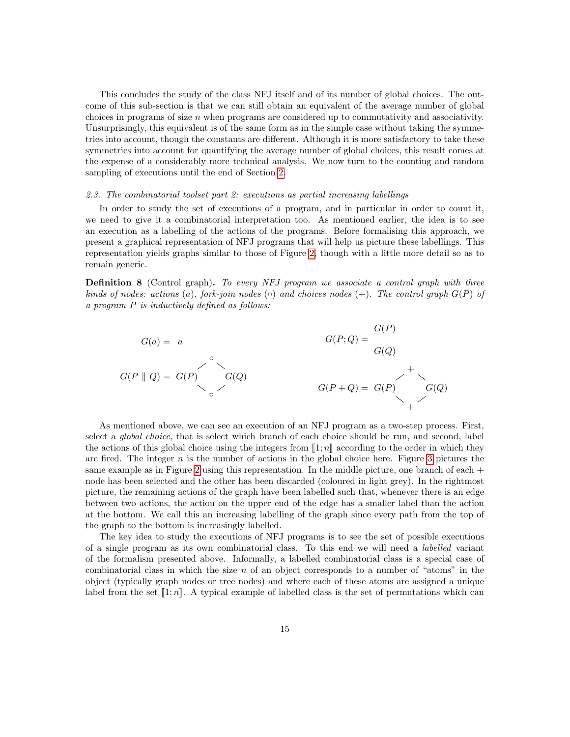This concludes the study of the class NFJ itself and of its number of global choices. The outcome of this sub-section is that we can still obtain an equivalent of the average number of global choices in programs of size $n$ when programs are considered up to commutativity and associativity. Unsurprisingly, this equivalent is of the same form as in the simple case without taking the symmetries into account, though the constants are different. Although it is more satisfactory to take these symmetries into account for quantifying the average number of global choices, this result comes at the expense of a considerably more technical analysis. We now turn to the counting and random sampling of executions until the end of Section 2.

### 2.3. The combinatorial toolset part 2: executions as partial increasing labellings

In order to study the set of executions of a program, and in particular in order to count it, we need to give it a combinatorial interpretation too. As mentioned earlier, the idea is to see an execution as a labelling of the actions of the programs. Before formalising this approach, we present a graphical representation of NFJ programs that will help us picture these labellings. This representation yields graphs similar to those of Figure 2, though with a little more detail so as to remain generic.

**Definition 8** (Control graph)**.** *To every NFJ program we associate a control graph with three kinds of nodes: actions ($a$), fork-join nodes ($\circ$) and choices nodes ($+$). The control graph $G(P)$ of a program $P$ is inductively defined as follows:*

$$G(a) = a \qquad\qquad G(P;Q) = \begin{array}{c} G(P) \\ | \\ G(Q) \end{array}$$

$$G(P \parallel Q) = \begin{array}{ccc} & \circ & \\ \diagup & & \diagdown \\ G(P) & & G(Q) \\ \diagdown & & \diagup \\ & \circ & \end{array} \qquad\qquad G(P + Q) = \begin{array}{ccc} & + & \\ \diagup & & \diagdown \\ G(P) & & G(Q) \\ \diagdown & & \diagup \\ & + & \end{array}$$

As mentioned above, we can see an execution of an NFJ program as a two-step process. First, select a *global choice*, that is select which branch of each choice should be run, and second, label the actions of this global choice using the integers from $[\![1;n]\!]$ according to the order in which they are fired. The integer $n$ is the number of actions in the global choice here. Figure 3 pictures the same example as in Figure 2 using this representation. In the middle picture, one branch of each $+$ node has been selected and the other has been discarded (coloured in light grey). In the rightmost picture, the remaining actions of the graph have been labelled such that, whenever there is an edge between two actions, the action on the upper end of the edge has a smaller label than the action at the bottom. We call this an increasing labelling of the graph since every path from the top of the graph to the bottom is increasingly labelled.

The key idea to study the executions of NFJ programs is to see the set of possible executions of a single program as its own combinatorial class. To this end we will need a *labelled* variant of the formalism presented above. Informally, a labelled combinatorial class is a special case of combinatorial class in which the size $n$ of an object corresponds to a number of "atoms" in the object (typically graph nodes or tree nodes) and where each of these atoms are assigned a unique label from the set $[\![1;n]\!]$. A typical example of labelled class is the set of permutations which can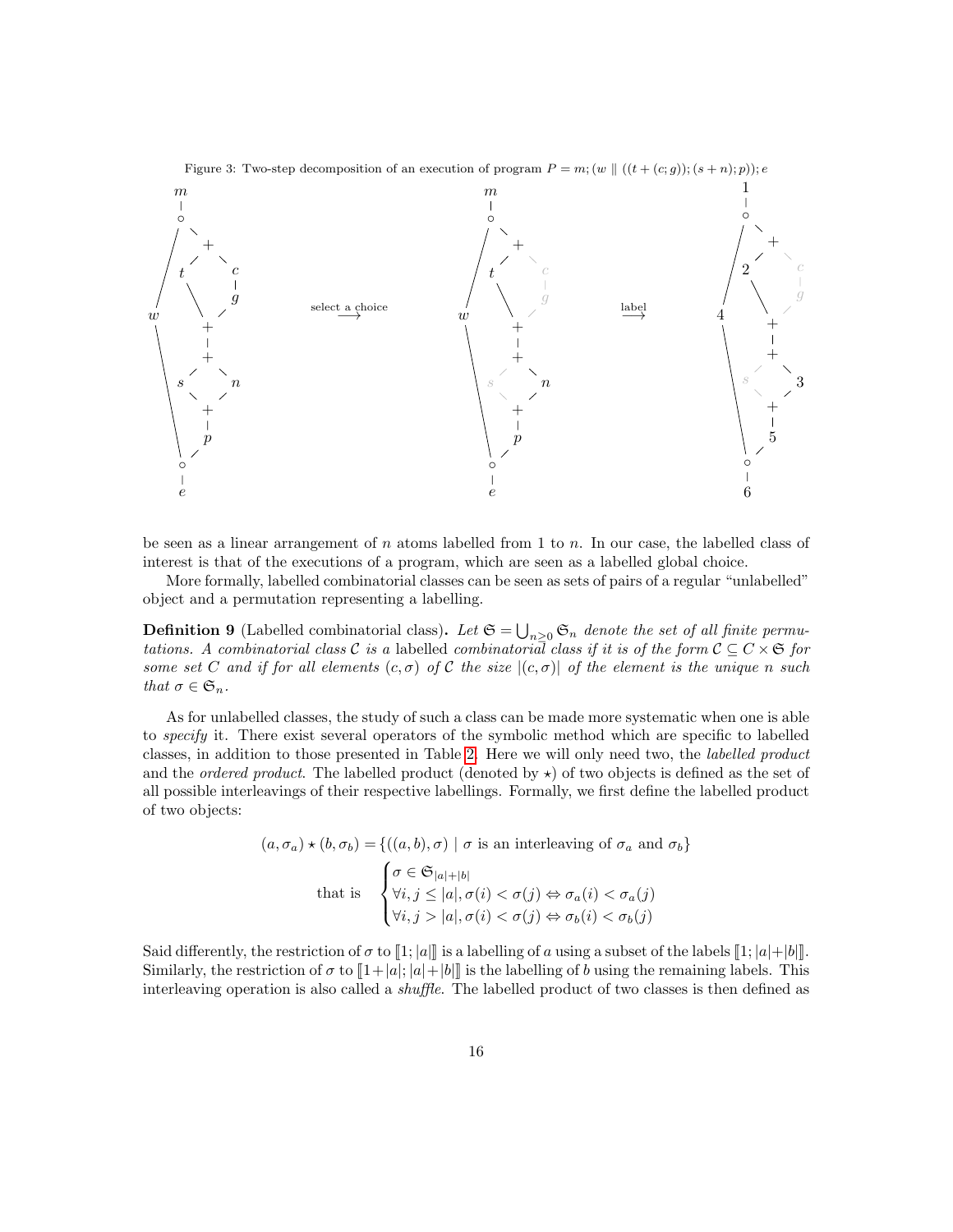Figure 3: Two-step decomposition of an execution of program $P = m; (w \parallel ((t + (c; g)); (s + n); p)); e$

be seen as a linear arrangement of $n$ atoms labelled from 1 to $n$. In our case, the labelled class of interest is that of the executions of a program, which are seen as a labelled global choice.

More formally, labelled combinatorial classes can be seen as sets of pairs of a regular "unlabelled" object and a permutation representing a labelling.

**Definition 9** (Labelled combinatorial class). *Let $\mathfrak{S} = \bigcup_{n \geq 0} \mathfrak{S}_n$ denote the set of all finite permutations. A combinatorial class $\mathcal{C}$ is a* labelled *combinatorial class if it is of the form $\mathcal{C} \subseteq C \times \mathfrak{S}$ for some set $C$ and if for all elements $(c, \sigma)$ of $\mathcal{C}$ the size $|(c, \sigma)|$ of the element is the unique $n$ such that $\sigma \in \mathfrak{S}_n$.*

As for unlabelled classes, the study of such a class can be made more systematic when one is able to *specify* it. There exist several operators of the symbolic method which are specific to labelled classes, in addition to those presented in Table 2. Here we will only need two, the *labelled product* and the *ordered product*. The labelled product (denoted by $\star$) of two objects is defined as the set of all possible interleavings of their respective labellings. Formally, we first define the labelled product of two objects:

$$(a, \sigma_a) \star (b, \sigma_b) = \{((a, b), \sigma) \mid \sigma \text{ is an interleaving of } \sigma_a \text{ and } \sigma_b\}$$

$$\text{that is} \quad \begin{cases} \sigma \in \mathfrak{S}_{|a|+|b|} \\ \forall i, j \leq |a|, \sigma(i) < \sigma(j) \Leftrightarrow \sigma_a(i) < \sigma_a(j) \\ \forall i, j > |a|, \sigma(i) < \sigma(j) \Leftrightarrow \sigma_b(i) < \sigma_b(j) \end{cases}$$

Said differently, the restriction of $\sigma$ to $[\![1; |a|]\!]$ is a labelling of $a$ using a subset of the labels $[\![1; |a|+|b|]\!]$. Similarly, the restriction of $\sigma$ to $[\![1+|a|; |a|+|b|]\!]$ is the labelling of $b$ using the remaining labels. This interleaving operation is also called a *shuffle*. The labelled product of two classes is then defined as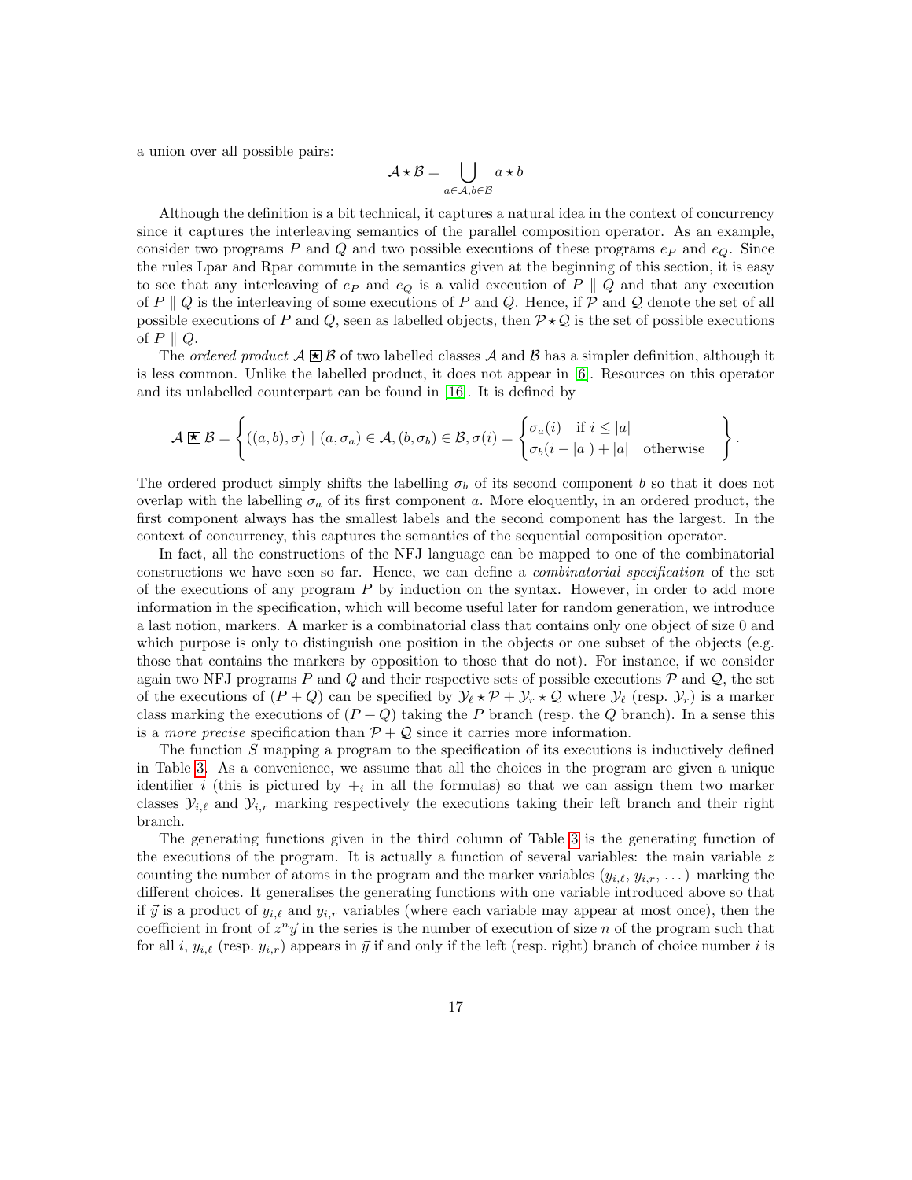a union over all possible pairs:

$$\mathcal{A} \star \mathcal{B} = \bigcup_{a \in \mathcal{A}, b \in \mathcal{B}} a \star b$$

Although the definition is a bit technical, it captures a natural idea in the context of concurrency since it captures the interleaving semantics of the parallel composition operator. As an example, consider two programs $P$ and $Q$ and two possible executions of these programs $e_P$ and $e_Q$. Since the rules Lpar and Rpar commute in the semantics given at the beginning of this section, it is easy to see that any interleaving of $e_P$ and $e_Q$ is a valid execution of $P \parallel Q$ and that any execution of $P \parallel Q$ is the interleaving of some executions of $P$ and $Q$. Hence, if $\mathcal{P}$ and $\mathcal{Q}$ denote the set of all possible executions of $P$ and $Q$, seen as labelled objects, then $\mathcal{P} \star \mathcal{Q}$ is the set of possible executions of $P \parallel Q$.

The *ordered product* $\mathcal{A} \boxed{\star} \mathcal{B}$ of two labelled classes $\mathcal{A}$ and $\mathcal{B}$ has a simpler definition, although it is less common. Unlike the labelled product, it does not appear in [6]. Resources on this operator and its unlabelled counterpart can be found in [16]. It is defined by

$$\mathcal{A} \boxed{\star} \mathcal{B} = \left\{ ((a,b),\sigma) \mid (a,\sigma_a) \in \mathcal{A}, (b,\sigma_b) \in \mathcal{B}, \sigma(i) = \begin{cases} \sigma_a(i) & \text{if } i \leq |a| \\ \sigma_b(i - |a|) + |a| & \text{otherwise} \end{cases} \right\}.$$

The ordered product simply shifts the labelling $\sigma_b$ of its second component $b$ so that it does not overlap with the labelling $\sigma_a$ of its first component $a$. More eloquently, in an ordered product, the first component always has the smallest labels and the second component has the largest. In the context of concurrency, this captures the semantics of the sequential composition operator.

In fact, all the constructions of the NFJ language can be mapped to one of the combinatorial constructions we have seen so far. Hence, we can define a *combinatorial specification* of the set of the executions of any program $P$ by induction on the syntax. However, in order to add more information in the specification, which will become useful later for random generation, we introduce a last notion, markers. A marker is a combinatorial class that contains only one object of size 0 and which purpose is only to distinguish one position in the objects or one subset of the objects (e.g. those that contains the markers by opposition to those that do not). For instance, if we consider again two NFJ programs $P$ and $Q$ and their respective sets of possible executions $\mathcal{P}$ and $\mathcal{Q}$, the set of the executions of $(P + Q)$ can be specified by $\mathcal{Y}_\ell \star \mathcal{P} + \mathcal{Y}_r \star \mathcal{Q}$ where $\mathcal{Y}_\ell$ (resp. $\mathcal{Y}_r$) is a marker class marking the executions of $(P + Q)$ taking the $P$ branch (resp. the $Q$ branch). In a sense this is a *more precise* specification than $\mathcal{P} + \mathcal{Q}$ since it carries more information.

The function $S$ mapping a program to the specification of its executions is inductively defined in Table 3. As a convenience, we assume that all the choices in the program are given a unique identifier $i$ (this is pictured by $+_i$ in all the formulas) so that we can assign them two marker classes $\mathcal{Y}_{i,\ell}$ and $\mathcal{Y}_{i,r}$ marking respectively the executions taking their left branch and their right branch.

The generating functions given in the third column of Table 3 is the generating function of the executions of the program. It is actually a function of several variables: the main variable $z$ counting the number of atoms in the program and the marker variables $(y_{i,\ell}, y_{i,r}, \dots)$ marking the different choices. It generalises the generating functions with one variable introduced above so that if $\vec{y}$ is a product of $y_{i,\ell}$ and $y_{i,r}$ variables (where each variable may appear at most once), then the coefficient in front of $z^n\vec{y}$ in the series is the number of execution of size $n$ of the program such that for all $i$, $y_{i,\ell}$ (resp. $y_{i,r}$) appears in $\vec{y}$ if and only if the left (resp. right) branch of choice number $i$ is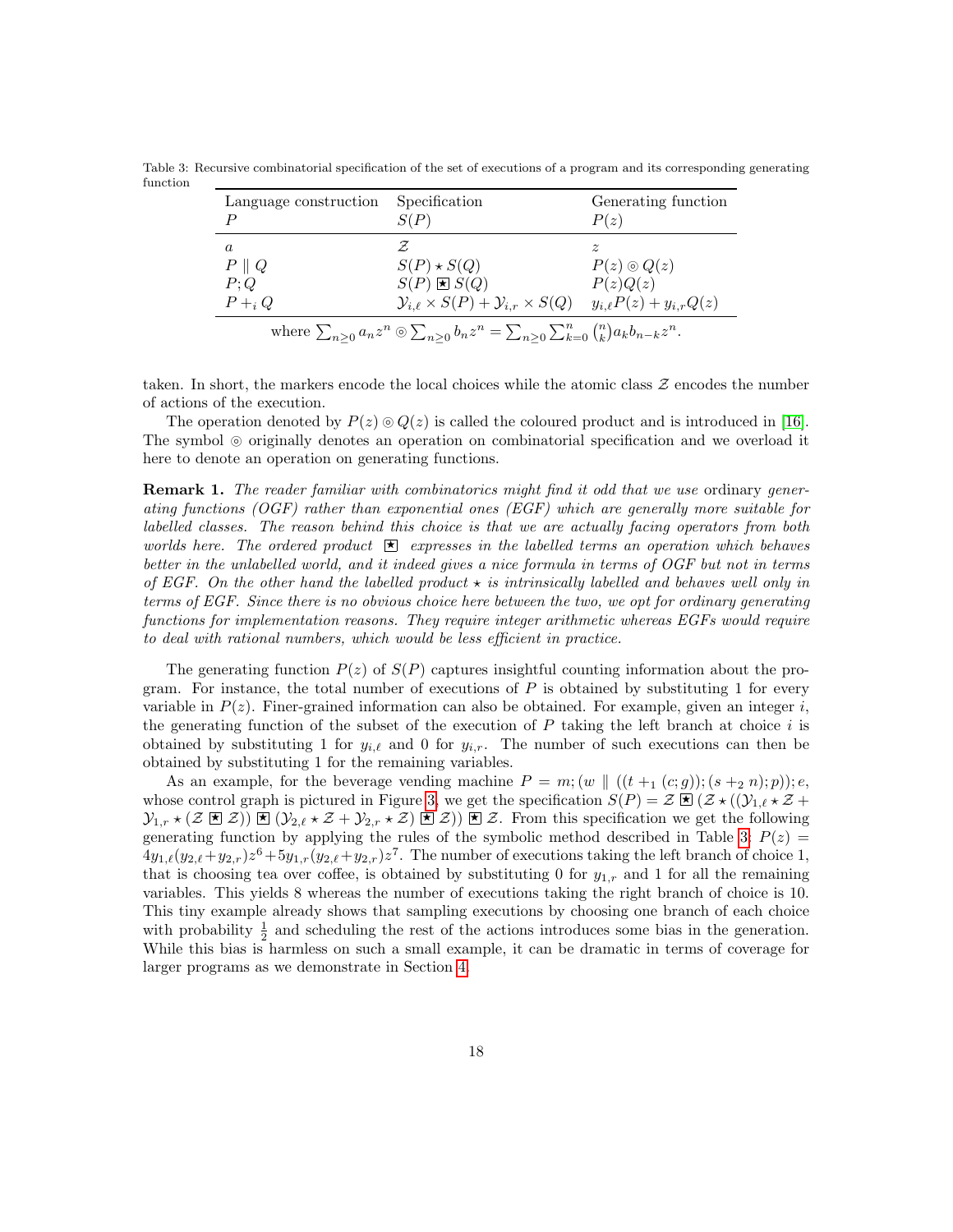Table 3: Recursive combinatorial specification of the set of executions of a program and its corresponding generating function

| Language construction $P$ | Specification $S(P)$ | Generating function $P(z)$ |
|---|---|---|
| $a$ | $\mathcal{Z}$ | $z$ |
| $P \parallel Q$ | $S(P) \star S(Q)$ | $P(z) \circledcirc Q(z)$ |
| $P;Q$ | $S(P) \boxed{\star} S(Q)$ | $P(z)Q(z)$ |
| $P +_i Q$ | $\mathcal{Y}_{i,\ell} \times S(P) + \mathcal{Y}_{i,r} \times S(Q)$ | $y_{i,\ell}P(z) + y_{i,r}Q(z)$ |

where $\sum_{n\geq 0} a_n z^n \circledcirc \sum_{n\geq 0} b_n z^n = \sum_{n\geq 0}\sum_{k=0}^{n}\binom{n}{k} a_k b_{n-k} z^n$.

taken. In short, the markers encode the local choices while the atomic class $\mathcal{Z}$ encodes the number of actions of the execution.

The operation denoted by $P(z) \circledcirc Q(z)$ is called the coloured product and is introduced in [16]. The symbol $\circledcirc$ originally denotes an operation on combinatorial specification and we overload it here to denote an operation on generating functions.

**Remark 1.** *The reader familiar with combinatorics might find it odd that we use* ordinary *generating functions (OGF) rather than exponential ones (EGF) which are generally more suitable for labelled classes. The reason behind this choice is that we are actually facing operators from both worlds here. The ordered product $\boxed{\star}$ expresses in the labelled terms an operation which behaves better in the unlabelled world, and it indeed gives a nice formula in terms of OGF but not in terms of EGF. On the other hand the labelled product $\star$ is intrinsically labelled and behaves well only in terms of EGF. Since there is no obvious choice here between the two, we opt for ordinary generating functions for implementation reasons. They require integer arithmetic whereas EGFs would require to deal with rational numbers, which would be less efficient in practice.*

The generating function $P(z)$ of $S(P)$ captures insightful counting information about the program. For instance, the total number of executions of $P$ is obtained by substituting 1 for every variable in $P(z)$. Finer-grained information can also be obtained. For example, given an integer $i$, the generating function of the subset of the execution of $P$ taking the left branch at choice $i$ is obtained by substituting 1 for $y_{i,\ell}$ and 0 for $y_{i,r}$. The number of such executions can then be obtained by substituting 1 for the remaining variables.

As an example, for the beverage vending machine $P = m; (w \parallel ((t +_1 (c; g)); (s +_2 n); p)); e$, whose control graph is pictured in Figure 3, we get the specification $S(P) = \mathcal{Z} \boxed{\star} (\mathcal{Z} \star ((\mathcal{Y}_{1,\ell} \star \mathcal{Z} + \mathcal{Y}_{1,r} \star (\mathcal{Z} \boxed{\star} \mathcal{Z})) \boxed{\star} (\mathcal{Y}_{2,\ell} \star \mathcal{Z} + \mathcal{Y}_{2,r} \star \mathcal{Z}) \boxed{\star} \mathcal{Z})) \boxed{\star} \mathcal{Z}$. From this specification we get the following generating function by applying the rules of the symbolic method described in Table 3: $P(z) = 4y_{1,\ell}(y_{2,\ell}+y_{2,r})z^6 + 5y_{1,r}(y_{2,\ell}+y_{2,r})z^7$. The number of executions taking the left branch of choice 1, that is choosing tea over coffee, is obtained by substituting 0 for $y_{1,r}$ and 1 for all the remaining variables. This yields 8 whereas the number of executions taking the right branch of choice is 10. This tiny example already shows that sampling executions by choosing one branch of each choice with probability $\frac{1}{2}$ and scheduling the rest of the actions introduces some bias in the generation. While this bias is harmless on such a small example, it can be dramatic in terms of coverage for larger programs as we demonstrate in Section 4.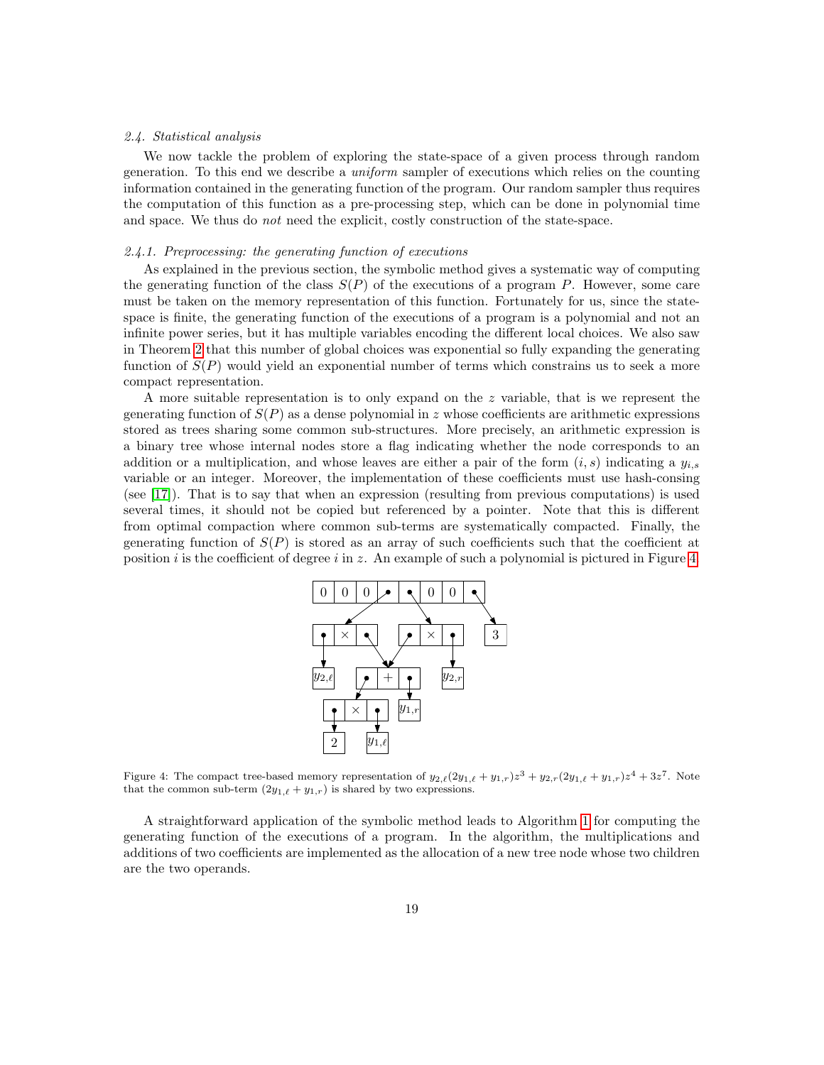### 2.4. Statistical analysis

We now tackle the problem of exploring the state-space of a given process through random generation. To this end we describe a *uniform* sampler of executions which relies on the counting information contained in the generating function of the program. Our random sampler thus requires the computation of this function as a pre-processing step, which can be done in polynomial time and space. We thus do *not* need the explicit, costly construction of the state-space.

#### 2.4.1. Preprocessing: the generating function of executions

As explained in the previous section, the symbolic method gives a systematic way of computing the generating function of the class $S(P)$ of the executions of a program $P$. However, some care must be taken on the memory representation of this function. Fortunately for us, since the state-space is finite, the generating function of the executions of a program is a polynomial and not an infinite power series, but it has multiple variables encoding the different local choices. We also saw in Theorem 2 that this number of global choices was exponential so fully expanding the generating function of $S(P)$ would yield an exponential number of terms which constrains us to seek a more compact representation.

A more suitable representation is to only expand on the $z$ variable, that is we represent the generating function of $S(P)$ as a dense polynomial in $z$ whose coefficients are arithmetic expressions stored as trees sharing some common sub-structures. More precisely, an arithmetic expression is a binary tree whose internal nodes store a flag indicating whether the node corresponds to an addition or a multiplication, and whose leaves are either a pair of the form $(i, s)$ indicating a $y_{i,s}$ variable or an integer. Moreover, the implementation of these coefficients must use hash-consing (see [17]). That is to say that when an expression (resulting from previous computations) is used several times, it should not be copied but referenced by a pointer. Note that this is different from optimal compaction where common sub-terms are systematically compacted. Finally, the generating function of $S(P)$ is stored as an array of such coefficients such that the coefficient at position $i$ is the coefficient of degree $i$ in $z$. An example of such a polynomial is pictured in Figure 4.

Figure 4: The compact tree-based memory representation of $y_{2,\ell}(2y_{1,\ell} + y_{1,r})z^3 + y_{2,r}(2y_{1,\ell} + y_{1,r})z^4 + 3z^7$. Note that the common sub-term $(2y_{1,\ell} + y_{1,r})$ is shared by two expressions.

A straightforward application of the symbolic method leads to Algorithm 1 for computing the generating function of the executions of a program. In the algorithm, the multiplications and additions of two coefficients are implemented as the allocation of a new tree node whose two children are the two operands.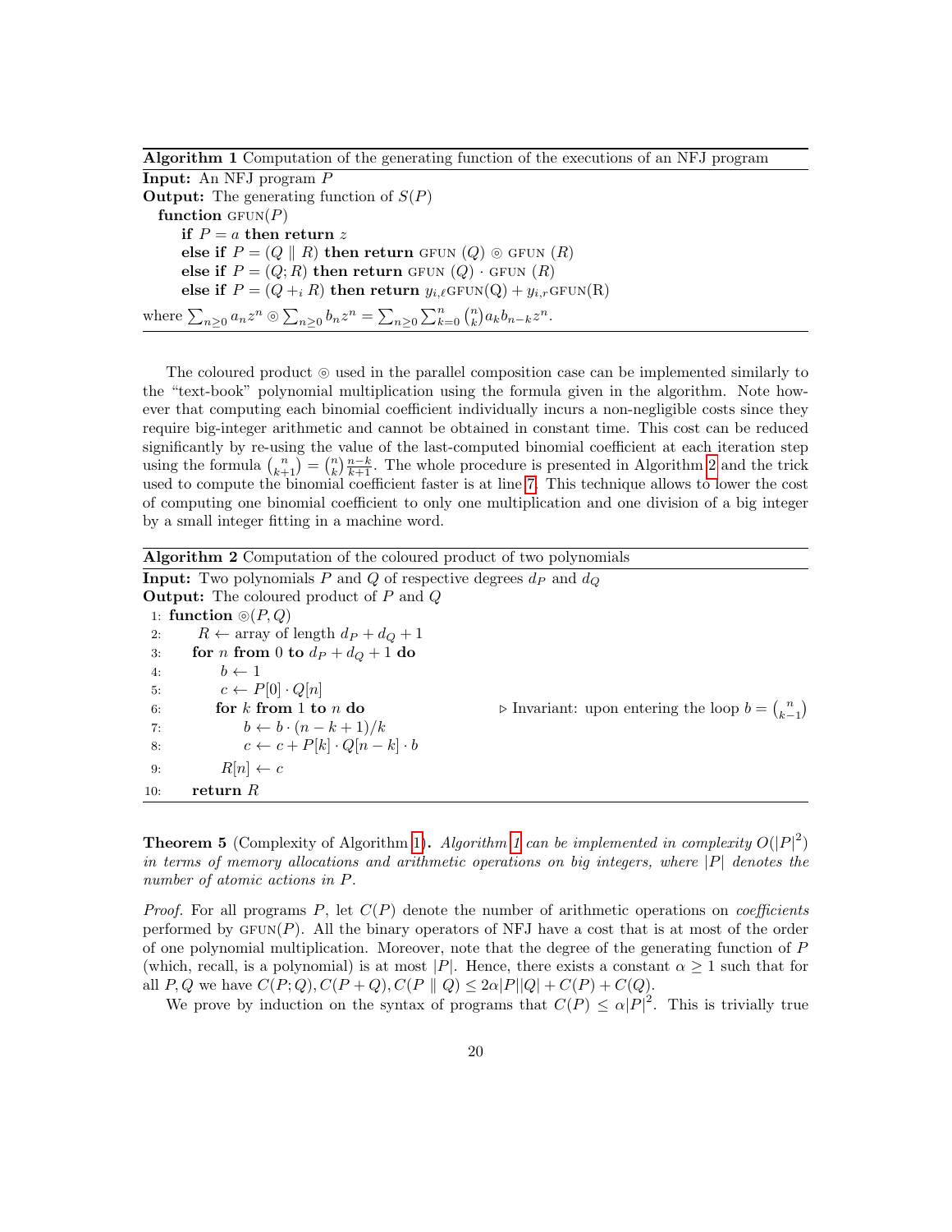**Algorithm 1** Computation of the generating function of the executions of an NFJ program

**Input:** An NFJ program $P$
**Output:** The generating function of $S(P)$

```
function GFUN(P)
    if P = a then return z
    else if P = (Q ∥ R) then return GFUN (Q) ⊚ GFUN (R)
    else if P = (Q; R) then return GFUN (Q) · GFUN (R)
    else if P = (Q +_i R) then return y_{i,ℓ}GFUN(Q) + y_{i,r}GFUN(R)
```

where $\sum_{n\geq 0} a_n z^n \circledcirc \sum_{n\geq 0} b_n z^n = \sum_{n\geq 0} \sum_{k=0}^{n} \binom{n}{k} a_k b_{n-k} z^n$.

The coloured product $\circledcirc$ used in the parallel composition case can be implemented similarly to the "text-book" polynomial multiplication using the formula given in the algorithm. Note however that computing each binomial coefficient individually incurs a non-negligible costs since they require big-integer arithmetic and cannot be obtained in constant time. This cost can be reduced significantly by re-using the value of the last-computed binomial coefficient at each iteration step using the formula $\binom{n}{k+1} = \binom{n}{k}\frac{n-k}{k+1}$. The whole procedure is presented in Algorithm 2 and the trick used to compute the binomial coefficient faster is at line 7. This technique allows to lower the cost of computing one binomial coefficient to only one multiplication and one division of a big integer by a small integer fitting in a machine word.

**Algorithm 2** Computation of the coloured product of two polynomials

**Input:** Two polynomials $P$ and $Q$ of respective degrees $d_P$ and $d_Q$
**Output:** The coloured product of $P$ and $Q$

```
1: function ⊚(P, Q)
2:     R ← array of length d_P + d_Q + 1
3:     for n from 0 to d_P + d_Q + 1 do
4:         b ← 1
5:         c ← P[0] · Q[n]
6:         for k from 1 to n do                ▷ Invariant: upon entering the loop b = binom(n, k−1)
7:             b ← b · (n − k + 1)/k
8:             c ← c + P[k] · Q[n − k] · b
9:         R[n] ← c
10:    return R
```

**Theorem 5** (Complexity of Algorithm 1)**.** *Algorithm 1 can be implemented in complexity $O(|P|^2)$ in terms of memory allocations and arithmetic operations on big integers, where $|P|$ denotes the number of atomic actions in $P$.*

*Proof.* For all programs $P$, let $C(P)$ denote the number of arithmetic operations on *coefficients* performed by GFUN$(P)$. All the binary operators of NFJ have a cost that is at most of the order of one polynomial multiplication. Moreover, note that the degree of the generating function of $P$ (which, recall, is a polynomial) is at most $|P|$. Hence, there exists a constant $\alpha \geq 1$ such that for all $P, Q$ we have $C(P;Q), C(P+Q), C(P \parallel Q) \leq 2\alpha|P||Q| + C(P) + C(Q)$.

We prove by induction on the syntax of programs that $C(P) \leq \alpha|P|^2$. This is trivially true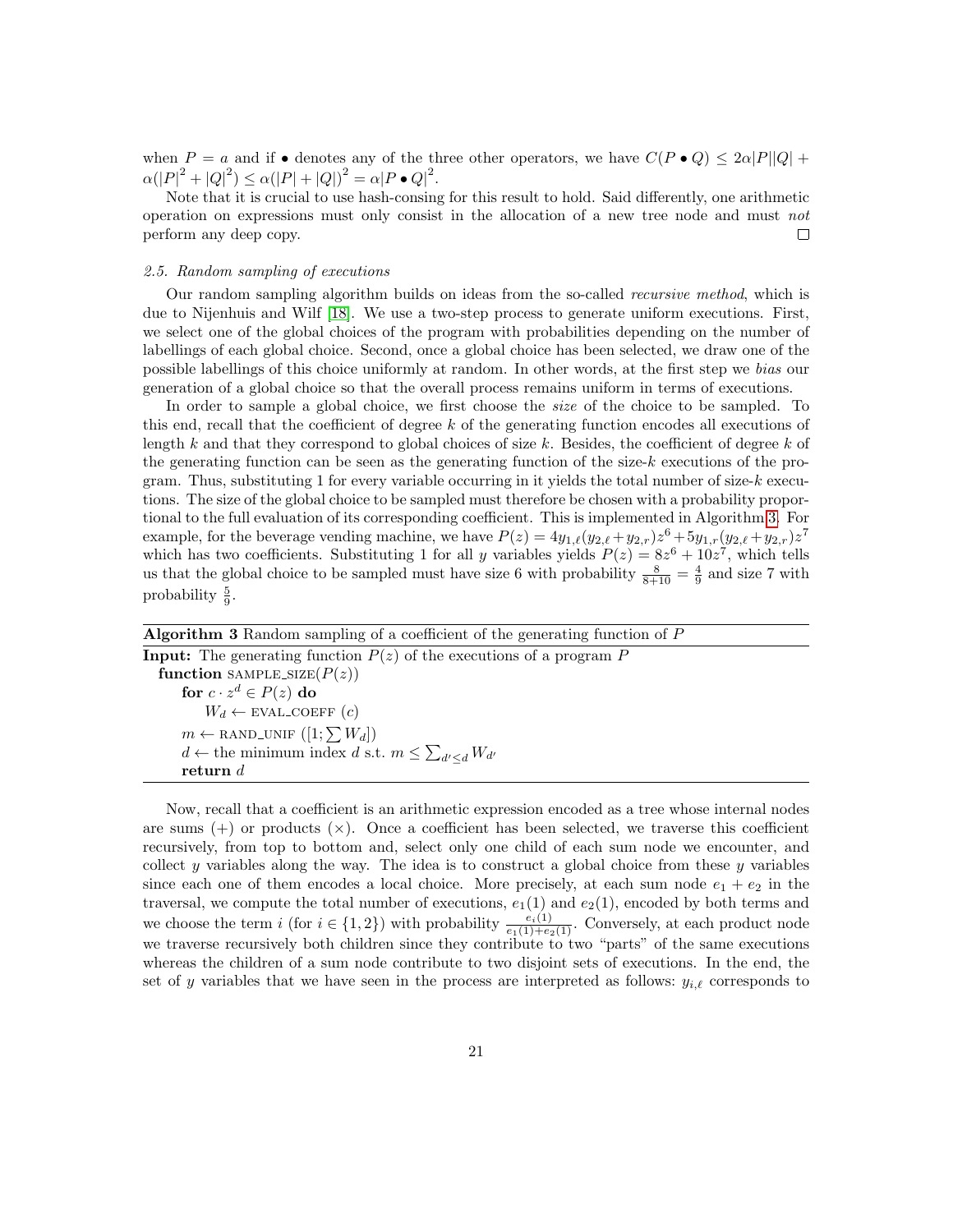when $P = a$ and if $\bullet$ denotes any of the three other operators, we have $C(P \bullet Q) \leq 2\alpha|P||Q| + \alpha(|P|^2 + |Q|^2) \leq \alpha(|P| + |Q|)^2 = \alpha|P \bullet Q|^2$.

Note that it is crucial to use hash-consing for this result to hold. Said differently, one arithmetic operation on expressions must only consist in the allocation of a new tree node and must *not* perform any deep copy. □

### 2.5. Random sampling of executions

Our random sampling algorithm builds on ideas from the so-called *recursive method*, which is due to Nijenhuis and Wilf [18]. We use a two-step process to generate uniform executions. First, we select one of the global choices of the program with probabilities depending on the number of labellings of each global choice. Second, once a global choice has been selected, we draw one of the possible labellings of this choice uniformly at random. In other words, at the first step we *bias* our generation of a global choice so that the overall process remains uniform in terms of executions.

In order to sample a global choice, we first choose the *size* of the choice to be sampled. To this end, recall that the coefficient of degree $k$ of the generating function encodes all executions of length $k$ and that they correspond to global choices of size $k$. Besides, the coefficient of degree $k$ of the generating function can be seen as the generating function of the size-$k$ executions of the program. Thus, substituting 1 for every variable occurring in it yields the total number of size-$k$ executions. The size of the global choice to be sampled must therefore be chosen with a probability proportional to the full evaluation of its corresponding coefficient. This is implemented in Algorithm 3. For example, for the beverage vending machine, we have $P(z) = 4y_{1,\ell}(y_{2,\ell} + y_{2,r})z^6 + 5y_{1,r}(y_{2,\ell} + y_{2,r})z^7$ which has two coefficients. Substituting 1 for all $y$ variables yields $P(z) = 8z^6 + 10z^7$, which tells us that the global choice to be sampled must have size 6 with probability $\frac{8}{8+10} = \frac{4}{9}$ and size 7 with probability $\frac{5}{9}$.

**Algorithm 3** Random sampling of a coefficient of the generating function of $P$

**Input:** The generating function $P(z)$ of the executions of a program $P$

```
function SAMPLE_SIZE(P(z))
    for c · z^d ∈ P(z) do
        W_d ← EVAL_COEFF (c)
    m ← RAND_UNIF ([1; ∑ W_d])
    d ← the minimum index d s.t. m ≤ ∑_{d' ≤ d} W_{d'}
    return d
```

Now, recall that a coefficient is an arithmetic expression encoded as a tree whose internal nodes are sums (+) or products (×). Once a coefficient has been selected, we traverse this coefficient recursively, from top to bottom and, select only one child of each sum node we encounter, and collect $y$ variables along the way. The idea is to construct a global choice from these $y$ variables since each one of them encodes a local choice. More precisely, at each sum node $e_1 + e_2$ in the traversal, we compute the total number of executions, $e_1(1)$ and $e_2(1)$, encoded by both terms and we choose the term $i$ (for $i \in \{1, 2\}$) with probability $\frac{e_i(1)}{e_1(1)+e_2(1)}$. Conversely, at each product node we traverse recursively both children since they contribute to two "parts" of the same executions whereas the children of a sum node contribute to two disjoint sets of executions. In the end, the set of $y$ variables that we have seen in the process are interpreted as follows: $y_{i,\ell}$ corresponds to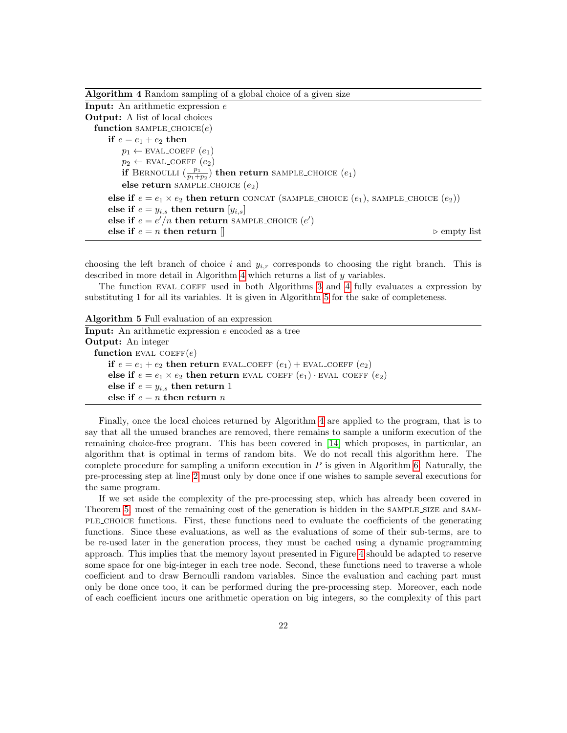**Algorithm 4** Random sampling of a global choice of a given size

```
Input: An arithmetic expression e
Output: A list of local choices
  function SAMPLE_CHOICE(e)
      if e = e1 + e2 then
          p1 ← EVAL_COEFF (e1)
          p2 ← EVAL_COEFF (e2)
          if BERNOULLI (p1/(p1+p2)) then return SAMPLE_CHOICE (e1)
          else return SAMPLE_CHOICE (e2)
      else if e = e1 × e2 then return CONCAT (SAMPLE_CHOICE (e1), SAMPLE_CHOICE (e2))
      else if e = y_{i,s} then return [y_{i,s}]
      else if e = e'/n then return SAMPLE_CHOICE (e')
      else if e = n then return []                                   ▷ empty list
```

choosing the left branch of choice $i$ and $y_{i,r}$ corresponds to choosing the right branch. This is described in more detail in Algorithm 4 which returns a list of $y$ variables.

The function EVAL_COEFF used in both Algorithms 3 and 4 fully evaluates a expression by substituting 1 for all its variables. It is given in Algorithm 5 for the sake of completeness.

**Algorithm 5** Full evaluation of an expression

```
Input: An arithmetic expression e encoded as a tree
Output: An integer
  function EVAL_COEFF(e)
      if e = e1 + e2 then return EVAL_COEFF (e1) + EVAL_COEFF (e2)
      else if e = e1 × e2 then return EVAL_COEFF (e1) · EVAL_COEFF (e2)
      else if e = y_{i,s} then return 1
      else if e = n then return n
```

Finally, once the local choices returned by Algorithm 4 are applied to the program, that is to say that all the unused branches are removed, there remains to sample a uniform execution of the remaining choice-free program. This has been covered in [14] which proposes, in particular, an algorithm that is optimal in terms of random bits. We do not recall this algorithm here. The complete procedure for sampling a uniform execution in $P$ is given in Algorithm 6. Naturally, the pre-processing step at line 2 must only by done once if one wishes to sample several executions for the same program.

If we set aside the complexity of the pre-processing step, which has already been covered in Theorem 5, most of the remaining cost of the generation is hidden in the SAMPLE_SIZE and SAMPLE_CHOICE functions. First, these functions need to evaluate the coefficients of the generating functions. Since these evaluations, as well as the evaluations of some of their sub-terms, are to be re-used later in the generation process, they must be cached using a dynamic programming approach. This implies that the memory layout presented in Figure 4 should be adapted to reserve some space for one big-integer in each tree node. Second, these functions need to traverse a whole coefficient and to draw Bernoulli random variables. Since the evaluation and caching part must only be done once too, it can be performed during the pre-processing step. Moreover, each node of each coefficient incurs one arithmetic operation on big integers, so the complexity of this part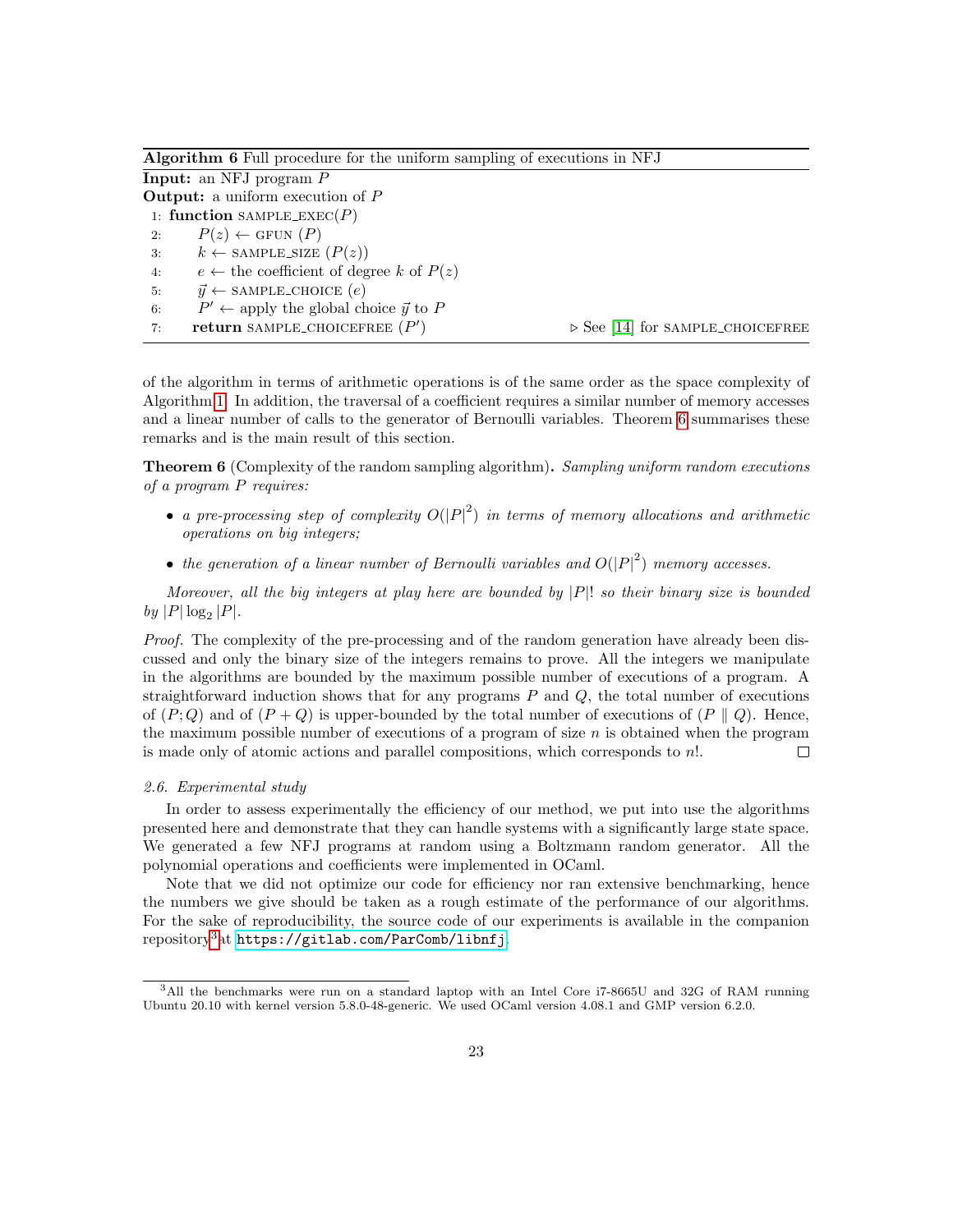**Algorithm 6** Full procedure for the uniform sampling of executions in NFJ

**Input:** an NFJ program $P$
**Output:** a uniform execution of $P$

```
1: function SAMPLE_EXEC(P)
2:     P(z) ← GFUN (P)
3:     k ← SAMPLE_SIZE (P(z))
4:     e ← the coefficient of degree k of P(z)
5:     y⃗ ← SAMPLE_CHOICE (e)
6:     P′ ← apply the global choice y⃗ to P
7:     return SAMPLE_CHOICEFREE (P′)          ▷ See [14] for SAMPLE_CHOICEFREE
```

of the algorithm in terms of arithmetic operations is of the same order as the space complexity of Algorithm 1. In addition, the traversal of a coefficient requires a similar number of memory accesses and a linear number of calls to the generator of Bernoulli variables. Theorem 6 summarises these remarks and is the main result of this section.

**Theorem 6** (Complexity of the random sampling algorithm)**.** *Sampling uniform random executions of a program $P$ requires:*

- *a pre-processing step of complexity $O(|P|^2)$ in terms of memory allocations and arithmetic operations on big integers;*
- *the generation of a linear number of Bernoulli variables and $O(|P|^2)$ memory accesses.*

*Moreover, all the big integers at play here are bounded by $|P|!$ so their binary size is bounded by $|P| \log_2 |P|$.*

*Proof.* The complexity of the pre-processing and of the random generation have already been discussed and only the binary size of the integers remains to prove. All the integers we manipulate in the algorithms are bounded by the maximum possible number of executions of a program. A straightforward induction shows that for any programs $P$ and $Q$, the total number of executions of $(P; Q)$ and of $(P + Q)$ is upper-bounded by the total number of executions of $(P \parallel Q)$. Hence, the maximum possible number of executions of a program of size $n$ is obtained when the program is made only of atomic actions and parallel compositions, which corresponds to $n!$. □

*2.6. Experimental study*

In order to assess experimentally the efficiency of our method, we put into use the algorithms presented here and demonstrate that they can handle systems with a significantly large state space. We generated a few NFJ programs at random using a Boltzmann random generator. All the polynomial operations and coefficients were implemented in OCaml.

Note that we did not optimize our code for efficiency nor ran extensive benchmarking, hence the numbers we give should be taken as a rough estimate of the performance of our algorithms. For the sake of reproducibility, the source code of our experiments is available in the companion repository[3] at `https://gitlab.com/ParComb/libnfj`.

[3] All the benchmarks were run on a standard laptop with an Intel Core i7-8665U and 32G of RAM running Ubuntu 20.10 with kernel version 5.8.0-48-generic. We used OCaml version 4.08.1 and GMP version 6.2.0.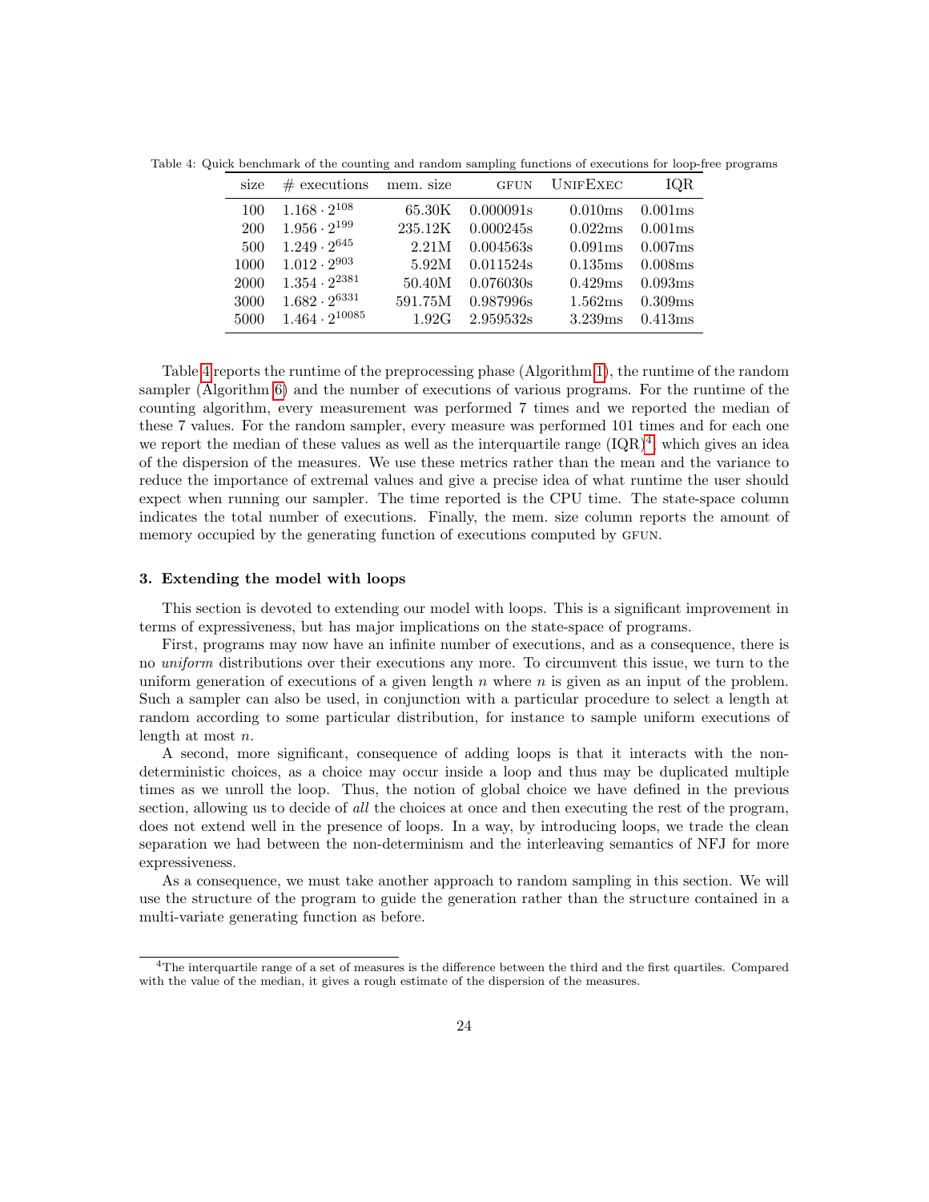Table 4: Quick benchmark of the counting and random sampling functions of executions for loop-free programs

| size | # executions | mem. size | GFUN | UNIFEXEC | IQR |
|---|---|---|---|---|---|
| 100 | $1.168 \cdot 2^{108}$ | 65.30K | 0.000091s | 0.010ms | 0.001ms |
| 200 | $1.956 \cdot 2^{199}$ | 235.12K | 0.000245s | 0.022ms | 0.001ms |
| 500 | $1.249 \cdot 2^{645}$ | 2.21M | 0.004563s | 0.091ms | 0.007ms |
| 1000 | $1.012 \cdot 2^{903}$ | 5.92M | 0.011524s | 0.135ms | 0.008ms |
| 2000 | $1.354 \cdot 2^{2381}$ | 50.40M | 0.076030s | 0.429ms | 0.093ms |
| 3000 | $1.682 \cdot 2^{6331}$ | 591.75M | 0.987996s | 1.562ms | 0.309ms |
| 5000 | $1.464 \cdot 2^{10085}$ | 1.92G | 2.959532s | 3.239ms | 0.413ms |

Table 4 reports the runtime of the preprocessing phase (Algorithm 1), the runtime of the random sampler (Algorithm 6) and the number of executions of various programs. For the runtime of the counting algorithm, every measurement was performed 7 times and we reported the median of these 7 values. For the random sampler, every measure was performed 101 times and for each one we report the median of these values as well as the interquartile range (IQR)[4], which gives an idea of the dispersion of the measures. We use these metrics rather than the mean and the variance to reduce the importance of extremal values and give a precise idea of what runtime the user should expect when running our sampler. The time reported is the CPU time. The state-space column indicates the total number of executions. Finally, the mem. size column reports the amount of memory occupied by the generating function of executions computed by GFUN.

### 3. Extending the model with loops

This section is devoted to extending our model with loops. This is a significant improvement in terms of expressiveness, but has major implications on the state-space of programs.

First, programs may now have an infinite number of executions, and as a consequence, there is no *uniform* distributions over their executions any more. To circumvent this issue, we turn to the uniform generation of executions of a given length $n$ where $n$ is given as an input of the problem. Such a sampler can also be used, in conjunction with a particular procedure to select a length at random according to some particular distribution, for instance to sample uniform executions of length at most $n$.

A second, more significant, consequence of adding loops is that it interacts with the non-deterministic choices, as a choice may occur inside a loop and thus may be duplicated multiple times as we unroll the loop. Thus, the notion of global choice we have defined in the previous section, allowing us to decide of *all* the choices at once and then executing the rest of the program, does not extend well in the presence of loops. In a way, by introducing loops, we trade the clean separation we had between the non-determinism and the interleaving semantics of NFJ for more expressiveness.

As a consequence, we must take another approach to random sampling in this section. We will use the structure of the program to guide the generation rather than the structure contained in a multi-variate generating function as before.

[4] The interquartile range of a set of measures is the difference between the third and the first quartiles. Compared with the value of the median, it gives a rough estimate of the dispersion of the measures.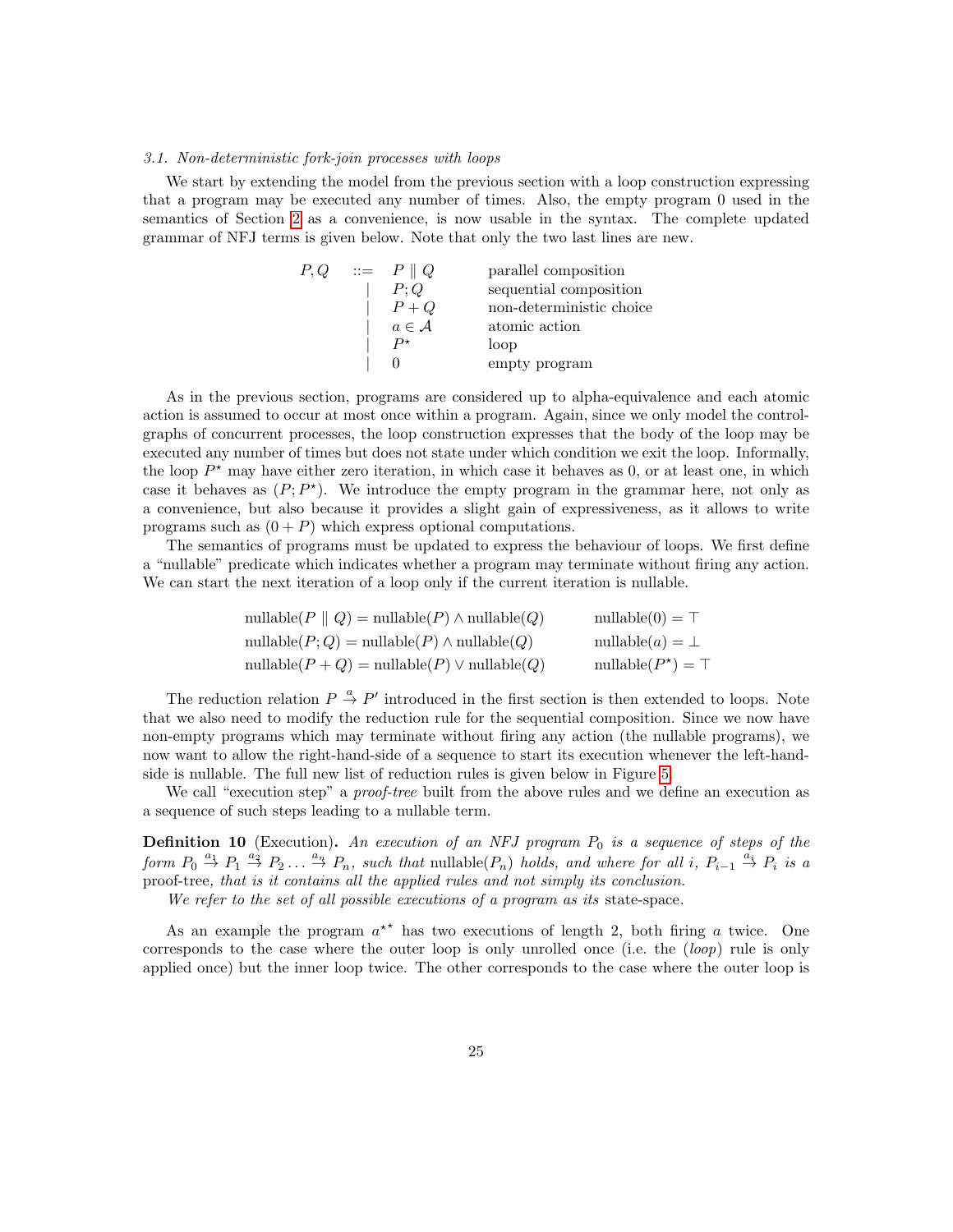### 3.1. Non-deterministic fork-join processes with loops

We start by extending the model from the previous section with a loop construction expressing that a program may be executed any number of times. Also, the empty program 0 used in the semantics of Section 2 as a convenience, is now usable in the syntax. The complete updated grammar of NFJ terms is given below. Note that only the two last lines are new.

$$
\begin{array}{rclll}
P, Q & ::= & P \parallel Q & & \text{parallel composition} \\
& | & P ; Q & & \text{sequential composition} \\
& | & P + Q & & \text{non-deterministic choice} \\
& | & a \in \mathcal{A} & & \text{atomic action} \\
& | & P^\star & & \text{loop} \\
& | & 0 & & \text{empty program}
\end{array}
$$

As in the previous section, programs are considered up to alpha-equivalence and each atomic action is assumed to occur at most once within a program. Again, since we only model the control-graphs of concurrent processes, the loop construction expresses that the body of the loop may be executed any number of times but does not state under which condition we exit the loop. Informally, the loop $P^\star$ may have either zero iteration, in which case it behaves as 0, or at least one, in which case it behaves as $(P; P^\star)$. We introduce the empty program in the grammar here, not only as a convenience, but also because it provides a slight gain of expressiveness, as it allows to write programs such as $(0 + P)$ which express optional computations.

The semantics of programs must be updated to express the behaviour of loops. We first define a "nullable" predicate which indicates whether a program may terminate without firing any action. We can start the next iteration of a loop only if the current iteration is nullable.

$$
\begin{array}{ll}
\text{nullable}(P \parallel Q) = \text{nullable}(P) \wedge \text{nullable}(Q) & \quad \text{nullable}(0) = \top \\
\text{nullable}(P ; Q) = \text{nullable}(P) \wedge \text{nullable}(Q) & \quad \text{nullable}(a) = \bot \\
\text{nullable}(P + Q) = \text{nullable}(P) \vee \text{nullable}(Q) & \quad \text{nullable}(P^\star) = \top
\end{array}
$$

The reduction relation $P \xrightarrow{a} P'$ introduced in the first section is then extended to loops. Note that we also need to modify the reduction rule for the sequential composition. Since we now have non-empty programs which may terminate without firing any action (the nullable programs), we now want to allow the right-hand-side of a sequence to start its execution whenever the left-hand-side is nullable. The full new list of reduction rules is given below in Figure 5.

We call "execution step" a *proof-tree* built from the above rules and we define an execution as a sequence of such steps leading to a nullable term.

**Definition 10** (Execution)**.** *An execution of an NFJ program $P_0$ is a sequence of steps of the form $P_0 \xrightarrow{a_1} P_1 \xrightarrow{a_2} P_2 \ldots \xrightarrow{a_n} P_n$, such that* nullable$(P_n)$ *holds, and where for all $i$, $P_{i-1} \xrightarrow{a_i} P_i$ is a* proof-tree, *that is it contains all the applied rules and not simply its conclusion.*

*We refer to the set of all possible executions of a program as its* state-space.

As an example the program $a^{\star\star}$ has two executions of length 2, both firing $a$ twice. One corresponds to the case where the outer loop is only unrolled once (i.e. the (*loop*) rule is only applied once) but the inner loop twice. The other corresponds to the case where the outer loop is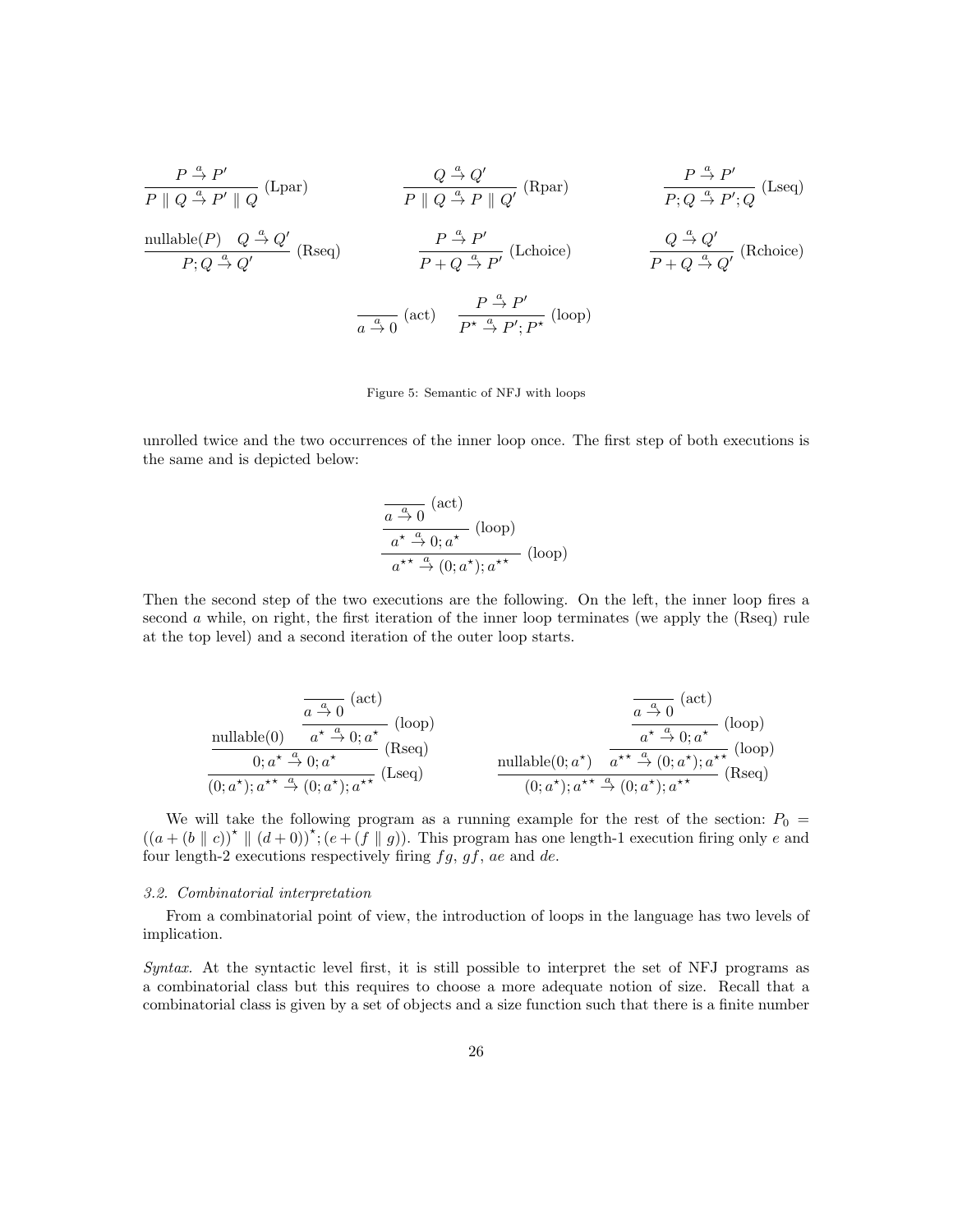$$\frac{P \xrightarrow{a} P'}{P \parallel Q \xrightarrow{a} P' \parallel Q} \text{(Lpar)} \qquad \frac{Q \xrightarrow{a} Q'}{P \parallel Q \xrightarrow{a} P \parallel Q'} \text{(Rpar)} \qquad \frac{P \xrightarrow{a} P'}{P;Q \xrightarrow{a} P';Q} \text{(Lseq)}$$

$$\frac{\text{nullable}(P) \quad Q \xrightarrow{a} Q'}{P;Q \xrightarrow{a} Q'} \text{(Rseq)} \qquad \frac{P \xrightarrow{a} P'}{P + Q \xrightarrow{a} P'} \text{(Lchoice)} \qquad \frac{Q \xrightarrow{a} Q'}{P + Q \xrightarrow{a} Q'} \text{(Rchoice)}$$

$$\frac{}{a \xrightarrow{a} 0} \text{(act)} \qquad \frac{P \xrightarrow{a} P'}{P^\star \xrightarrow{a} P'; P^\star} \text{(loop)}$$

Figure 5: Semantic of NFJ with loops

unrolled twice and the two occurrences of the inner loop once. The first step of both executions is the same and is depicted below:

$$\cfrac{\cfrac{\cfrac{}{a \xrightarrow{a} 0} \text{(act)}}{a^\star \xrightarrow{a} 0; a^\star} \text{(loop)}}{a^{\star\star} \xrightarrow{a} (0; a^\star); a^{\star\star}} \text{(loop)}$$

Then the second step of the two executions are the following. On the left, the inner loop fires a second $a$ while, on right, the first iteration of the inner loop terminates (we apply the (Rseq) rule at the top level) and a second iteration of the outer loop starts.

$$\cfrac{\cfrac{\text{nullable}(0) \quad \cfrac{\cfrac{}{a \xrightarrow{a} 0} \text{(act)}}{a^\star \xrightarrow{a} 0; a^\star} \text{(loop)}}{0; a^\star \xrightarrow{a} 0; a^\star} \text{(Rseq)}}{(0; a^\star); a^{\star\star} \xrightarrow{a} (0; a^\star); a^{\star\star}} \text{(Lseq)} \qquad \cfrac{\text{nullable}(0; a^\star) \quad \cfrac{\cfrac{\cfrac{}{a \xrightarrow{a} 0} \text{(act)}}{a^\star \xrightarrow{a} 0; a^\star} \text{(loop)}}{a^{\star\star} \xrightarrow{a} (0; a^\star); a^{\star\star}} \text{(loop)}}{(0; a^\star); a^{\star\star} \xrightarrow{a} (0; a^\star); a^{\star\star}} \text{(Rseq)}$$

We will take the following program as a running example for the rest of the section: $P_0 = ((a + (b \parallel c))^\star \parallel (d + 0))^\star; (e + (f \parallel g))$. This program has one length-1 execution firing only $e$ and four length-2 executions respectively firing $fg$, $gf$, $ae$ and $de$.

### 3.2. Combinatorial interpretation

From a combinatorial point of view, the introduction of loops in the language has two levels of implication.

*Syntax.* At the syntactic level first, it is still possible to interpret the set of NFJ programs as a combinatorial class but this requires to choose a more adequate notion of size. Recall that a combinatorial class is given by a set of objects and a size function such that there is a finite number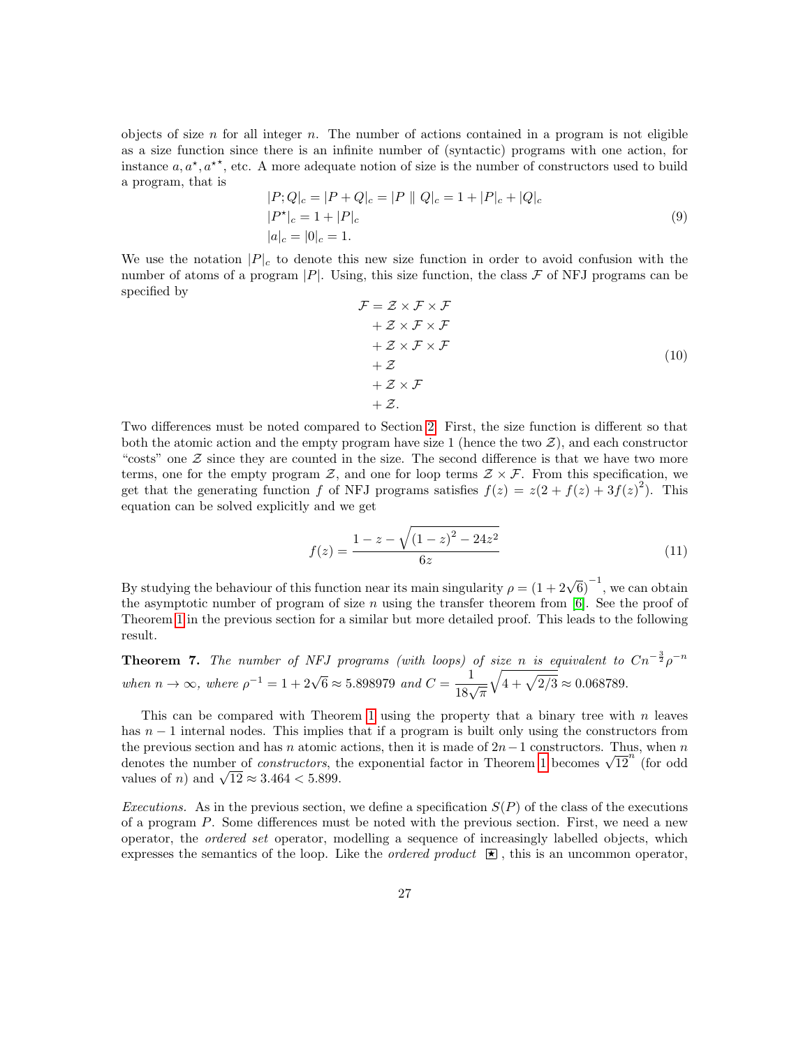objects of size $n$ for all integer $n$. The number of actions contained in a program is not eligible as a size function since there is an infinite number of (syntactic) programs with one action, for instance $a, a^\star, a^{\star\star}$, etc. A more adequate notion of size is the number of constructors used to build a program, that is

$$
\begin{aligned}
&|P;Q|_c = |P+Q|_c = |P \parallel Q|_c = 1 + |P|_c + |Q|_c \\
&|P^\star|_c = 1 + |P|_c \\
&|a|_c = |0|_c = 1.
\end{aligned}
\tag{9}
$$

We use the notation $|P|_c$ to denote this new size function in order to avoid confusion with the number of atoms of a program $|P|$. Using, this size function, the class $\mathcal{F}$ of NFJ programs can be specified by

$$
\begin{aligned}
\mathcal{F} = \;& \mathcal{Z} \times \mathcal{F} \times \mathcal{F} \\
&+ \mathcal{Z} \times \mathcal{F} \times \mathcal{F} \\
&+ \mathcal{Z} \times \mathcal{F} \times \mathcal{F} \\
&+ \mathcal{Z} \\
&+ \mathcal{Z} \times \mathcal{F} \\
&+ \mathcal{Z}.
\end{aligned}
\tag{10}
$$

Two differences must be noted compared to Section 2. First, the size function is different so that both the atomic action and the empty program have size 1 (hence the two $\mathcal{Z}$), and each constructor "costs" one $\mathcal{Z}$ since they are counted in the size. The second difference is that we have two more terms, one for the empty program $\mathcal{Z}$, and one for loop terms $\mathcal{Z} \times \mathcal{F}$. From this specification, we get that the generating function $f$ of NFJ programs satisfies $f(z) = z(2 + f(z) + 3f(z)^2)$. This equation can be solved explicitly and we get

$$
f(z) = \frac{1 - z - \sqrt{(1-z)^2 - 24z^2}}{6z}
\tag{11}
$$

By studying the behaviour of this function near its main singularity $\rho = (1 + 2\sqrt{6})^{-1}$, we can obtain the asymptotic number of program of size $n$ using the transfer theorem from [6]. See the proof of Theorem 1 in the previous section for a similar but more detailed proof. This leads to the following result.

**Theorem 7.** *The number of NFJ programs (with loops) of size $n$ is equivalent to $Cn^{-\frac{3}{2}}\rho^{-n}$ when $n \to \infty$, where $\rho^{-1} = 1 + 2\sqrt{6} \approx 5.898979$ and $C = \frac{1}{18\sqrt{\pi}}\sqrt{4 + \sqrt{2/3}} \approx 0.068789$.*

This can be compared with Theorem 1 using the property that a binary tree with $n$ leaves has $n-1$ internal nodes. This implies that if a program is built only using the constructors from the previous section and has $n$ atomic actions, then it is made of $2n-1$ constructors. Thus, when $n$ denotes the number of *constructors*, the exponential factor in Theorem 1 becomes $\sqrt{12}^n$ (for odd values of $n$) and $\sqrt{12} \approx 3.464 < 5.899$.

*Executions.* As in the previous section, we define a specification $S(P)$ of the class of the executions of a program $P$. Some differences must be noted with the previous section. First, we need a new operator, the *ordered set* operator, modelling a sequence of increasingly labelled objects, which expresses the semantics of the loop. Like the *ordered product* $\boxed{\star}$, this is an uncommon operator,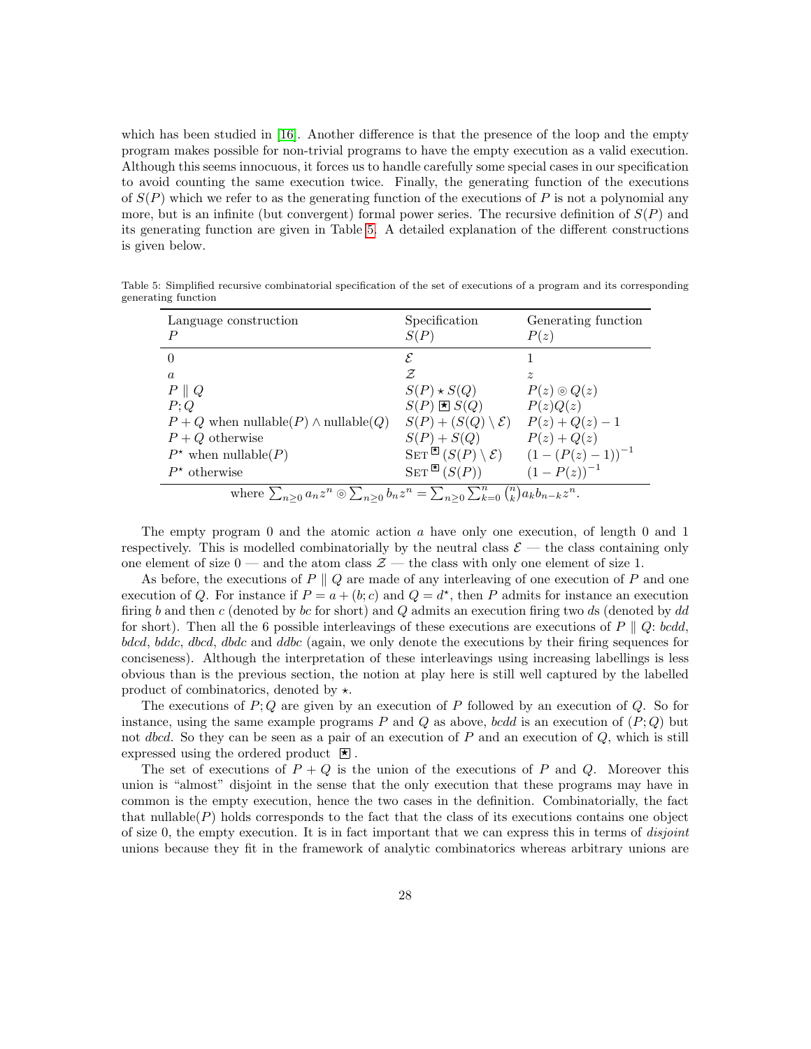which has been studied in [16]. Another difference is that the presence of the loop and the empty program makes possible for non-trivial programs to have the empty execution as a valid execution. Although this seems innocuous, it forces us to handle carefully some special cases in our specification to avoid counting the same execution twice. Finally, the generating function of the executions of $S(P)$ which we refer to as the generating function of the executions of $P$ is not a polynomial any more, but is an infinite (but convergent) formal power series. The recursive definition of $S(P)$ and its generating function are given in Table 5. A detailed explanation of the different constructions is given below.

Table 5: Simplified recursive combinatorial specification of the set of executions of a program and its corresponding generating function

| Language construction $P$ | Specification $S(P)$ | Generating function $P(z)$ |
|---|---|---|
| $0$ | $\mathcal{E}$ | $1$ |
| $a$ | $\mathcal{Z}$ | $z$ |
| $P \parallel Q$ | $S(P) \star S(Q)$ | $P(z) \circledcirc Q(z)$ |
| $P;Q$ | $S(P) \boxed{\star} S(Q)$ | $P(z)Q(z)$ |
| $P+Q$ when nullable$(P) \wedge$ nullable$(Q)$ | $S(P) + (S(Q) \setminus \mathcal{E})$ | $P(z)+Q(z)-1$ |
| $P+Q$ otherwise | $S(P)+S(Q)$ | $P(z)+Q(z)$ |
| $P^\star$ when nullable$(P)$ | $\textsc{Set}^{\boxed{\star}}(S(P) \setminus \mathcal{E})$ | $(1-(P(z)-1))^{-1}$ |
| $P^\star$ otherwise | $\textsc{Set}^{\boxed{\star}}(S(P))$ | $(1-P(z))^{-1}$ |

where $\sum_{n\geq 0} a_n z^n \circledcirc \sum_{n \geq 0} b_n z^n = \sum_{n\geq 0} \sum_{k=0}^{n} \binom{n}{k} a_k b_{n-k} z^n$.

The empty program 0 and the atomic action $a$ have only one execution, of length 0 and 1 respectively. This is modelled combinatorially by the neutral class $\mathcal{E}$ — the class containing only one element of size 0 — and the atom class $\mathcal{Z}$ — the class with only one element of size 1.

As before, the executions of $P \parallel Q$ are made of any interleaving of one execution of $P$ and one execution of $Q$. For instance if $P = a + (b;c)$ and $Q = d^\star$, then $P$ admits for instance an execution firing $b$ and then $c$ (denoted by *bc* for short) and $Q$ admits an execution firing two *d*s (denoted by *dd* for short). Then all the 6 possible interleavings of these executions are executions of $P \parallel Q$: *bcdd*, *bdcd*, *bddc*, *dbcd*, *dbdc* and *ddbc* (again, we only denote the executions by their firing sequences for conciseness). Although the interpretation of these interleavings using increasing labellings is less obvious than is the previous section, the notion at play here is still well captured by the labelled product of combinatorics, denoted by $\star$.

The executions of $P;Q$ are given by an execution of $P$ followed by an execution of $Q$. So for instance, using the same example programs $P$ and $Q$ as above, *bcdd* is an execution of $(P;Q)$ but not *dbcd*. So they can be seen as a pair of an execution of $P$ and an execution of $Q$, which is still expressed using the ordered product $\boxed{\star}$.

The set of executions of $P+Q$ is the union of the executions of $P$ and $Q$. Moreover this union is "almost" disjoint in the sense that the only execution that these programs may have in common is the empty execution, hence the two cases in the definition. Combinatorially, the fact that nullable$(P)$ holds corresponds to the fact that the class of its executions contains one object of size 0, the empty execution. It is in fact important that we can express this in terms of *disjoint* unions because they fit in the framework of analytic combinatorics whereas arbitrary unions are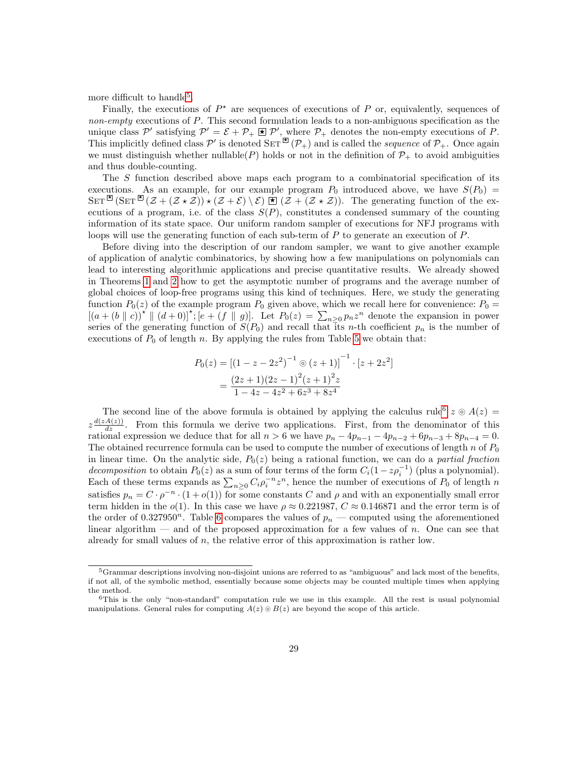more difficult to handle[5].

Finally, the executions of $P^\star$ are sequences of executions of $P$ or, equivalently, sequences of *non-empty* executions of $P$. This second formulation leads to a non-ambiguous specification as the unique class $\mathcal{P}'$ satisfying $\mathcal{P}' = \mathcal{E} + \mathcal{P}_+ \boxed{\star}\, \mathcal{P}'$, where $\mathcal{P}_+$ denotes the non-empty executions of $P$. This implicitly defined class $\mathcal{P}'$ is denoted $\text{SET}^{\boxed{\star}}(\mathcal{P}_+)$ and is called the *sequence* of $\mathcal{P}_+$. Once again we must distinguish whether nullable($P$) holds or not in the definition of $\mathcal{P}_+$ to avoid ambiguities and thus double-counting.

The $S$ function described above maps each program to a combinatorial specification of its executions. As an example, for our example program $P_0$ introduced above, we have $S(P_0) = \text{SET}^{\boxed{\star}}(\text{SET}^{\boxed{\star}}(\mathcal{Z} + (\mathcal{Z} \star \mathcal{Z})) \star (\mathcal{Z} + \mathcal{E}) \setminus \mathcal{E}) \boxed{\star} (\mathcal{Z} + (\mathcal{Z} \star \mathcal{Z}))$. The generating function of the executions of a program, i.e. of the class $S(P)$, constitutes a condensed summary of the counting information of its state space. Our uniform random sampler of executions for NFJ programs with loops will use the generating function of each sub-term of $P$ to generate an execution of $P$.

Before diving into the description of our random sampler, we want to give another example of application of analytic combinatorics, by showing how a few manipulations on polynomials can lead to interesting algorithmic applications and precise quantitative results. We already showed in Theorems 1 and 2 how to get the asymptotic number of programs and the average number of global choices of loop-free programs using this kind of techniques. Here, we study the generating function $P_0(z)$ of the example program $P_0$ given above, which we recall here for convenience: $P_0 = [(a + (b \parallel c))^\star \parallel (d + 0)]^\star; [e + (f \parallel g)]$. Let $P_0(z) = \sum_{n \geq 0} p_n z^n$ denote the expansion in power series of the generating function of $S(P_0)$ and recall that its $n$-th coefficient $p_n$ is the number of executions of $P_0$ of length $n$. By applying the rules from Table 5 we obtain that:

$$
\begin{aligned}
P_0(z) &= \left[(1 - z - 2z^2)^{-1} \circledcirc (z + 1)\right]^{-1} \cdot [z + 2z^2] \\
&= \frac{(2z + 1)(2z - 1)^2 (z + 1)^2 z}{1 - 4z - 4z^2 + 6z^3 + 8z^4}
\end{aligned}
$$

The second line of the above formula is obtained by applying the calculus rule[6] $z \circledcirc A(z) = z \frac{d(zA(z))}{dz}$. From this formula we derive two applications. First, from the denominator of this rational expression we deduce that for all $n > 6$ we have $p_n - 4p_{n-1} - 4p_{n-2} + 6p_{n-3} + 8p_{n-4} = 0$. The obtained recurrence formula can be used to compute the number of executions of length $n$ of $P_0$ in linear time. On the analytic side, $P_0(z)$ being a rational function, we can do a *partial fraction decomposition* to obtain $P_0(z)$ as a sum of four terms of the form $C_i(1 - z\rho_i^{-1})$ (plus a polynomial). Each of these terms expands as $\sum_{n \geq 0} C_i \rho_i^{-n} z^n$, hence the number of executions of $P_0$ of length $n$ satisfies $p_n = C \cdot \rho^{-n} \cdot (1 + o(1))$ for some constants $C$ and $\rho$ and with an exponentially small error term hidden in the $o(1)$. In this case we have $\rho \approx 0.221987$, $C \approx 0.146871$ and the error term is of the order of $0.327950^n$. Table 6 compares the values of $p_n$ — computed using the aforementioned linear algorithm — and of the proposed approximation for a few values of $n$. One can see that already for small values of $n$, the relative error of this approximation is rather low.

---

[5] Grammar descriptions involving non-disjoint unions are referred to as "ambiguous" and lack most of the benefits, if not all, of the symbolic method, essentially because some objects may be counted multiple times when applying the method.

[6] This is the only "non-standard" computation rule we use in this example. All the rest is usual polynomial manipulations. General rules for computing $A(z) \circledcirc B(z)$ are beyond the scope of this article.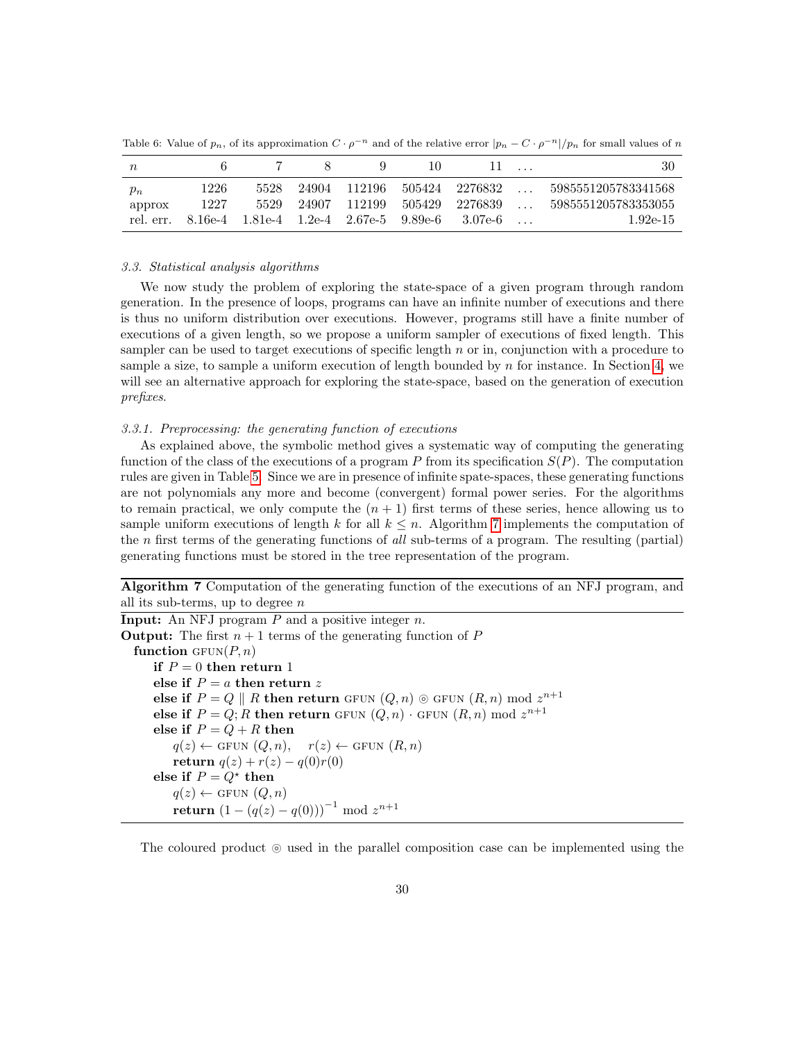Table 6: Value of $p_n$, of its approximation $C \cdot \rho^{-n}$ and of the relative error $|p_n - C \cdot \rho^{-n}|/p_n$ for small values of $n$

| $n$ | 6 | 7 | 8 | 9 | 10 | 11 | ... | 30 |
|---|---|---|---|---|---|---|---|---|
| $p_n$ | 1226 | 5528 | 24904 | 112196 | 505424 | 2276832 | ... | 5985551205783341568 |
| approx | 1227 | 5529 | 24907 | 112199 | 505429 | 2276839 | ... | 5985551205783353055 |
| rel. err. | 8.16e-4 | 1.81e-4 | 1.2e-4 | 2.67e-5 | 9.89e-6 | 3.07e-6 | ... | 1.92e-15 |

### *3.3. Statistical analysis algorithms*

We now study the problem of exploring the state-space of a given program through random generation. In the presence of loops, programs can have an infinite number of executions and there is thus no uniform distribution over executions. However, programs still have a finite number of executions of a given length, so we propose a uniform sampler of executions of fixed length. This sampler can be used to target executions of specific length $n$ or in, conjunction with a procedure to sample a size, to sample a uniform execution of length bounded by $n$ for instance. In Section 4, we will see an alternative approach for exploring the state-space, based on the generation of execution *prefixes*.

#### *3.3.1. Preprocessing: the generating function of executions*

As explained above, the symbolic method gives a systematic way of computing the generating function of the class of the executions of a program $P$ from its specification $S(P)$. The computation rules are given in Table 5. Since we are in presence of infinite spate-spaces, these generating functions are not polynomials any more and become (convergent) formal power series. For the algorithms to remain practical, we only compute the $(n+1)$ first terms of these series, hence allowing us to sample uniform executions of length $k$ for all $k \leq n$. Algorithm 7 implements the computation of the $n$ first terms of the generating functions of *all* sub-terms of a program. The resulting (partial) generating functions must be stored in the tree representation of the program.

**Algorithm 7** Computation of the generating function of the executions of an NFJ program, and all its sub-terms, up to degree $n$

**Input:** An NFJ program $P$ and a positive integer $n$.
**Output:** The first $n+1$ terms of the generating function of $P$

**function** GFUN$(P, n)$
  **if** $P = 0$ **then return** $1$
  **else if** $P = a$ **then return** $z$
  **else if** $P = Q \parallel R$ **then return** GFUN $(Q, n) \circledcirc$ GFUN $(R, n)$ mod $z^{n+1}$
  **else if** $P = Q; R$ **then return** GFUN $(Q, n) \cdot$ GFUN $(R, n)$ mod $z^{n+1}$
  **else if** $P = Q + R$ **then**
    $q(z) \leftarrow$ GFUN $(Q, n)$,   $r(z) \leftarrow$ GFUN $(R, n)$
    **return** $q(z) + r(z) - q(0)r(0)$
  **else if** $P = Q^\star$ **then**
    $q(z) \leftarrow$ GFUN $(Q, n)$
    **return** $(1 - (q(z) - q(0)))^{-1}$ mod $z^{n+1}$

The coloured product $\circledcirc$ used in the parallel composition case can be implemented using the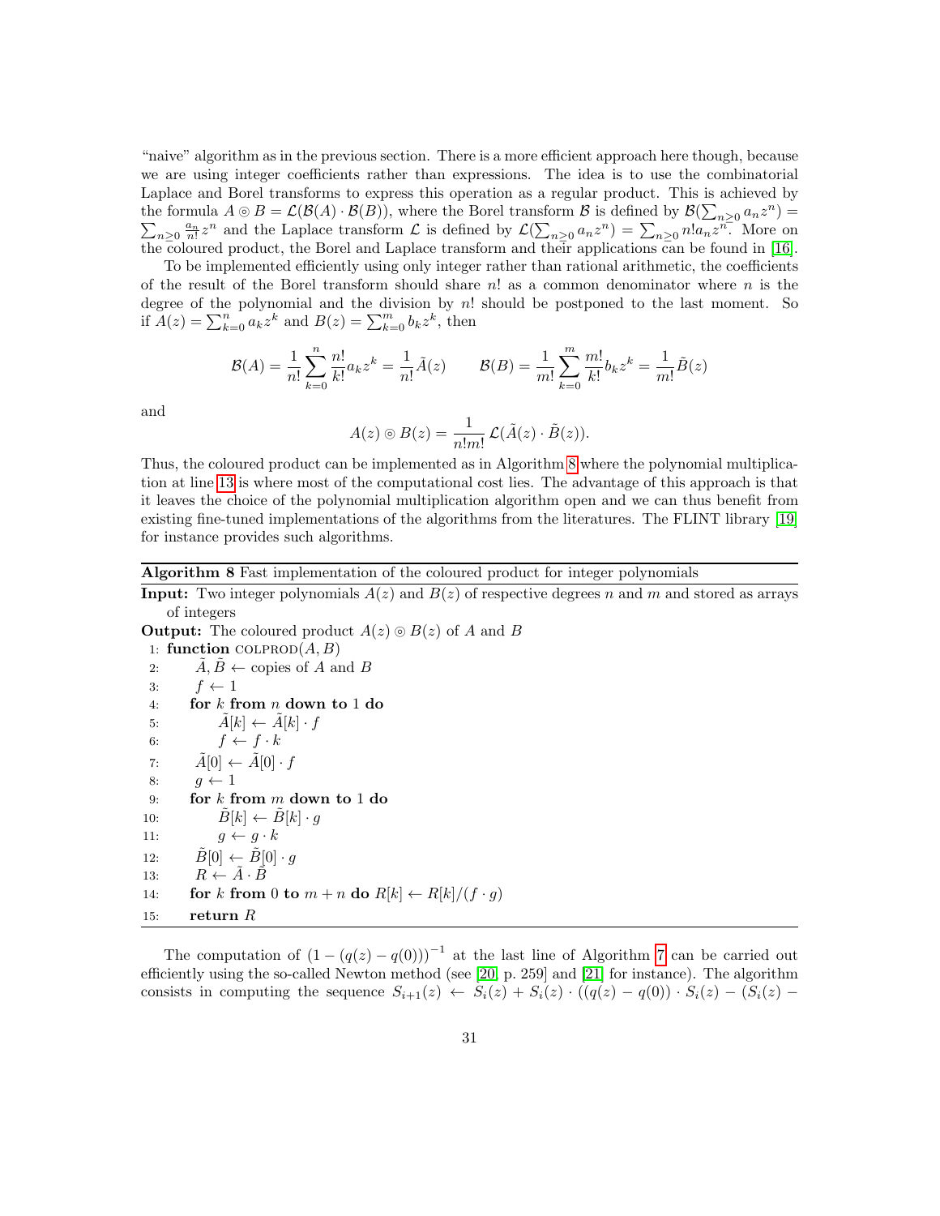"naive" algorithm as in the previous section. There is a more efficient approach here though, because we are using integer coefficients rather than expressions. The idea is to use the combinatorial Laplace and Borel transforms to express this operation as a regular product. This is achieved by the formula $A \circledcirc B = \mathcal{L}(\mathcal{B}(A) \cdot \mathcal{B}(B))$, where the Borel transform $\mathcal{B}$ is defined by $\mathcal{B}(\sum_{n\geq 0} a_n z^n) = \sum_{n\geq 0} \frac{a_n}{n!} z^n$ and the Laplace transform $\mathcal{L}$ is defined by $\mathcal{L}(\sum_{n\geq 0} a_n z^n) = \sum_{n\geq 0} n! a_n z^n$. More on the coloured product, the Borel and Laplace transform and their applications can be found in [16].

To be implemented efficiently using only integer rather than rational arithmetic, the coefficients of the result of the Borel transform should share $n!$ as a common denominator where $n$ is the degree of the polynomial and the division by $n!$ should be postponed to the last moment. So if $A(z) = \sum_{k=0}^{n} a_k z^k$ and $B(z) = \sum_{k=0}^{m} b_k z^k$, then

$$\mathcal{B}(A) = \frac{1}{n!} \sum_{k=0}^{n} \frac{n!}{k!} a_k z^k = \frac{1}{n!} \tilde{A}(z) \qquad \mathcal{B}(B) = \frac{1}{m!} \sum_{k=0}^{m} \frac{m!}{k!} b_k z^k = \frac{1}{m!} \tilde{B}(z)$$

and

$$A(z) \circledcirc B(z) = \frac{1}{n!m!} \, \mathcal{L}(\tilde{A}(z) \cdot \tilde{B}(z)).$$

Thus, the coloured product can be implemented as in Algorithm 8 where the polynomial multiplication at line 13 is where most of the computational cost lies. The advantage of this approach is that it leaves the choice of the polynomial multiplication algorithm open and we can thus benefit from existing fine-tuned implementations of the algorithms from the literatures. The FLINT library [19] for instance provides such algorithms.

**Algorithm 8** Fast implementation of the coloured product for integer polynomials

**Input:** Two integer polynomials $A(z)$ and $B(z)$ of respective degrees $n$ and $m$ and stored as arrays of integers

**Output:** The coloured product $A(z) \circledcirc B(z)$ of $A$ and $B$

```
1:  function COLPROD(A, B)
2:      Ã, B̃ ← copies of A and B
3:      f ← 1
4:      for k from n down to 1 do
5:          Ã[k] ← Ã[k] · f
6:          f ← f · k
7:      Ã[0] ← Ã[0] · f
8:      g ← 1
9:      for k from m down to 1 do
10:         B̃[k] ← B̃[k] · g
11:         g ← g · k
12:     B̃[0] ← B̃[0] · g
13:     R ← Ã · B̃
14:     for k from 0 to m + n do R[k] ← R[k]/(f · g)
15:     return R
```

The computation of $(1 - (q(z) - q(0)))^{-1}$ at the last line of Algorithm 7 can be carried out efficiently using the so-called Newton method (see [20, p. 259] and [21] for instance). The algorithm consists in computing the sequence $S_{i+1}(z) \leftarrow S_i(z) + S_i(z) \cdot ((q(z) - q(0)) \cdot S_i(z) - (S_i(z) -$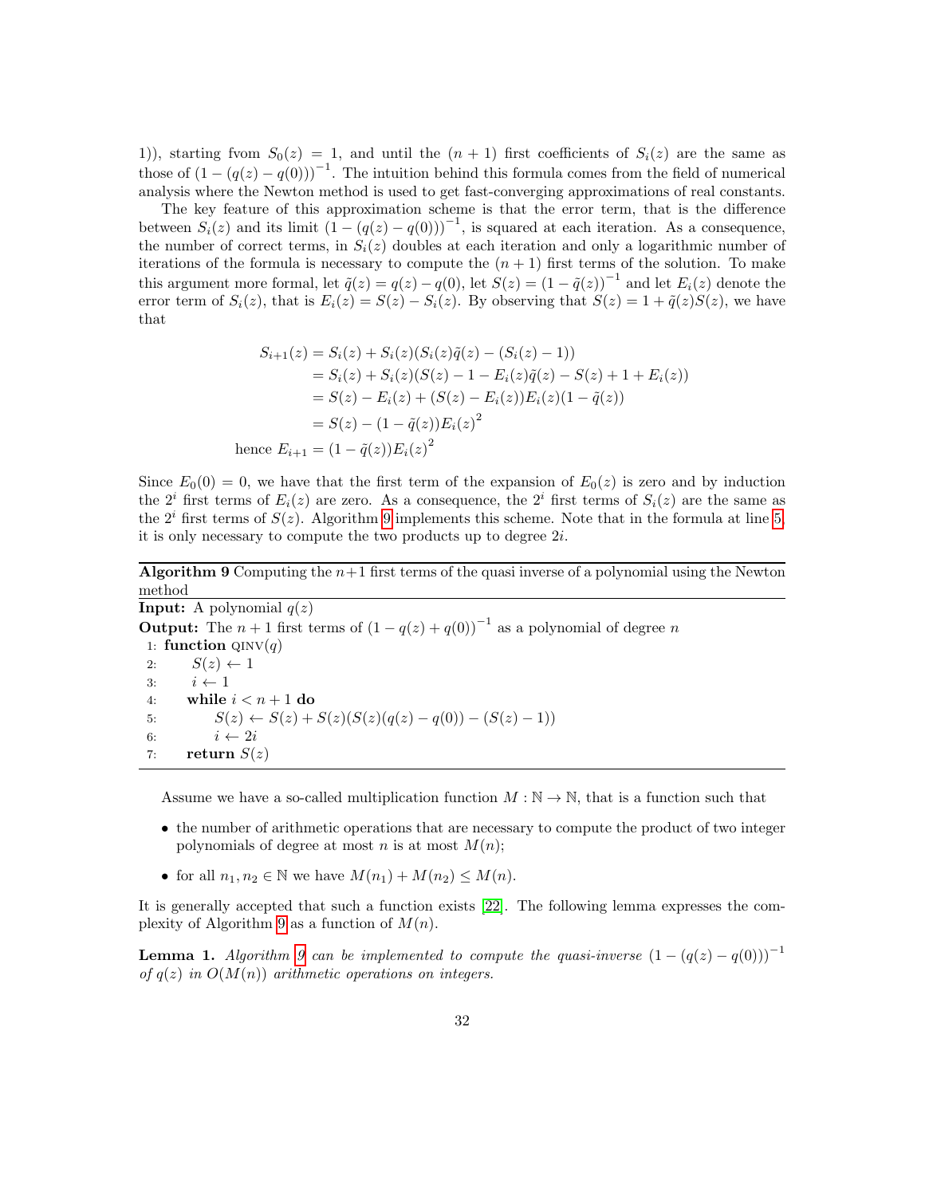1)), starting fvom $S_0(z) = 1$, and until the $(n+1)$ first coefficients of $S_i(z)$ are the same as those of $(1-(q(z)-q(0)))^{-1}$. The intuition behind this formula comes from the field of numerical analysis where the Newton method is used to get fast-converging approximations of real constants.

The key feature of this approximation scheme is that the error term, that is the difference between $S_i(z)$ and its limit $(1-(q(z)-q(0)))^{-1}$, is squared at each iteration. As a consequence, the number of correct terms, in $S_i(z)$ doubles at each iteration and only a logarithmic number of iterations of the formula is necessary to compute the $(n+1)$ first terms of the solution. To make this argument more formal, let $\tilde{q}(z) = q(z) - q(0)$, let $S(z) = (1-\tilde{q}(z))^{-1}$ and let $E_i(z)$ denote the error term of $S_i(z)$, that is $E_i(z) = S(z) - S_i(z)$. By observing that $S(z) = 1 + \tilde{q}(z)S(z)$, we have that

$$
\begin{aligned}
S_{i+1}(z) &= S_i(z) + S_i(z)(S_i(z)\tilde{q}(z) - (S_i(z) - 1)) \\
&= S_i(z) + S_i(z)(S(z) - 1 - E_i(z)\tilde{q}(z) - S(z) + 1 + E_i(z)) \\
&= S(z) - E_i(z) + (S(z) - E_i(z))E_i(z)(1-\tilde{q}(z)) \\
&= S(z) - (1-\tilde{q}(z))E_i(z)^2 \\
\text{hence } E_{i+1} &= (1-\tilde{q}(z))E_i(z)^2
\end{aligned}
$$

Since $E_0(0) = 0$, we have that the first term of the expansion of $E_0(z)$ is zero and by induction the $2^i$ first terms of $E_i(z)$ are zero. As a consequence, the $2^i$ first terms of $S_i(z)$ are the same as the $2^i$ first terms of $S(z)$. Algorithm 9 implements this scheme. Note that in the formula at line 5, it is only necessary to compute the two products up to degree $2i$.

**Algorithm 9** Computing the $n+1$ first terms of the quasi inverse of a polynomial using the Newton method

**Input:** A polynomial $q(z)$

**Output:** The $n+1$ first terms of $(1-q(z)+q(0))^{-1}$ as a polynomial of degree $n$

```
1: function QINV(q)
2:     S(z) ← 1
3:     i ← 1
4:     while i < n + 1 do
5:         S(z) ← S(z) + S(z)(S(z)(q(z) − q(0)) − (S(z) − 1))
6:         i ← 2i
7:     return S(z)
```

Assume we have a so-called multiplication function $M : \mathbb{N} \to \mathbb{N}$, that is a function such that

- the number of arithmetic operations that are necessary to compute the product of two integer polynomials of degree at most $n$ is at most $M(n)$;
- for all $n_1, n_2 \in \mathbb{N}$ we have $M(n_1) + M(n_2) \leq M(n)$.

It is generally accepted that such a function exists [22]. The following lemma expresses the complexity of Algorithm 9 as a function of $M(n)$.

**Lemma 1.** *Algorithm 9 can be implemented to compute the quasi-inverse $(1-(q(z)-q(0)))^{-1}$ of $q(z)$ in $O(M(n))$ arithmetic operations on integers.*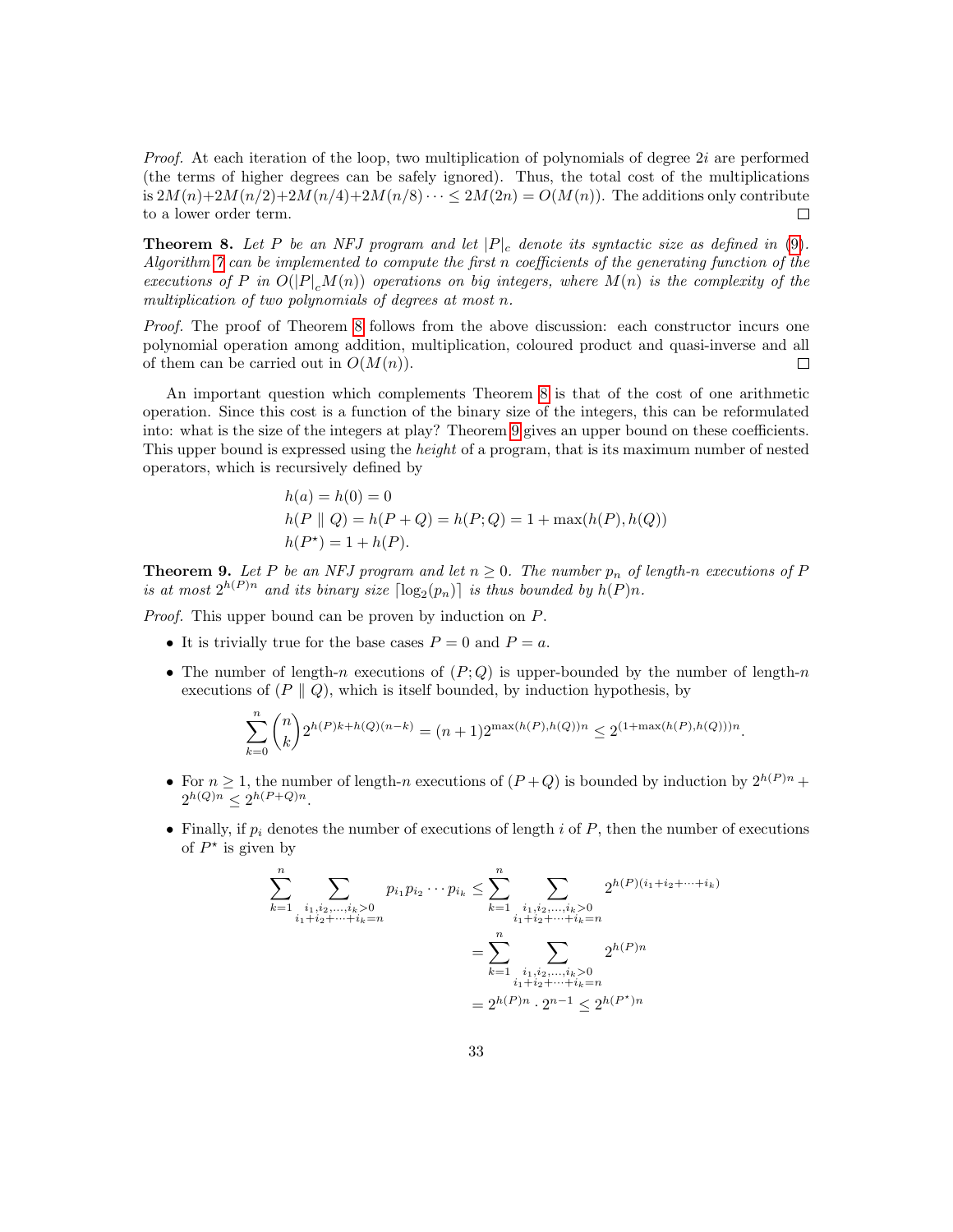*Proof.* At each iteration of the loop, two multiplication of polynomials of degree $2i$ are performed (the terms of higher degrees can be safely ignored). Thus, the total cost of the multiplications is $2M(n)+2M(n/2)+2M(n/4)+2M(n/8)\cdots \leq 2M(2n) = O(M(n))$. The additions only contribute to a lower order term. ☐

**Theorem 8.** *Let $P$ be an NFJ program and let $|P|_c$ denote its syntactic size as defined in (9). Algorithm 7 can be implemented to compute the first $n$ coefficients of the generating function of the executions of $P$ in $O(|P|_c M(n))$ operations on big integers, where $M(n)$ is the complexity of the multiplication of two polynomials of degrees at most $n$.*

*Proof.* The proof of Theorem 8 follows from the above discussion: each constructor incurs one polynomial operation among addition, multiplication, coloured product and quasi-inverse and all of them can be carried out in $O(M(n))$. ☐

An important question which complements Theorem 8 is that of the cost of one arithmetic operation. Since this cost is a function of the binary size of the integers, this can be reformulated into: what is the size of the integers at play? Theorem 9 gives an upper bound on these coefficients. This upper bound is expressed using the *height* of a program, that is its maximum number of nested operators, which is recursively defined by

$$
\begin{aligned}
&h(a) = h(0) = 0\\
&h(P \parallel Q) = h(P + Q) = h(P;Q) = 1 + \max(h(P), h(Q))\\
&h(P^\star) = 1 + h(P).
\end{aligned}
$$

**Theorem 9.** *Let $P$ be an NFJ program and let $n \geq 0$. The number $p_n$ of length-$n$ executions of $P$ is at most $2^{h(P)n}$ and its binary size $\lceil \log_2(p_n) \rceil$ is thus bounded by $h(P)n$.*

*Proof.* This upper bound can be proven by induction on $P$.

- It is trivially true for the base cases $P = 0$ and $P = a$.
- The number of length-$n$ executions of $(P;Q)$ is upper-bounded by the number of length-$n$ executions of $(P \parallel Q)$, which is itself bounded, by induction hypothesis, by

$$\sum_{k=0}^{n} \binom{n}{k} 2^{h(P)k + h(Q)(n-k)} = (n+1)2^{\max(h(P),h(Q))n} \leq 2^{(1+\max(h(P),h(Q)))n}.$$

- For $n \geq 1$, the number of length-$n$ executions of $(P+Q)$ is bounded by induction by $2^{h(P)n} + 2^{h(Q)n} \leq 2^{h(P+Q)n}$.
- Finally, if $p_i$ denotes the number of executions of length $i$ of $P$, then the number of executions of $P^\star$ is given by

$$
\begin{aligned}
\sum_{k=1}^{n} \sum_{\substack{i_1,i_2,\ldots,i_k>0\\ i_1+i_2+\cdots+i_k=n}} p_{i_1}p_{i_2}\cdots p_{i_k} &\leq \sum_{k=1}^{n} \sum_{\substack{i_1,i_2,\ldots,i_k>0\\ i_1+i_2+\cdots+i_k=n}} 2^{h(P)(i_1+i_2+\cdots+i_k)}\\
&= \sum_{k=1}^{n} \sum_{\substack{i_1,i_2,\ldots,i_k>0\\ i_1+i_2+\cdots+i_k=n}} 2^{h(P)n}\\
&= 2^{h(P)n} \cdot 2^{n-1} \leq 2^{h(P^\star)n}
\end{aligned}
$$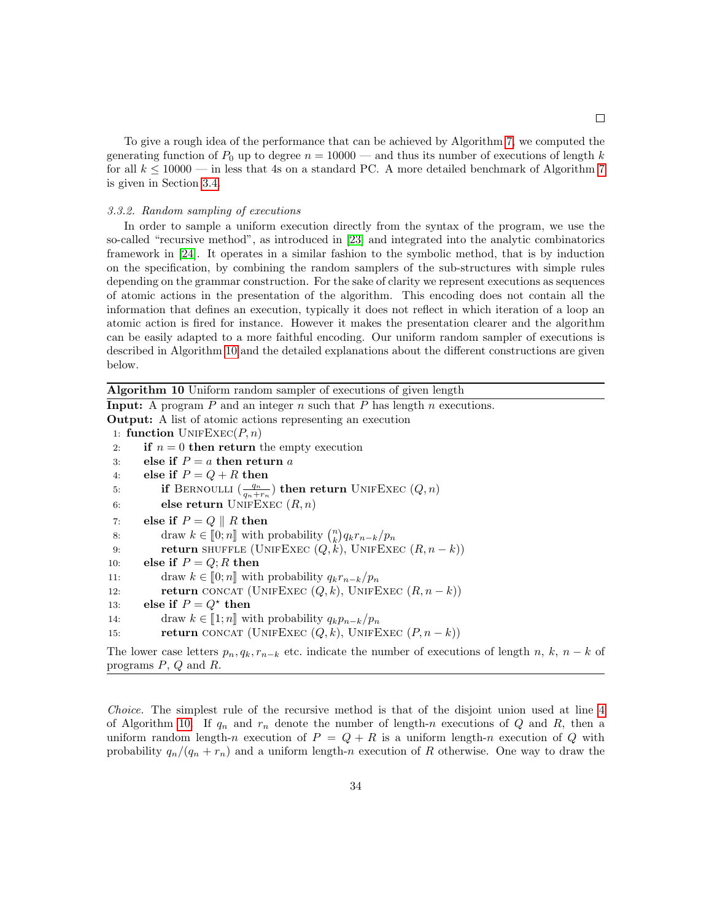□

To give a rough idea of the performance that can be achieved by Algorithm 7, we computed the generating function of $P_0$ up to degree $n = 10000$ — and thus its number of executions of length $k$ for all $k \leq 10000$ — in less that 4s on a standard PC. A more detailed benchmark of Algorithm 7 is given in Section 3.4.

### 3.3.2. Random sampling of executions

In order to sample a uniform execution directly from the syntax of the program, we use the so-called "recursive method", as introduced in [23] and integrated into the analytic combinatorics framework in [24]. It operates in a similar fashion to the symbolic method, that is by induction on the specification, by combining the random samplers of the sub-structures with simple rules depending on the grammar construction. For the sake of clarity we represent executions as sequences of atomic actions in the presentation of the algorithm. This encoding does not contain all the information that defines an execution, typically it does not reflect in which iteration of a loop an atomic action is fired for instance. However it makes the presentation clearer and the algorithm can be easily adapted to a more faithful encoding. Our uniform random sampler of executions is described in Algorithm 10 and the detailed explanations about the different constructions are given below.

**Algorithm 10** Uniform random sampler of executions of given length

**Input:** A program $P$ and an integer $n$ such that $P$ has length $n$ executions.
**Output:** A list of atomic actions representing an execution

```
1:  function UnifExec(P, n)
2:      if n = 0 then return the empty execution
3:      else if P = a then return a
4:      else if P = Q + R then
5:          if Bernoulli (q_n / (q_n + r_n)) then return UnifExec (Q, n)
6:          else return UnifExec (R, n)
7:      else if P = Q ∥ R then
8:          draw k ∈ ⟦0; n⟧ with probability binom(n, k) q_k r_{n-k} / p_n
9:          return shuffle (UnifExec (Q, k), UnifExec (R, n - k))
10:     else if P = Q; R then
11:         draw k ∈ ⟦0; n⟧ with probability q_k r_{n-k} / p_n
12:         return concat (UnifExec (Q, k), UnifExec (R, n - k))
13:     else if P = Q* then
14:         draw k ∈ ⟦1; n⟧ with probability q_k p_{n-k} / p_n
15:         return concat (UnifExec (Q, k), UnifExec (P, n - k))
```

The lower case letters $p_n, q_k, r_{n-k}$ etc. indicate the number of executions of length $n$, $k$, $n-k$ of programs $P$, $Q$ and $R$.

*Choice.* The simplest rule of the recursive method is that of the disjoint union used at line 4 of Algorithm 10. If $q_n$ and $r_n$ denote the number of length-$n$ executions of $Q$ and $R$, then a uniform random length-$n$ execution of $P = Q + R$ is a uniform length-$n$ execution of $Q$ with probability $q_n/(q_n + r_n)$ and a uniform length-$n$ execution of $R$ otherwise. One way to draw the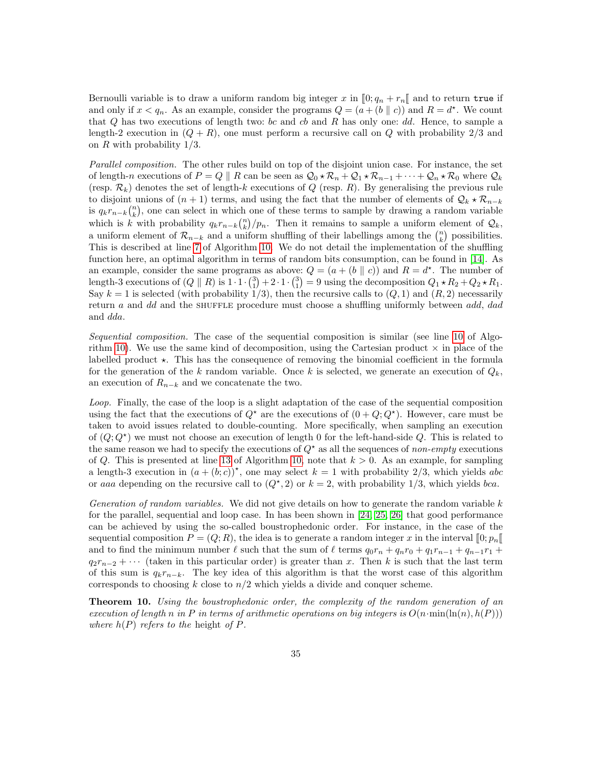Bernoulli variable is to draw a uniform random big integer $x$ in $[\![0; q_n + r_n[\![$ and to return `true` if and only if $x < q_n$. As an example, consider the programs $Q = (a + (b \parallel c))$ and $R = d^\star$. We count that $Q$ has two executions of length two: $bc$ and $cb$ and $R$ has only one: $dd$. Hence, to sample a length-2 execution in $(Q + R)$, one must perform a recursive call on $Q$ with probability 2/3 and on $R$ with probability 1/3.

*Parallel composition.* The other rules build on top of the disjoint union case. For instance, the set of length-$n$ executions of $P = Q \parallel R$ can be seen as $\mathcal{Q}_0 \star \mathcal{R}_n + \mathcal{Q}_1 \star \mathcal{R}_{n-1} + \cdots + \mathcal{Q}_n \star \mathcal{R}_0$ where $\mathcal{Q}_k$ (resp. $\mathcal{R}_k$) denotes the set of length-$k$ executions of $Q$ (resp. $R$). By generalising the previous rule to disjoint unions of $(n+1)$ terms, and using the fact that the number of elements of $\mathcal{Q}_k \star \mathcal{R}_{n-k}$ is $q_k r_{n-k} \binom{n}{k}$, one can select in which one of these terms to sample by drawing a random variable which is $k$ with probability $q_k r_{n-k} \binom{n}{k} / p_n$. Then it remains to sample a uniform element of $\mathcal{Q}_k$, a uniform element of $\mathcal{R}_{n-k}$ and a uniform shuffling of their labellings among the $\binom{n}{k}$ possibilities. This is described at line 7 of Algorithm 10. We do not detail the implementation of the shuffling function here, an optimal algorithm in terms of random bits consumption, can be found in [14]. As an example, consider the same programs as above: $Q = (a + (b \parallel c))$ and $R = d^\star$. The number of length-3 executions of $(Q \parallel R)$ is $1 \cdot 1 \cdot \binom{3}{1} + 2 \cdot 1 \cdot \binom{3}{1} = 9$ using the decomposition $Q_1 \star R_2 + Q_2 \star R_1$. Say $k = 1$ is selected (with probability 1/3), then the recursive calls to $(Q, 1)$ and $(R, 2)$ necessarily return $a$ and $dd$ and the SHUFFLE procedure must choose a shuffling uniformly between $add$, $dad$ and $dda$.

*Sequential composition.* The case of the sequential composition is similar (see line 10 of Algorithm 10). We use the same kind of decomposition, using the Cartesian product $\times$ in place of the labelled product $\star$. This has the consequence of removing the binomial coefficient in the formula for the generation of the $k$ random variable. Once $k$ is selected, we generate an execution of $Q_k$, an execution of $R_{n-k}$ and we concatenate the two.

*Loop.* Finally, the case of the loop is a slight adaptation of the case of the sequential composition using the fact that the executions of $Q^\star$ are the executions of $(0 + Q; Q^\star)$. However, care must be taken to avoid issues related to double-counting. More specifically, when sampling an execution of $(Q; Q^\star)$ we must not choose an execution of length 0 for the left-hand-side $Q$. This is related to the same reason we had to specify the executions of $Q^\star$ as all the sequences of *non-empty* executions of $Q$. This is presented at line 13 of Algorithm 10, note that $k > 0$. As an example, for sampling a length-3 execution in $(a + (b; c))^\star$, one may select $k = 1$ with probability 2/3, which yields $abc$ or $aaa$ depending on the recursive call to $(Q^\star, 2)$ or $k = 2$, with probability 1/3, which yields $bca$.

*Generation of random variables.* We did not give details on how to generate the random variable $k$ for the parallel, sequential and loop case. In has been shown in [24, 25, 26] that good performance can be achieved by using the so-called boustrophedonic order. For instance, in the case of the sequential composition $P = (Q; R)$, the idea is to generate a random integer $x$ in the interval $[\![0; p_n[\![$ and to find the minimum number $\ell$ such that the sum of $\ell$ terms $q_0 r_n + q_n r_0 + q_1 r_{n-1} + q_{n-1} r_1 + q_2 r_{n-2} + \cdots$ (taken in this particular order) is greater than $x$. Then $k$ is such that the last term of this sum is $q_k r_{n-k}$. The key idea of this algorithm is that the worst case of this algorithm corresponds to choosing $k$ close to $n/2$ which yields a divide and conquer scheme.

**Theorem 10.** *Using the boustrophedonic order, the complexity of the random generation of an execution of length $n$ in $P$ in terms of arithmetic operations on big integers is $O(n \cdot \min(\ln(n), h(P)))$ where $h(P)$ refers to the* height *of $P$.*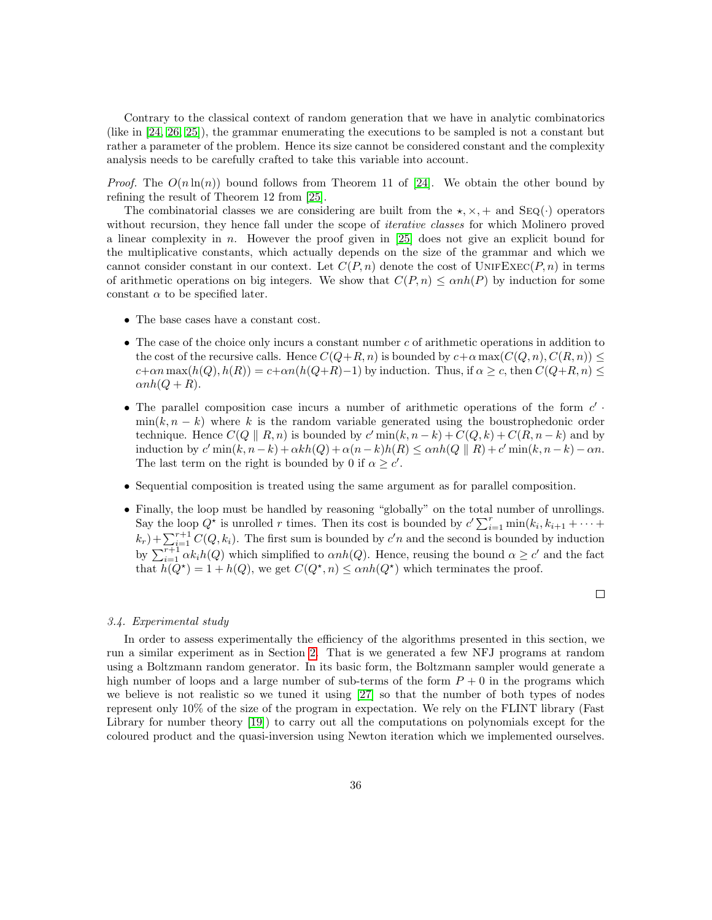Contrary to the classical context of random generation that we have in analytic combinatorics (like in [24, 26, 25]), the grammar enumerating the executions to be sampled is not a constant but rather a parameter of the problem. Hence its size cannot be considered constant and the complexity analysis needs to be carefully crafted to take this variable into account.

*Proof.* The $O(n \ln(n))$ bound follows from Theorem 11 of [24]. We obtain the other bound by refining the result of Theorem 12 from [25].

The combinatorial classes we are considering are built from the $\star, \times, +$ and $\textsc{Seq}(\cdot)$ operators without recursion, they hence fall under the scope of *iterative classes* for which Molinero proved a linear complexity in $n$. However the proof given in [25] does not give an explicit bound for the multiplicative constants, which actually depends on the size of the grammar and which we cannot consider constant in our context. Let $C(P, n)$ denote the cost of $\textsc{UnifExec}(P, n)$ in terms of arithmetic operations on big integers. We show that $C(P, n) \leq \alpha n h(P)$ by induction for some constant $\alpha$ to be specified later.

- The base cases have a constant cost.
- The case of the choice only incurs a constant number $c$ of arithmetic operations in addition to the cost of the recursive calls. Hence $C(Q+R, n)$ is bounded by $c + \alpha \max(C(Q, n), C(R, n)) \leq c + \alpha n \max(h(Q), h(R)) = c + \alpha n (h(Q+R) - 1)$ by induction. Thus, if $\alpha \geq c$, then $C(Q+R, n) \leq \alpha n h(Q+R)$.
- The parallel composition case incurs a number of arithmetic operations of the form $c' \cdot \min(k, n-k)$ where $k$ is the random variable generated using the boustrophedonic order technique. Hence $C(Q \parallel R, n)$ is bounded by $c' \min(k, n-k) + C(Q, k) + C(R, n-k)$ and by induction by $c' \min(k, n-k) + \alpha k h(Q) + \alpha(n-k) h(R) \leq \alpha n h(Q \parallel R) + c' \min(k, n-k) - \alpha n$. The last term on the right is bounded by 0 if $\alpha \geq c'$.
- Sequential composition is treated using the same argument as for parallel composition.
- Finally, the loop must be handled by reasoning "globally" on the total number of unrollings. Say the loop $Q^\star$ is unrolled $r$ times. Then its cost is bounded by $c' \sum_{i=1}^{r} \min(k_i, k_{i+1} + \cdots + k_r) + \sum_{i=1}^{r+1} C(Q, k_i)$. The first sum is bounded by $c'n$ and the second is bounded by induction by $\sum_{i=1}^{r+1} \alpha k_i h(Q)$ which simplified to $\alpha n h(Q)$. Hence, reusing the bound $\alpha \geq c'$ and the fact that $h(Q^\star) = 1 + h(Q)$, we get $C(Q^\star, n) \leq \alpha n h(Q^\star)$ which terminates the proof.

□

### 3.4. Experimental study

In order to assess experimentally the efficiency of the algorithms presented in this section, we run a similar experiment as in Section 2. That is we generated a few NFJ programs at random using a Boltzmann random generator. In its basic form, the Boltzmann sampler would generate a high number of loops and a large number of sub-terms of the form $P + 0$ in the programs which we believe is not realistic so we tuned it using [27] so that the number of both types of nodes represent only 10% of the size of the program in expectation. We rely on the FLINT library (Fast Library for number theory [19]) to carry out all the computations on polynomials except for the coloured product and the quasi-inversion using Newton iteration which we implemented ourselves.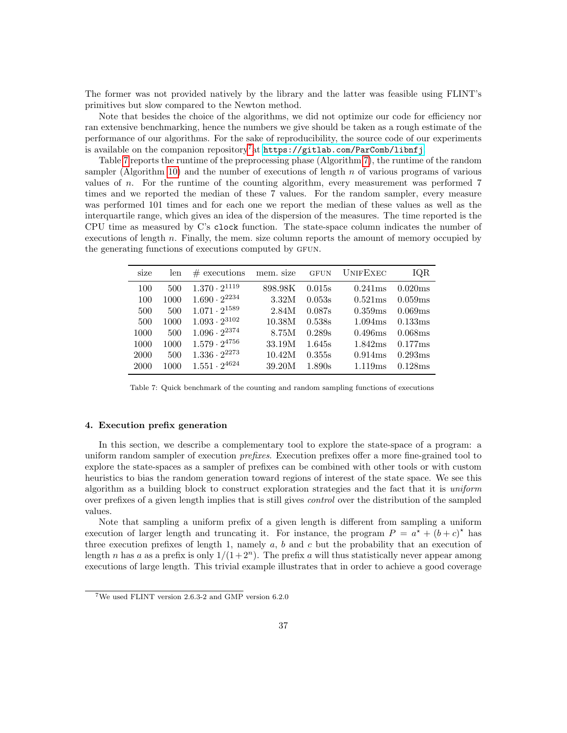The former was not provided natively by the library and the latter was feasible using FLINT's primitives but slow compared to the Newton method.

Note that besides the choice of the algorithms, we did not optimize our code for efficiency nor ran extensive benchmarking, hence the numbers we give should be taken as a rough estimate of the performance of our algorithms. For the sake of reproducibility, the source code of our experiments is available on the companion repository[7] at `https://gitlab.com/ParComb/libnfj`.

Table 7 reports the runtime of the preprocessing phase (Algorithm 7), the runtime of the random sampler (Algorithm 10) and the number of executions of length $n$ of various programs of various values of $n$. For the runtime of the counting algorithm, every measurement was performed 7 times and we reported the median of these 7 values. For the random sampler, every measure was performed 101 times and for each one we report the median of these values as well as the interquartile range, which gives an idea of the dispersion of the measures. The time reported is the CPU time as measured by C's `clock` function. The state-space column indicates the number of executions of length $n$. Finally, the mem. size column reports the amount of memory occupied by the generating functions of executions computed by GFUN.

| size | len | # executions | mem. size | GFUN | UNIFEXEC | IQR |
|---|---|---|---|---|---|---|
| 100 | 500 | $1.370 \cdot 2^{1119}$ | 898.98K | 0.015s | 0.241ms | 0.020ms |
| 100 | 1000 | $1.690 \cdot 2^{2234}$ | 3.32M | 0.053s | 0.521ms | 0.059ms |
| 500 | 500 | $1.071 \cdot 2^{1589}$ | 2.84M | 0.087s | 0.359ms | 0.069ms |
| 500 | 1000 | $1.093 \cdot 2^{3102}$ | 10.38M | 0.538s | 1.094ms | 0.133ms |
| 1000 | 500 | $1.096 \cdot 2^{2374}$ | 8.75M | 0.289s | 0.496ms | 0.068ms |
| 1000 | 1000 | $1.579 \cdot 2^{4756}$ | 33.19M | 1.645s | 1.842ms | 0.177ms |
| 2000 | 500 | $1.336 \cdot 2^{2273}$ | 10.42M | 0.355s | 0.914ms | 0.293ms |
| 2000 | 1000 | $1.551 \cdot 2^{4624}$ | 39.20M | 1.890s | 1.119ms | 0.128ms |

Table 7: Quick benchmark of the counting and random sampling functions of executions

### 4. Execution prefix generation

In this section, we describe a complementary tool to explore the state-space of a program: a uniform random sampler of execution *prefixes*. Execution prefixes offer a more fine-grained tool to explore the state-spaces as a sampler of prefixes can be combined with other tools or with custom heuristics to bias the random generation toward regions of interest of the state space. We see this algorithm as a building block to construct exploration strategies and the fact that it is *uniform* over prefixes of a given length implies that is still gives *control* over the distribution of the sampled values.

Note that sampling a uniform prefix of a given length is different from sampling a uniform execution of larger length and truncating it. For instance, the program $P = a^\star + (b + c)^\star$ has three execution prefixes of length 1, namely $a$, $b$ and $c$ but the probability that an execution of length $n$ has $a$ as a prefix is only $1/(1+2^n)$. The prefix $a$ will thus statistically never appear among executions of large length. This trivial example illustrates that in order to achieve a good coverage

[7] We used FLINT version 2.6.3-2 and GMP version 6.2.0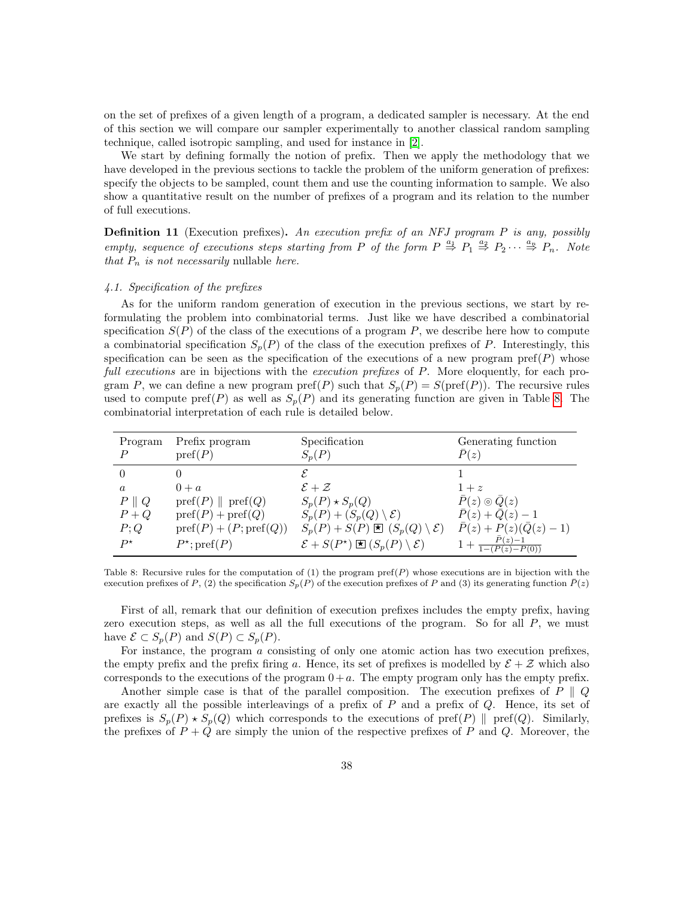on the set of prefixes of a given length of a program, a dedicated sampler is necessary. At the end of this section we will compare our sampler experimentally to another classical random sampling technique, called isotropic sampling, and used for instance in [2].

We start by defining formally the notion of prefix. Then we apply the methodology that we have developed in the previous sections to tackle the problem of the uniform generation of prefixes: specify the objects to be sampled, count them and use the counting information to sample. We also show a quantitative result on the number of prefixes of a program and its relation to the number of full executions.

**Definition 11** (Execution prefixes)**.** *An execution prefix of an NFJ program $P$ is any, possibly empty, sequence of executions steps starting from $P$ of the form $P \overset{a_1}{\Rightarrow} P_1 \overset{a_2}{\Rightarrow} P_2 \cdots \overset{a_n}{\Rightarrow} P_n$. Note that $P_n$ is not necessarily* nullable *here.*

### 4.1. Specification of the prefixes

As for the uniform random generation of execution in the previous sections, we start by reformulating the problem into combinatorial terms. Just like we have described a combinatorial specification $S(P)$ of the class of the executions of a program $P$, we describe here how to compute a combinatorial specification $S_p(P)$ of the class of the execution prefixes of $P$. Interestingly, this specification can be seen as the specification of the executions of a new program $\text{pref}(P)$ whose *full executions* are in bijections with the *execution prefixes* of $P$. More eloquently, for each program $P$, we can define a new program $\text{pref}(P)$ such that $S_p(P) = S(\text{pref}(P))$. The recursive rules used to compute $\text{pref}(P)$ as well as $S_p(P)$ and its generating function are given in Table 8. The combinatorial interpretation of each rule is detailed below.

| Program $P$ | Prefix program $\text{pref}(P)$ | Specification $S_p(P)$ | Generating function $\bar{P}(z)$ |
|---|---|---|---|
| $0$ | $0$ | $\mathcal{E}$ | $1$ |
| $a$ | $0 + a$ | $\mathcal{E} + \mathcal{Z}$ | $1 + z$ |
| $P \parallel Q$ | $\text{pref}(P) \parallel \text{pref}(Q)$ | $S_p(P) \star S_p(Q)$ | $\bar{P}(z) \circledcirc \bar{Q}(z)$ |
| $P + Q$ | $\text{pref}(P) + \text{pref}(Q)$ | $S_p(P) + (S_p(Q) \setminus \mathcal{E})$ | $\bar{P}(z) + \bar{Q}(z) - 1$ |
| $P; Q$ | $\text{pref}(P) + (P; \text{pref}(Q))$ | $S_p(P) + S(P) \boxed{\star} (S_p(Q) \setminus \mathcal{E})$ | $\bar{P}(z) + P(z)(\bar{Q}(z) - 1)$ |
| $P^\star$ | $P^\star; \text{pref}(P)$ | $\mathcal{E} + S(P^\star) \boxed{\star} (S_p(P) \setminus \mathcal{E})$ | $1 + \frac{\bar{P}(z)-1}{1-(P(z)-P(0))}$ |

Table 8: Recursive rules for the computation of (1) the program $\text{pref}(P)$ whose executions are in bijection with the execution prefixes of $P$, (2) the specification $S_p(P)$ of the execution prefixes of $P$ and (3) its generating function $\bar{P}(z)$

First of all, remark that our definition of execution prefixes includes the empty prefix, having zero execution steps, as well as all the full executions of the program. So for all $P$, we must have $\mathcal{E} \subset S_p(P)$ and $S(P) \subset S_p(P)$.

For instance, the program $a$ consisting of only one atomic action has two execution prefixes, the empty prefix and the prefix firing $a$. Hence, its set of prefixes is modelled by $\mathcal{E} + \mathcal{Z}$ which also corresponds to the executions of the program $0 + a$. The empty program only has the empty prefix.

Another simple case is that of the parallel composition. The execution prefixes of $P \parallel Q$ are exactly all the possible interleavings of a prefix of $P$ and a prefix of $Q$. Hence, its set of prefixes is $S_p(P) \star S_p(Q)$ which corresponds to the executions of $\text{pref}(P) \parallel \text{pref}(Q)$. Similarly, the prefixes of $P + Q$ are simply the union of the respective prefixes of $P$ and $Q$. Moreover, the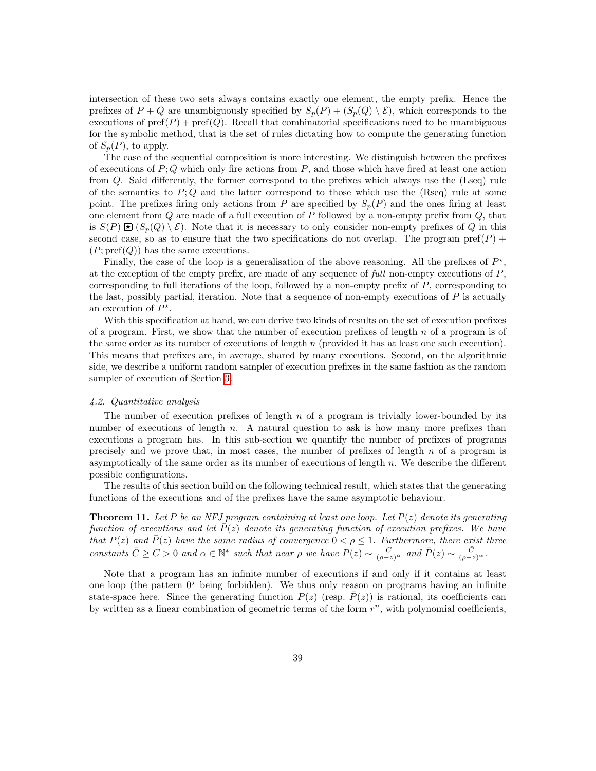intersection of these two sets always contains exactly one element, the empty prefix. Hence the prefixes of $P + Q$ are unambiguously specified by $S_p(P) + (S_p(Q) \setminus \mathcal{E})$, which corresponds to the executions of $\text{pref}(P) + \text{pref}(Q)$. Recall that combinatorial specifications need to be unambiguous for the symbolic method, that is the set of rules dictating how to compute the generating function of $S_p(P)$, to apply.

The case of the sequential composition is more interesting. We distinguish between the prefixes of executions of $P; Q$ which only fire actions from $P$, and those which have fired at least one action from $Q$. Said differently, the former correspond to the prefixes which always use the (Lseq) rule of the semantics to $P; Q$ and the latter correspond to those which use the (Rseq) rule at some point. The prefixes firing only actions from $P$ are specified by $S_p(P)$ and the ones firing at least one element from $Q$ are made of a full execution of $P$ followed by a non-empty prefix from $Q$, that is $S(P) \boxstar (S_p(Q) \setminus \mathcal{E})$. Note that it is necessary to only consider non-empty prefixes of $Q$ in this second case, so as to ensure that the two specifications do not overlap. The program $\text{pref}(P) + (P; \text{pref}(Q))$ has the same executions.

Finally, the case of the loop is a generalisation of the above reasoning. All the prefixes of $P^\star$, at the exception of the empty prefix, are made of any sequence of *full* non-empty executions of $P$, corresponding to full iterations of the loop, followed by a non-empty prefix of $P$, corresponding to the last, possibly partial, iteration. Note that a sequence of non-empty executions of $P$ is actually an execution of $P^\star$.

With this specification at hand, we can derive two kinds of results on the set of execution prefixes of a program. First, we show that the number of execution prefixes of length $n$ of a program is of the same order as its number of executions of length $n$ (provided it has at least one such execution). This means that prefixes are, in average, shared by many executions. Second, on the algorithmic side, we describe a uniform random sampler of execution prefixes in the same fashion as the random sampler of execution of Section 3.

#### *4.2. Quantitative analysis*

The number of execution prefixes of length $n$ of a program is trivially lower-bounded by its number of executions of length $n$. A natural question to ask is how many more prefixes than executions a program has. In this sub-section we quantify the number of prefixes of programs precisely and we prove that, in most cases, the number of prefixes of length $n$ of a program is asymptotically of the same order as its number of executions of length $n$. We describe the different possible configurations.

The results of this section build on the following technical result, which states that the generating functions of the executions and of the prefixes have the same asymptotic behaviour.

**Theorem 11.** *Let $P$ be an NFJ program containing at least one loop. Let $P(z)$ denote its generating function of executions and let $\bar{P}(z)$ denote its generating function of execution prefixes. We have that $P(z)$ and $\bar{P}(z)$ have the same radius of convergence $0 < \rho \leq 1$. Furthermore, there exist three constants $\bar{C} \geq C > 0$ and $\alpha \in \mathbb{N}^*$ such that near $\rho$ we have $P(z) \sim \frac{C}{(\rho - z)^\alpha}$ and $\bar{P}(z) \sim \frac{\bar{C}}{(\rho - z)^\alpha}$.*

Note that a program has an infinite number of executions if and only if it contains at least one loop (the pattern $0^\star$ being forbidden). We thus only reason on programs having an infinite state-space here. Since the generating function $P(z)$ (resp. $\bar{P}(z)$) is rational, its coefficients can by written as a linear combination of geometric terms of the form $r^n$, with polynomial coefficients,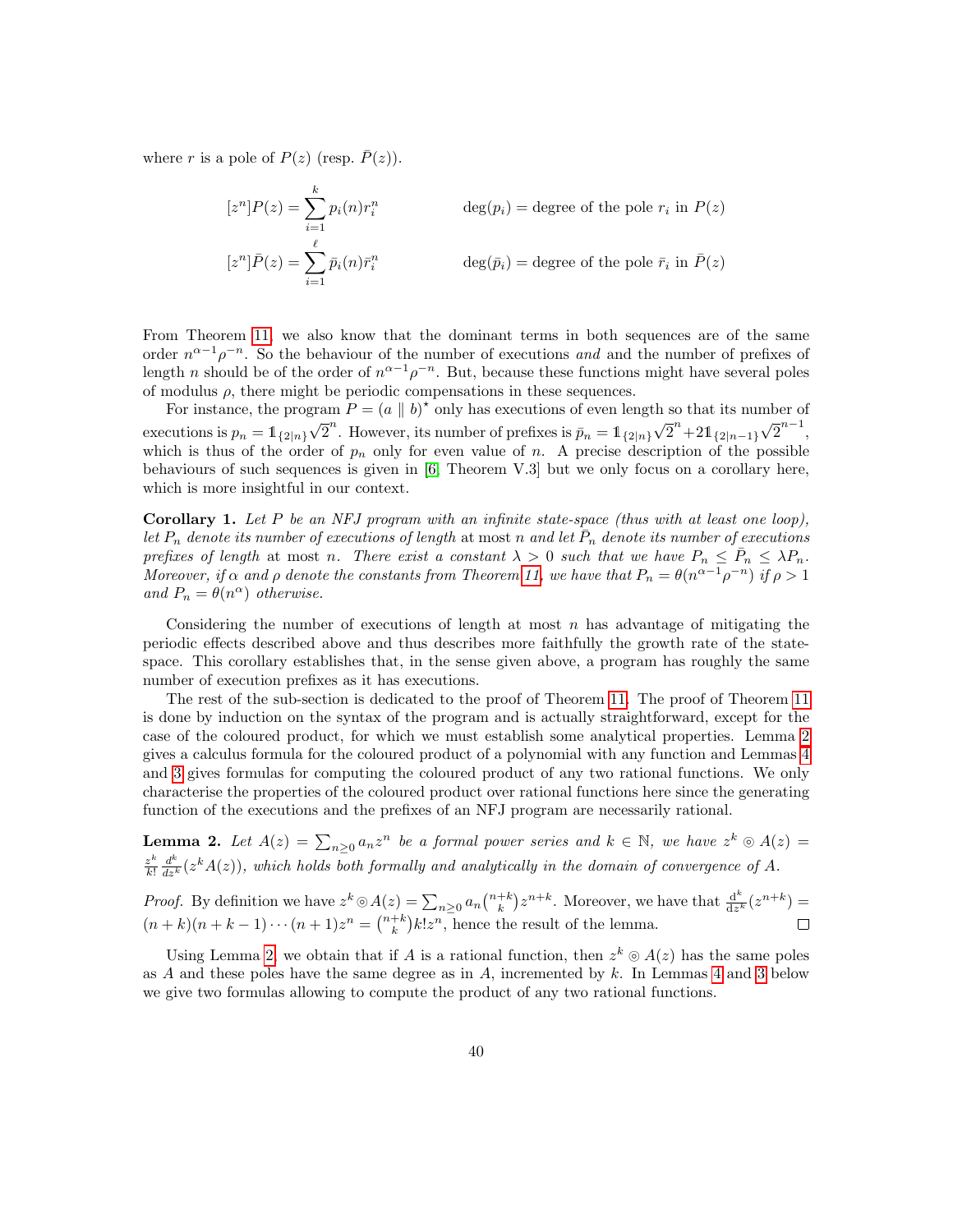where $r$ is a pole of $P(z)$ (resp. $\bar{P}(z)$).

$$[z^n]P(z) = \sum_{i=1}^{k} p_i(n) r_i^n \qquad\qquad \deg(p_i) = \text{degree of the pole } r_i \text{ in } P(z)$$

$$[z^n]\bar{P}(z) = \sum_{i=1}^{\ell} \bar{p}_i(n) \bar{r}_i^n \qquad\qquad \deg(\bar{p}_i) = \text{degree of the pole } \bar{r}_i \text{ in } \bar{P}(z)$$

From Theorem 11, we also know that the dominant terms in both sequences are of the same order $n^{\alpha-1}\rho^{-n}$. So the behaviour of the number of executions *and* and the number of prefixes of length $n$ should be of the order of $n^{\alpha-1}\rho^{-n}$. But, because these functions might have several poles of modulus $\rho$, there might be periodic compensations in these sequences.

For instance, the program $P = (a \parallel b)^\star$ only has executions of even length so that its number of executions is $p_n = \mathbb{1}_{\{2|n\}}\sqrt{2}^n$. However, its number of prefixes is $\bar{p}_n = \mathbb{1}_{\{2|n\}}\sqrt{2}^n + 2\mathbb{1}_{\{2|n-1\}}\sqrt{2}^{n-1}$, which is thus of the order of $p_n$ only for even value of $n$. A precise description of the possible behaviours of such sequences is given in [6, Theorem V.3] but we only focus on a corollary here, which is more insightful in our context.

**Corollary 1.** *Let $P$ be an NFJ program with an infinite state-space (thus with at least one loop), let $P_n$ denote its number of executions of length* at most *$n$ and let $\bar{P}_n$ denote its number of executions prefixes of length* at most *$n$. There exist a constant $\lambda > 0$ such that we have $P_n \le \bar{P}_n \le \lambda P_n$. Moreover, if $\alpha$ and $\rho$ denote the constants from Theorem 11, we have that $P_n = \theta(n^{\alpha-1}\rho^{-n})$ if $\rho > 1$ and $P_n = \theta(n^\alpha)$ otherwise.*

Considering the number of executions of length at most $n$ has advantage of mitigating the periodic effects described above and thus describes more faithfully the growth rate of the state-space. This corollary establishes that, in the sense given above, a program has roughly the same number of execution prefixes as it has executions.

The rest of the sub-section is dedicated to the proof of Theorem 11. The proof of Theorem 11 is done by induction on the syntax of the program and is actually straightforward, except for the case of the coloured product, for which we must establish some analytical properties. Lemma 2 gives a calculus formula for the coloured product of a polynomial with any function and Lemmas 4 and 3 gives formulas for computing the coloured product of any two rational functions. We only characterise the properties of the coloured product over rational functions here since the generating function of the executions and the prefixes of an NFJ program are necessarily rational.

**Lemma 2.** *Let $A(z) = \sum_{n\ge 0} a_n z^n$ be a formal power series and $k \in \mathbb{N}$, we have $z^k \circledcirc A(z) = \frac{z^k}{k!}\frac{d^k}{dz^k}(z^k A(z))$, which holds both formally and analytically in the domain of convergence of $A$.*

*Proof.* By definition we have $z^k \circledcirc A(z) = \sum_{n\ge 0} a_n \binom{n+k}{k} z^{n+k}$. Moreover, we have that $\frac{\mathrm{d}^k}{\mathrm{d}z^k}(z^{n+k}) = (n+k)(n+k-1)\cdots(n+1)z^n = \binom{n+k}{k}k! z^n$, hence the result of the lemma. $\square$

Using Lemma 2, we obtain that if $A$ is a rational function, then $z^k \circledcirc A(z)$ has the same poles as $A$ and these poles have the same degree as in $A$, incremented by $k$. In Lemmas 4 and 3 below we give two formulas allowing to compute the product of any two rational functions.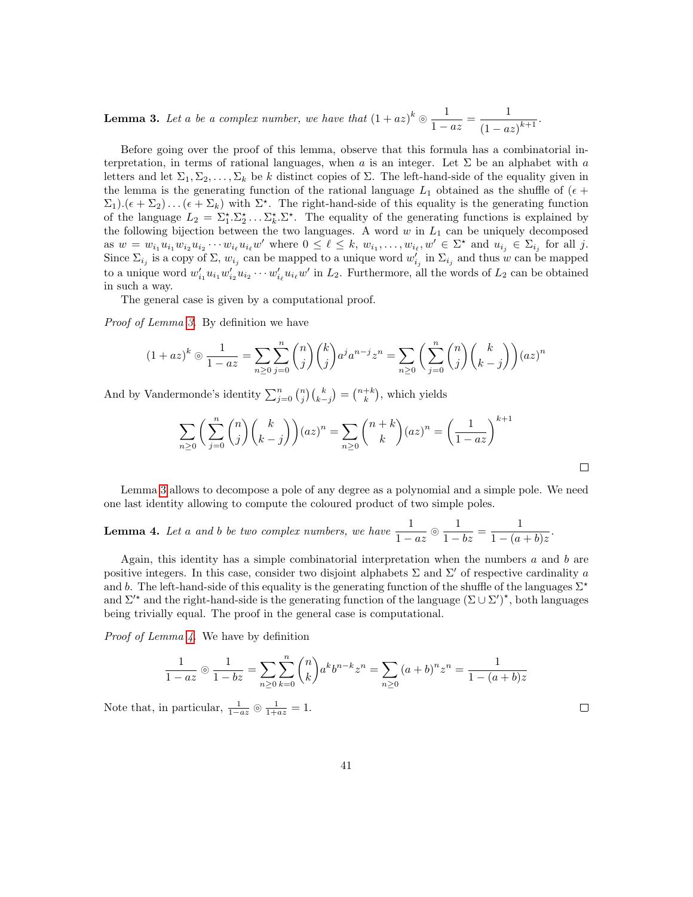**Lemma 3.** *Let $a$ be a complex number, we have that* $(1+az)^k \circledcirc \dfrac{1}{1-az} = \dfrac{1}{(1-az)^{k+1}}$.

Before going over the proof of this lemma, observe that this formula has a combinatorial interpretation, in terms of rational languages, when $a$ is an integer. Let $\Sigma$ be an alphabet with $a$ letters and let $\Sigma_1, \Sigma_2, \ldots, \Sigma_k$ be $k$ distinct copies of $\Sigma$. The left-hand-side of the equality given in the lemma is the generating function of the rational language $L_1$ obtained as the shuffle of $(\epsilon + \Sigma_1).(\epsilon + \Sigma_2)\ldots(\epsilon + \Sigma_k)$ with $\Sigma^\star$. The right-hand-side of this equality is the generating function of the language $L_2 = \Sigma_1^\star.\Sigma_2^\star \ldots \Sigma_k^\star.\Sigma^\star$. The equality of the generating functions is explained by the following bijection between the two languages. A word $w$ in $L_1$ can be uniquely decomposed as $w = w_{i_1}u_{i_1}w_{i_2}u_{i_2}\cdots w_{i_\ell}u_{i_\ell}w'$ where $0 \leq \ell \leq k$, $w_{i_1}, \ldots, w_{i_\ell}, w' \in \Sigma^\star$ and $u_{i_j} \in \Sigma_{i_j}$ for all $j$. Since $\Sigma_{i_j}$ is a copy of $\Sigma$, $w_{i_j}$ can be mapped to a unique word $w'_{i_j}$ in $\Sigma_{i_j}$ and thus $w$ can be mapped to a unique word $w'_{i_1}u_{i_1}w'_{i_2}u_{i_2}\cdots w'_{i_\ell}u_{i_\ell}w'$ in $L_2$. Furthermore, all the words of $L_2$ can be obtained in such a way.

The general case is given by a computational proof.

*Proof of Lemma 3.* By definition we have

$$(1+az)^k \circledcirc \frac{1}{1-az} = \sum_{n\geq 0}\sum_{j=0}^{n}\binom{n}{j}\binom{k}{j}a^j a^{n-j}z^n = \sum_{n\geq 0}\left(\sum_{j=0}^{n}\binom{n}{j}\binom{k}{k-j}\right)(az)^n$$

And by Vandermonde's identity $\sum_{j=0}^{n}\binom{n}{j}\binom{k}{k-j} = \binom{n+k}{k}$, which yields

$$\sum_{n\geq 0}\left(\sum_{j=0}^{n}\binom{n}{j}\binom{k}{k-j}\right)(az)^n = \sum_{n\geq 0}\binom{n+k}{k}(az)^n = \left(\frac{1}{1-az}\right)^{k+1}$$

□

Lemma 3 allows to decompose a pole of any degree as a polynomial and a simple pole. We need one last identity allowing to compute the coloured product of two simple poles.

**Lemma 4.** *Let $a$ and $b$ be two complex numbers, we have* $\dfrac{1}{1-az} \circledcirc \dfrac{1}{1-bz} = \dfrac{1}{1-(a+b)z}$.

Again, this identity has a simple combinatorial interpretation when the numbers $a$ and $b$ are positive integers. In this case, consider two disjoint alphabets $\Sigma$ and $\Sigma'$ of respective cardinality $a$ and $b$. The left-hand-side of this equality is the generating function of the shuffle of the languages $\Sigma^\star$ and $\Sigma'^\star$ and the right-hand-side is the generating function of the language $(\Sigma \cup \Sigma')^\star$, both languages being trivially equal. The proof in the general case is computational.

*Proof of Lemma 4.* We have by definition

$$\frac{1}{1-az} \circledcirc \frac{1}{1-bz} = \sum_{n\geq 0}\sum_{k=0}^{n}\binom{n}{k}a^k b^{n-k}z^n = \sum_{n\geq 0}(a+b)^n z^n = \frac{1}{1-(a+b)z}$$

Note that, in particular, $\frac{1}{1-az} \circledcirc \frac{1}{1+az} = 1$. □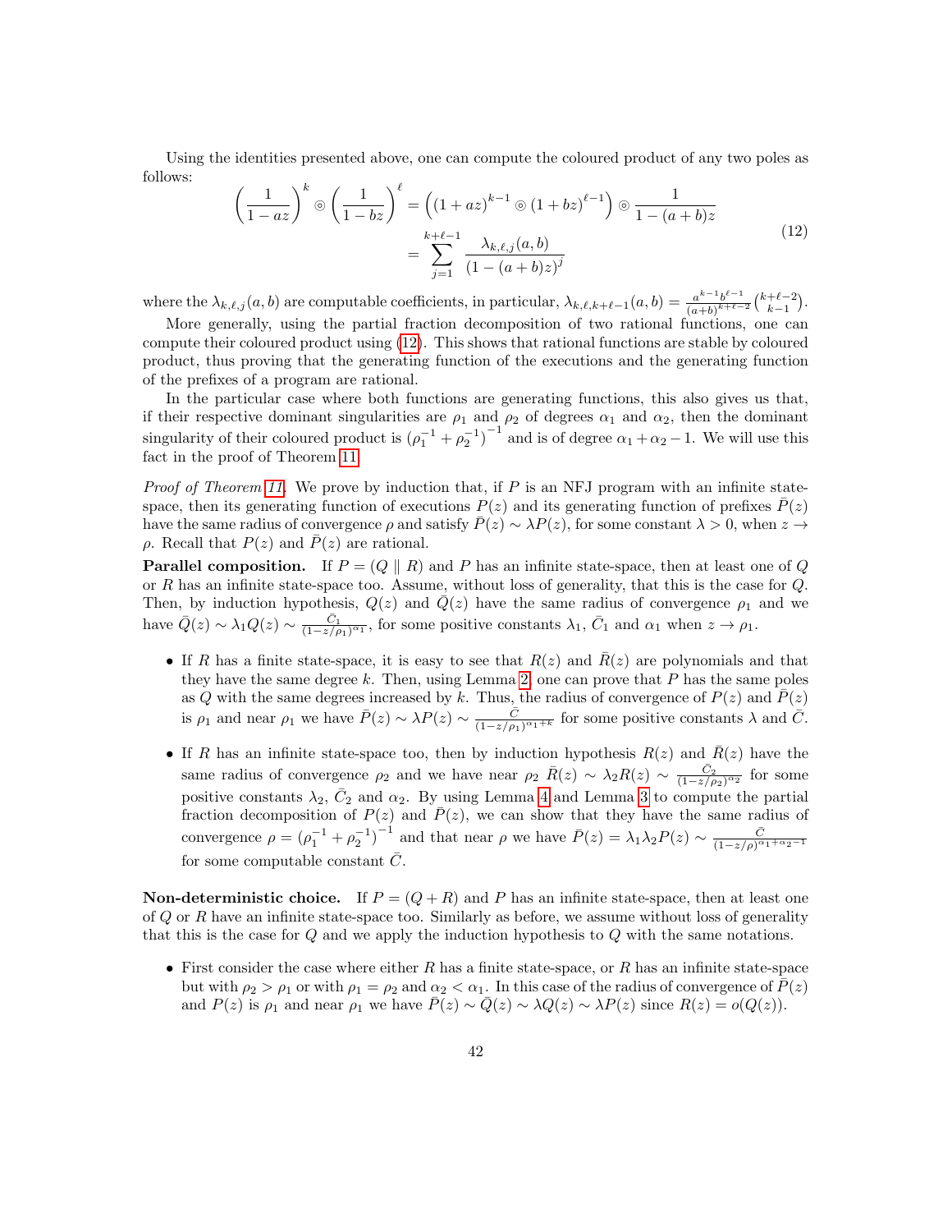Using the identities presented above, one can compute the coloured product of any two poles as follows:

$$\left(\frac{1}{1-az}\right)^k \circledcirc \left(\frac{1}{1-bz}\right)^\ell = \left((1+az)^{k-1} \circledcirc (1+bz)^{\ell-1}\right) \circledcirc \frac{1}{1-(a+b)z} = \sum_{j=1}^{k+\ell-1} \frac{\lambda_{k,\ell,j}(a,b)}{(1-(a+b)z)^j} \tag{12}$$

where the $\lambda_{k,\ell,j}(a,b)$ are computable coefficients, in particular, $\lambda_{k,\ell,k+\ell-1}(a,b) = \frac{a^{k-1}b^{\ell-1}}{(a+b)^{k+\ell-2}}\binom{k+\ell-2}{k-1}$.

More generally, using the partial fraction decomposition of two rational functions, one can compute their coloured product using (12). This shows that rational functions are stable by coloured product, thus proving that the generating function of the executions and the generating function of the prefixes of a program are rational.

In the particular case where both functions are generating functions, this also gives us that, if their respective dominant singularities are $\rho_1$ and $\rho_2$ of degrees $\alpha_1$ and $\alpha_2$, then the dominant singularity of their coloured product is $\left(\rho_1^{-1} + \rho_2^{-1}\right)^{-1}$ and is of degree $\alpha_1 + \alpha_2 - 1$. We will use this fact in the proof of Theorem 11.

*Proof of Theorem 11.* We prove by induction that, if $P$ is an NFJ program with an infinite state-space, then its generating function of executions $P(z)$ and its generating function of prefixes $\bar{P}(z)$ have the same radius of convergence $\rho$ and satisfy $\bar{P}(z) \sim \lambda P(z)$, for some constant $\lambda > 0$, when $z \to \rho$. Recall that $P(z)$ and $\bar{P}(z)$ are rational.

**Parallel composition.** If $P = (Q \parallel R)$ and $P$ has an infinite state-space, then at least one of $Q$ or $R$ has an infinite state-space too. Assume, without loss of generality, that this is the case for $Q$. Then, by induction hypothesis, $Q(z)$ and $\bar{Q}(z)$ have the same radius of convergence $\rho_1$ and we have $\bar{Q}(z) \sim \lambda_1 Q(z) \sim \frac{\bar{C}_1}{(1-z/\rho_1)^{\alpha_1}}$, for some positive constants $\lambda_1$, $\bar{C}_1$ and $\alpha_1$ when $z \to \rho_1$.

- If $R$ has a finite state-space, it is easy to see that $R(z)$ and $\bar{R}(z)$ are polynomials and that they have the same degree $k$. Then, using Lemma 2, one can prove that $P$ has the same poles as $Q$ with the same degrees increased by $k$. Thus, the radius of convergence of $P(z)$ and $\bar{P}(z)$ is $\rho_1$ and near $\rho_1$ we have $\bar{P}(z) \sim \lambda P(z) \sim \frac{\bar{C}}{(1-z/\rho_1)^{\alpha_1+k}}$ for some positive constants $\lambda$ and $\bar{C}$.
- If $R$ has an infinite state-space too, then by induction hypothesis $R(z)$ and $\bar{R}(z)$ have the same radius of convergence $\rho_2$ and we have near $\rho_2$ $\bar{R}(z) \sim \lambda_2 R(z) \sim \frac{\bar{C}_2}{(1-z/\rho_2)^{\alpha_2}}$ for some positive constants $\lambda_2$, $\bar{C}_2$ and $\alpha_2$. By using Lemma 4 and Lemma 3 to compute the partial fraction decomposition of $P(z)$ and $\bar{P}(z)$, we can show that they have the same radius of convergence $\rho = \left(\rho_1^{-1} + \rho_2^{-1}\right)^{-1}$ and that near $\rho$ we have $\bar{P}(z) = \lambda_1\lambda_2 P(z) \sim \frac{\bar{C}}{(1-z/\rho)^{\alpha_1+\alpha_2-1}}$ for some computable constant $\bar{C}$.

**Non-deterministic choice.** If $P = (Q + R)$ and $P$ has an infinite state-space, then at least one of $Q$ or $R$ have an infinite state-space too. Similarly as before, we assume without loss of generality that this is the case for $Q$ and we apply the induction hypothesis to $Q$ with the same notations.

- First consider the case where either $R$ has a finite state-space, or $R$ has an infinite state-space but with $\rho_2 > \rho_1$ or with $\rho_1 = \rho_2$ and $\alpha_2 < \alpha_1$. In this case of the radius of convergence of $\bar{P}(z)$ and $P(z)$ is $\rho_1$ and near $\rho_1$ we have $\bar{P}(z) \sim \bar{Q}(z) \sim \lambda Q(z) \sim \lambda P(z)$ since $R(z) = o(Q(z))$.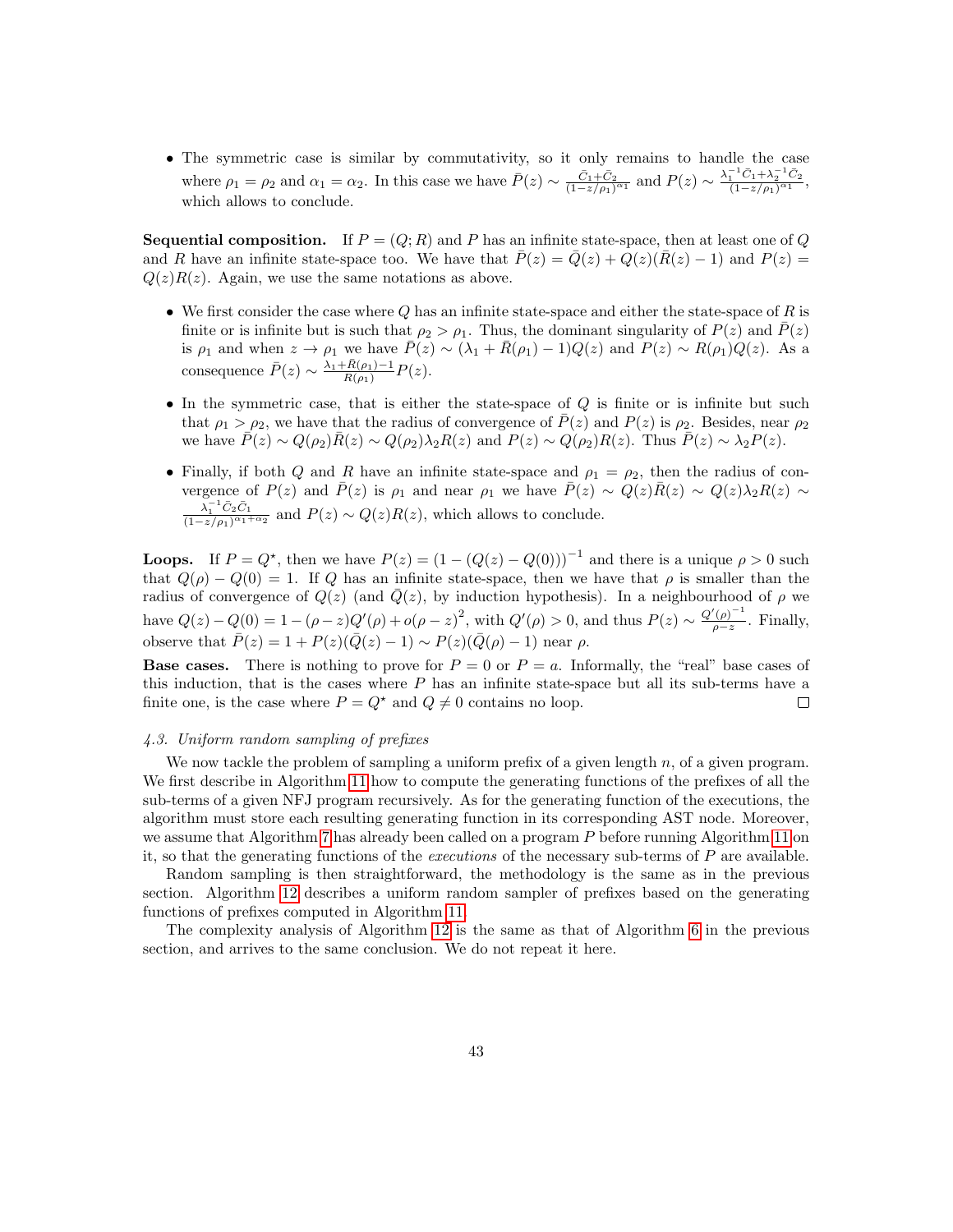- The symmetric case is similar by commutativity, so it only remains to handle the case where $\rho_1 = \rho_2$ and $\alpha_1 = \alpha_2$. In this case we have $\bar{P}(z) \sim \frac{\bar{C}_1 + \bar{C}_2}{(1-z/\rho_1)^{\alpha_1}}$ and $P(z) \sim \frac{\lambda_1^{-1}\bar{C}_1 + \lambda_2^{-1}\bar{C}_2}{(1-z/\rho_1)^{\alpha_1}}$, which allows to conclude.

**Sequential composition.** If $P = (Q; R)$ and $P$ has an infinite state-space, then at least one of $Q$ and $R$ have an infinite state-space too. We have that $\bar{P}(z) = \bar{Q}(z) + Q(z)(\bar{R}(z) - 1)$ and $P(z) = Q(z)R(z)$. Again, we use the same notations as above.

- We first consider the case where $Q$ has an infinite state-space and either the state-space of $R$ is finite or is infinite but is such that $\rho_2 > \rho_1$. Thus, the dominant singularity of $P(z)$ and $\bar{P}(z)$ is $\rho_1$ and when $z \to \rho_1$ we have $\bar{P}(z) \sim (\lambda_1 + \bar{R}(\rho_1) - 1)Q(z)$ and $P(z) \sim R(\rho_1)Q(z)$. As a consequence $\bar{P}(z) \sim \frac{\lambda_1 + \bar{R}(\rho_1) - 1}{R(\rho_1)} P(z)$.

- In the symmetric case, that is either the state-space of $Q$ is finite or is infinite but such that $\rho_1 > \rho_2$, we have that the radius of convergence of $\bar{P}(z)$ and $P(z)$ is $\rho_2$. Besides, near $\rho_2$ we have $\bar{P}(z) \sim Q(\rho_2)\bar{R}(z) \sim Q(\rho_2)\lambda_2 R(z)$ and $P(z) \sim Q(\rho_2)R(z)$. Thus $\bar{P}(z) \sim \lambda_2 P(z)$.

- Finally, if both $Q$ and $R$ have an infinite state-space and $\rho_1 = \rho_2$, then the radius of convergence of $P(z)$ and $\bar{P}(z)$ is $\rho_1$ and near $\rho_1$ we have $\bar{P}(z) \sim Q(z)\bar{R}(z) \sim Q(z)\lambda_2 R(z) \sim \frac{\lambda_1^{-1}\bar{C}_2\bar{C}_1}{(1-z/\rho_1)^{\alpha_1+\alpha_2}}$ and $P(z) \sim Q(z)R(z)$, which allows to conclude.

**Loops.** If $P = Q^\star$, then we have $P(z) = (1 - (Q(z) - Q(0)))^{-1}$ and there is a unique $\rho > 0$ such that $Q(\rho) - Q(0) = 1$. If $Q$ has an infinite state-space, then we have that $\rho$ is smaller than the radius of convergence of $Q(z)$ (and $\bar{Q}(z)$, by induction hypothesis). In a neighbourhood of $\rho$ we have $Q(z) - Q(0) = 1 - (\rho - z)Q'(\rho) + o(\rho - z)^2$, with $Q'(\rho) > 0$, and thus $P(z) \sim \frac{Q'(\rho)^{-1}}{\rho - z}$. Finally, observe that $\bar{P}(z) = 1 + P(z)(\bar{Q}(z) - 1) \sim P(z)(\bar{Q}(\rho) - 1)$ near $\rho$.

**Base cases.** There is nothing to prove for $P = 0$ or $P = a$. Informally, the "real" base cases of this induction, that is the cases where $P$ has an infinite state-space but all its sub-terms have a finite one, is the case where $P = Q^\star$ and $Q \neq 0$ contains no loop. □

*4.3. Uniform random sampling of prefixes*

We now tackle the problem of sampling a uniform prefix of a given length $n$, of a given program. We first describe in Algorithm 11 how to compute the generating functions of the prefixes of all the sub-terms of a given NFJ program recursively. As for the generating function of the executions, the algorithm must store each resulting generating function in its corresponding AST node. Moreover, we assume that Algorithm 7 has already been called on a program $P$ before running Algorithm 11 on it, so that the generating functions of the *executions* of the necessary sub-terms of $P$ are available.

Random sampling is then straightforward, the methodology is the same as in the previous section. Algorithm 12 describes a uniform random sampler of prefixes based on the generating functions of prefixes computed in Algorithm 11.

The complexity analysis of Algorithm 12 is the same as that of Algorithm 6 in the previous section, and arrives to the same conclusion. We do not repeat it here.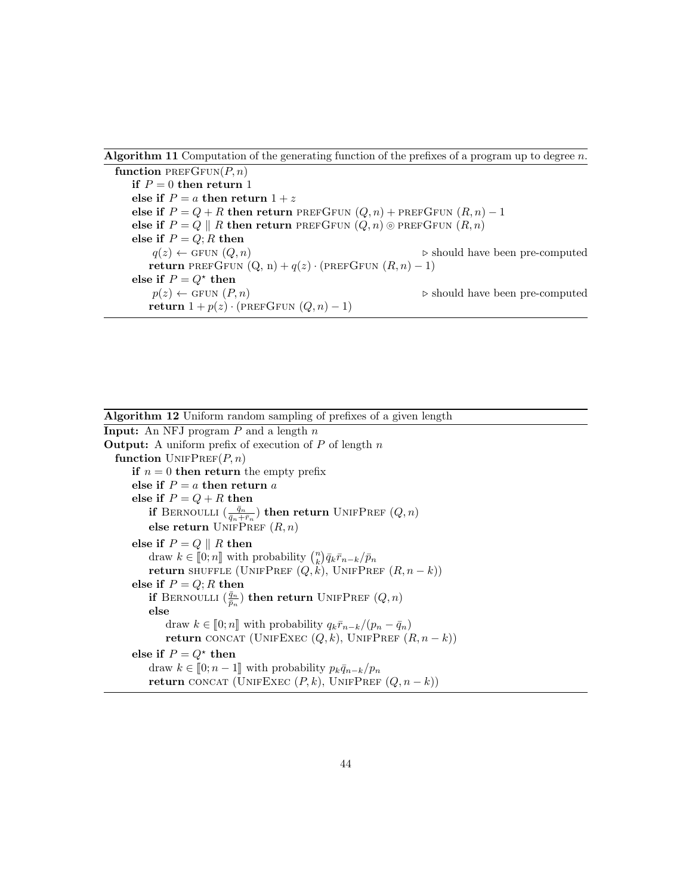**Algorithm 11** Computation of the generating function of the prefixes of a program up to degree $n$.

```
function prefGfun(P, n)
    if P = 0 then return 1
    else if P = a then return 1 + z
    else if P = Q + R then return prefGfun (Q, n) + prefGfun (R, n) − 1
    else if P = Q ∥ R then return prefGfun (Q, n) ⊚ prefGfun (R, n)
    else if P = Q; R then
        q(z) ← gfun (Q, n)                              ▷ should have been pre-computed
        return prefGfun (Q, n) + q(z) · (prefGfun (R, n) − 1)
    else if P = Q* then
        p(z) ← gfun (P, n)                              ▷ should have been pre-computed
        return 1 + p(z) · (prefGfun (Q, n) − 1)
```

**Algorithm 12** Uniform random sampling of prefixes of a given length

**Input:** An NFJ program $P$ and a length $n$

**Output:** A uniform prefix of execution of $P$ of length $n$

```
function UnifPref(P, n)
    if n = 0 then return the empty prefix
    else if P = a then return a
    else if P = Q + R then
        if Bernoulli (q̄_n / (q̄_n + r̄_n)) then return UnifPref (Q, n)
        else return UnifPref (R, n)
    else if P = Q ∥ R then
        draw k ∈ ⟦0; n⟧ with probability (n choose k) q̄_k r̄_{n−k} / p̄_n
        return shuffle (UnifPref (Q, k), UnifPref (R, n − k))
    else if P = Q; R then
        if Bernoulli (q̄_n / p̄_n) then return UnifPref (Q, n)
        else
            draw k ∈ ⟦0; n⟧ with probability q_k r̄_{n−k} / (p_n − q̄_n)
            return concat (UnifExec (Q, k), UnifPref (R, n − k))
    else if P = Q* then
        draw k ∈ ⟦0; n − 1⟧ with probability p_k q̄_{n−k} / p_n
        return concat (UnifExec (P, k), UnifPref (Q, n − k))
```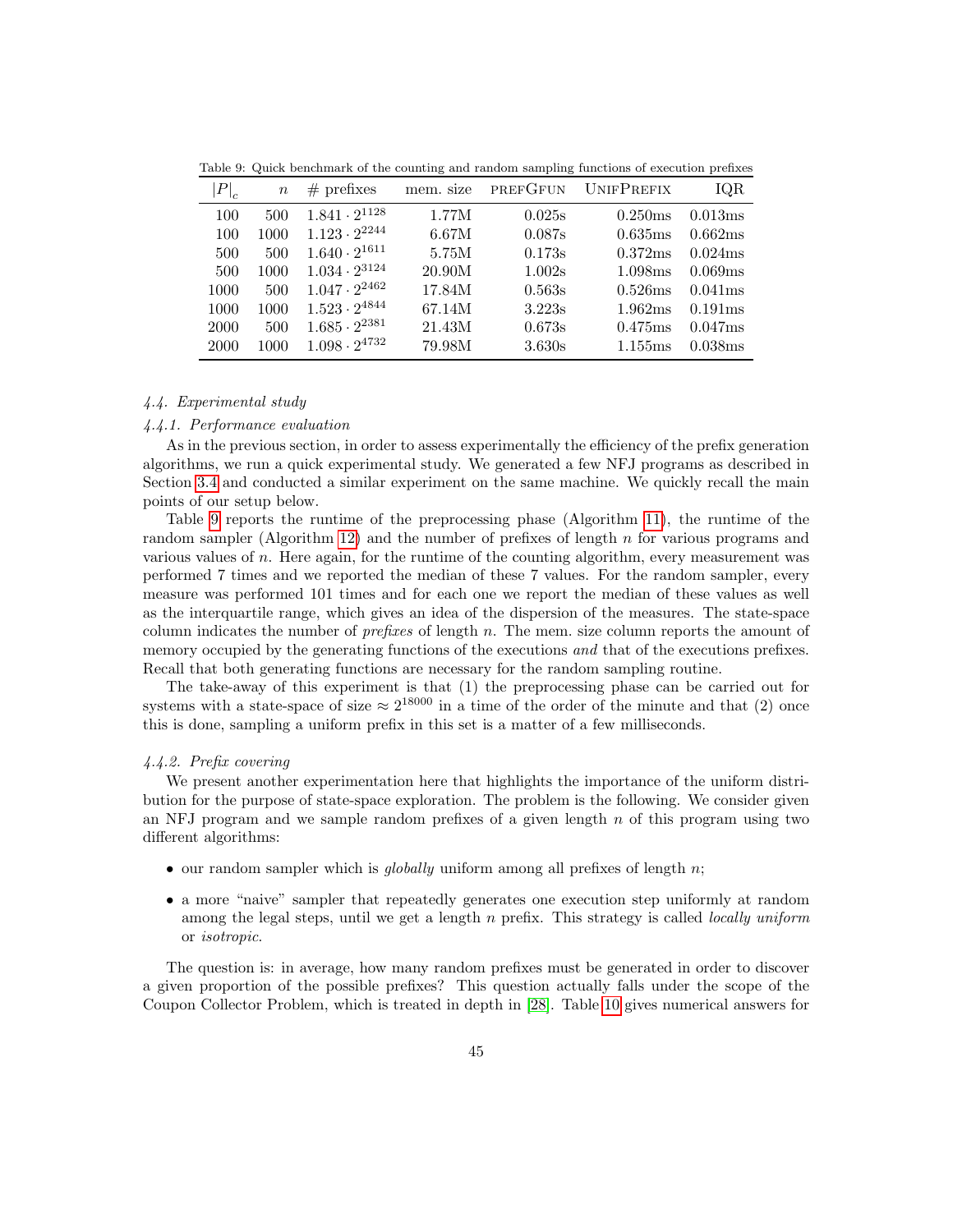Table 9: Quick benchmark of the counting and random sampling functions of execution prefixes

| $\|P\|_c$ | $n$ | # prefixes | mem. size | PREFGFUN | UNIFPREFIX | IQR |
|---|---|---|---|---|---|---|
| 100 | 500 | $1.841 \cdot 2^{1128}$ | 1.77M | 0.025s | 0.250ms | 0.013ms |
| 100 | 1000 | $1.123 \cdot 2^{2244}$ | 6.67M | 0.087s | 0.635ms | 0.662ms |
| 500 | 500 | $1.640 \cdot 2^{1611}$ | 5.75M | 0.173s | 0.372ms | 0.024ms |
| 500 | 1000 | $1.034 \cdot 2^{3124}$ | 20.90M | 1.002s | 1.098ms | 0.069ms |
| 1000 | 500 | $1.047 \cdot 2^{2462}$ | 17.84M | 0.563s | 0.526ms | 0.041ms |
| 1000 | 1000 | $1.523 \cdot 2^{4844}$ | 67.14M | 3.223s | 1.962ms | 0.191ms |
| 2000 | 500 | $1.685 \cdot 2^{2381}$ | 21.43M | 0.673s | 0.475ms | 0.047ms |
| 2000 | 1000 | $1.098 \cdot 2^{4732}$ | 79.98M | 3.630s | 1.155ms | 0.038ms |

### *4.4. Experimental study*

#### *4.4.1. Performance evaluation*

As in the previous section, in order to assess experimentally the efficiency of the prefix generation algorithms, we run a quick experimental study. We generated a few NFJ programs as described in Section 3.4 and conducted a similar experiment on the same machine. We quickly recall the main points of our setup below.

Table 9 reports the runtime of the preprocessing phase (Algorithm 11), the runtime of the random sampler (Algorithm 12) and the number of prefixes of length $n$ for various programs and various values of $n$. Here again, for the runtime of the counting algorithm, every measurement was performed 7 times and we reported the median of these 7 values. For the random sampler, every measure was performed 101 times and for each one we report the median of these values as well as the interquartile range, which gives an idea of the dispersion of the measures. The state-space column indicates the number of *prefixes* of length $n$. The mem. size column reports the amount of memory occupied by the generating functions of the executions *and* that of the executions prefixes. Recall that both generating functions are necessary for the random sampling routine.

The take-away of this experiment is that (1) the preprocessing phase can be carried out for systems with a state-space of size $\approx 2^{18000}$ in a time of the order of the minute and that (2) once this is done, sampling a uniform prefix in this set is a matter of a few milliseconds.

#### *4.4.2. Prefix covering*

We present another experimentation here that highlights the importance of the uniform distribution for the purpose of state-space exploration. The problem is the following. We consider given an NFJ program and we sample random prefixes of a given length $n$ of this program using two different algorithms:

- our random sampler which is *globally* uniform among all prefixes of length $n$;
- a more "naive" sampler that repeatedly generates one execution step uniformly at random among the legal steps, until we get a length $n$ prefix. This strategy is called *locally uniform* or *isotropic*.

The question is: in average, how many random prefixes must be generated in order to discover a given proportion of the possible prefixes? This question actually falls under the scope of the Coupon Collector Problem, which is treated in depth in [28]. Table 10 gives numerical answers for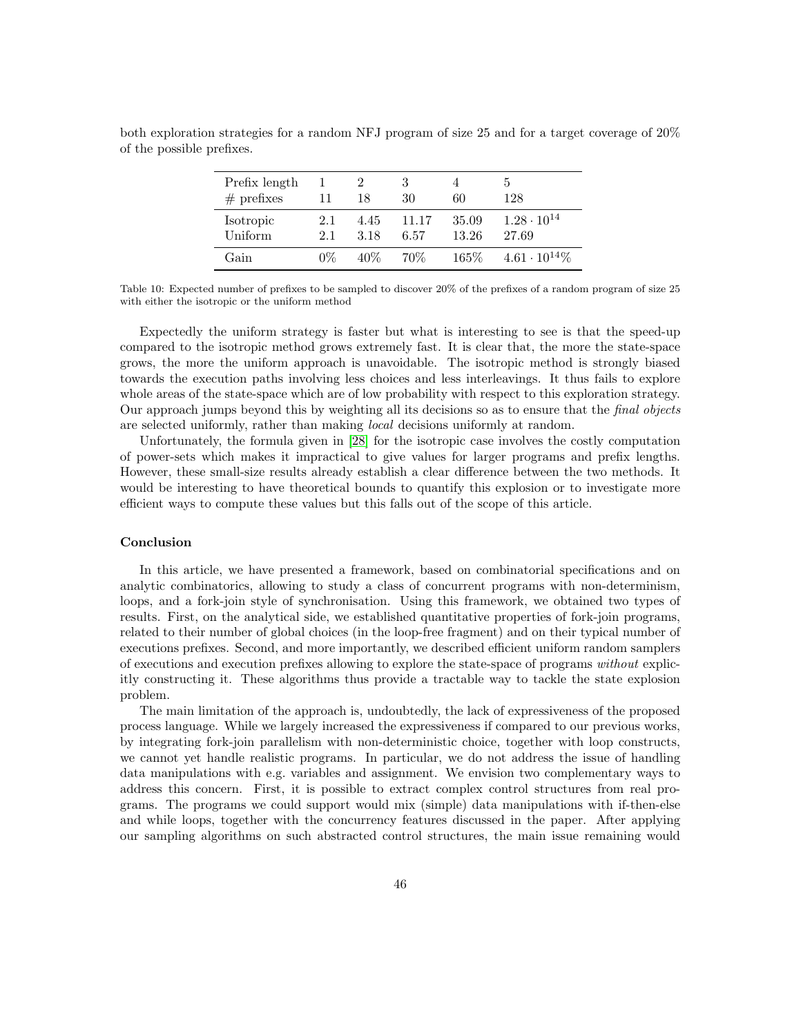both exploration strategies for a random NFJ program of size 25 and for a target coverage of 20% of the possible prefixes.

| Prefix length | 1 | 2 | 3 | 4 | 5 |
|---|---|---|---|---|---|
| # prefixes | 11 | 18 | 30 | 60 | 128 |
| Isotropic | 2.1 | 4.45 | 11.17 | 35.09 | $1.28 \cdot 10^{14}$ |
| Uniform | 2.1 | 3.18 | 6.57 | 13.26 | 27.69 |
| Gain | 0% | 40% | 70% | 165% | $4.61 \cdot 10^{14}$% |

Table 10: Expected number of prefixes to be sampled to discover 20% of the prefixes of a random program of size 25 with either the isotropic or the uniform method

Expectedly the uniform strategy is faster but what is interesting to see is that the speed-up compared to the isotropic method grows extremely fast. It is clear that, the more the state-space grows, the more the uniform approach is unavoidable. The isotropic method is strongly biased towards the execution paths involving less choices and less interleavings. It thus fails to explore whole areas of the state-space which are of low probability with respect to this exploration strategy. Our approach jumps beyond this by weighting all its decisions so as to ensure that the *final objects* are selected uniformly, rather than making *local* decisions uniformly at random.

Unfortunately, the formula given in [28] for the isotropic case involves the costly computation of power-sets which makes it impractical to give values for larger programs and prefix lengths. However, these small-size results already establish a clear difference between the two methods. It would be interesting to have theoretical bounds to quantify this explosion or to investigate more efficient ways to compute these values but this falls out of the scope of this article.

**Conclusion**

In this article, we have presented a framework, based on combinatorial specifications and on analytic combinatorics, allowing to study a class of concurrent programs with non-determinism, loops, and a fork-join style of synchronisation. Using this framework, we obtained two types of results. First, on the analytical side, we established quantitative properties of fork-join programs, related to their number of global choices (in the loop-free fragment) and on their typical number of executions prefixes. Second, and more importantly, we described efficient uniform random samplers of executions and execution prefixes allowing to explore the state-space of programs *without* explicitly constructing it. These algorithms thus provide a tractable way to tackle the state explosion problem.

The main limitation of the approach is, undoubtedly, the lack of expressiveness of the proposed process language. While we largely increased the expressiveness if compared to our previous works, by integrating fork-join parallelism with non-deterministic choice, together with loop constructs, we cannot yet handle realistic programs. In particular, we do not address the issue of handling data manipulations with e.g. variables and assignment. We envision two complementary ways to address this concern. First, it is possible to extract complex control structures from real programs. The programs we could support would mix (simple) data manipulations with if-then-else and while loops, together with the concurrency features discussed in the paper. After applying our sampling algorithms on such abstracted control structures, the main issue remaining would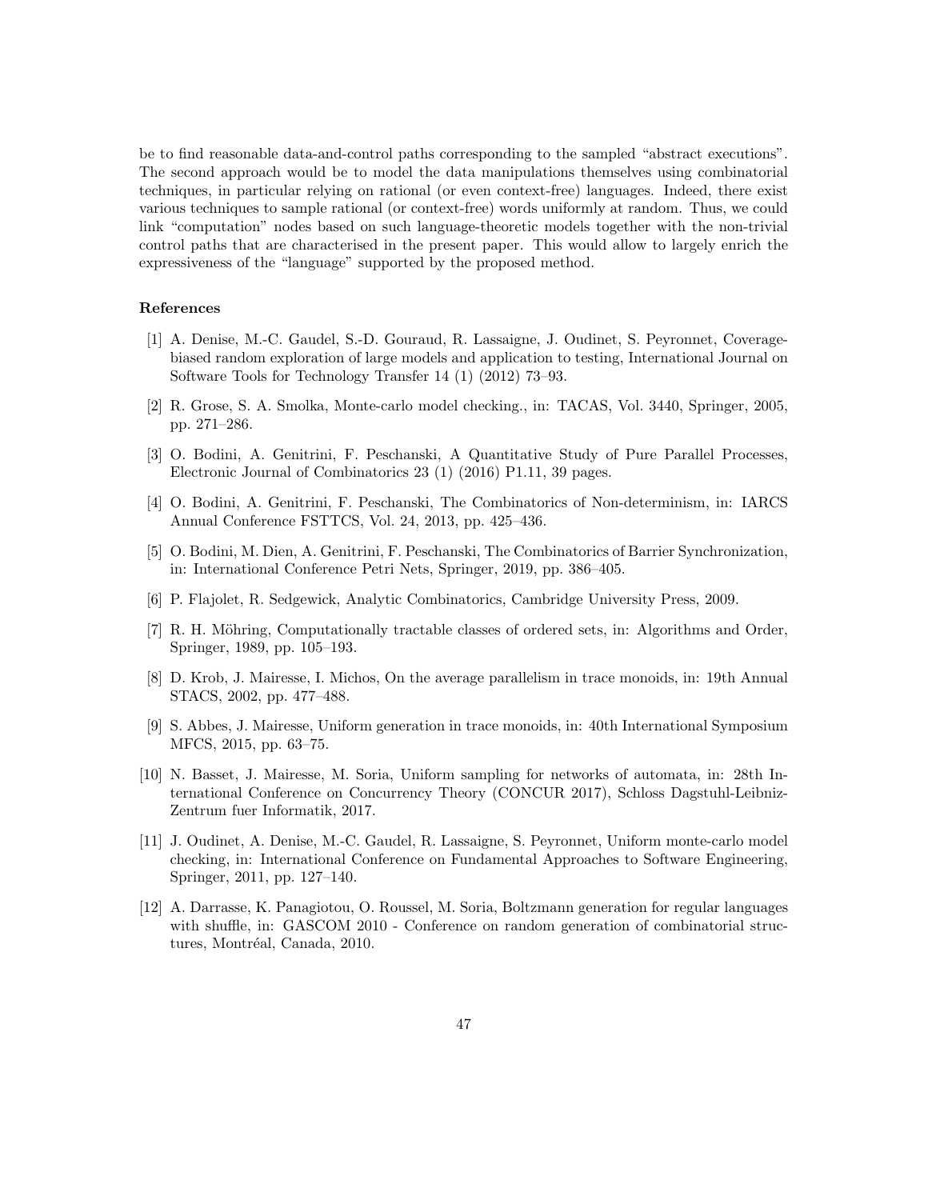be to find reasonable data-and-control paths corresponding to the sampled "abstract executions". The second approach would be to model the data manipulations themselves using combinatorial techniques, in particular relying on rational (or even context-free) languages. Indeed, there exist various techniques to sample rational (or context-free) words uniformly at random. Thus, we could link "computation" nodes based on such language-theoretic models together with the non-trivial control paths that are characterised in the present paper. This would allow to largely enrich the expressiveness of the "language" supported by the proposed method.

## References

[1] A. Denise, M.-C. Gaudel, S.-D. Gouraud, R. Lassaigne, J. Oudinet, S. Peyronnet, Coverage-biased random exploration of large models and application to testing, International Journal on Software Tools for Technology Transfer 14 (1) (2012) 73–93.

[2] R. Grose, S. A. Smolka, Monte-carlo model checking., in: TACAS, Vol. 3440, Springer, 2005, pp. 271–286.

[3] O. Bodini, A. Genitrini, F. Peschanski, A Quantitative Study of Pure Parallel Processes, Electronic Journal of Combinatorics 23 (1) (2016) P1.11, 39 pages.

[4] O. Bodini, A. Genitrini, F. Peschanski, The Combinatorics of Non-determinism, in: IARCS Annual Conference FSTTCS, Vol. 24, 2013, pp. 425–436.

[5] O. Bodini, M. Dien, A. Genitrini, F. Peschanski, The Combinatorics of Barrier Synchronization, in: International Conference Petri Nets, Springer, 2019, pp. 386–405.

[6] P. Flajolet, R. Sedgewick, Analytic Combinatorics, Cambridge University Press, 2009.

[7] R. H. Möhring, Computationally tractable classes of ordered sets, in: Algorithms and Order, Springer, 1989, pp. 105–193.

[8] D. Krob, J. Mairesse, I. Michos, On the average parallelism in trace monoids, in: 19th Annual STACS, 2002, pp. 477–488.

[9] S. Abbes, J. Mairesse, Uniform generation in trace monoids, in: 40th International Symposium MFCS, 2015, pp. 63–75.

[10] N. Basset, J. Mairesse, M. Soria, Uniform sampling for networks of automata, in: 28th International Conference on Concurrency Theory (CONCUR 2017), Schloss Dagstuhl-Leibniz-Zentrum fuer Informatik, 2017.

[11] J. Oudinet, A. Denise, M.-C. Gaudel, R. Lassaigne, S. Peyronnet, Uniform monte-carlo model checking, in: International Conference on Fundamental Approaches to Software Engineering, Springer, 2011, pp. 127–140.

[12] A. Darrasse, K. Panagiotou, O. Roussel, M. Soria, Boltzmann generation for regular languages with shuffle, in: GASCOM 2010 - Conference on random generation of combinatorial structures, Montréal, Canada, 2010.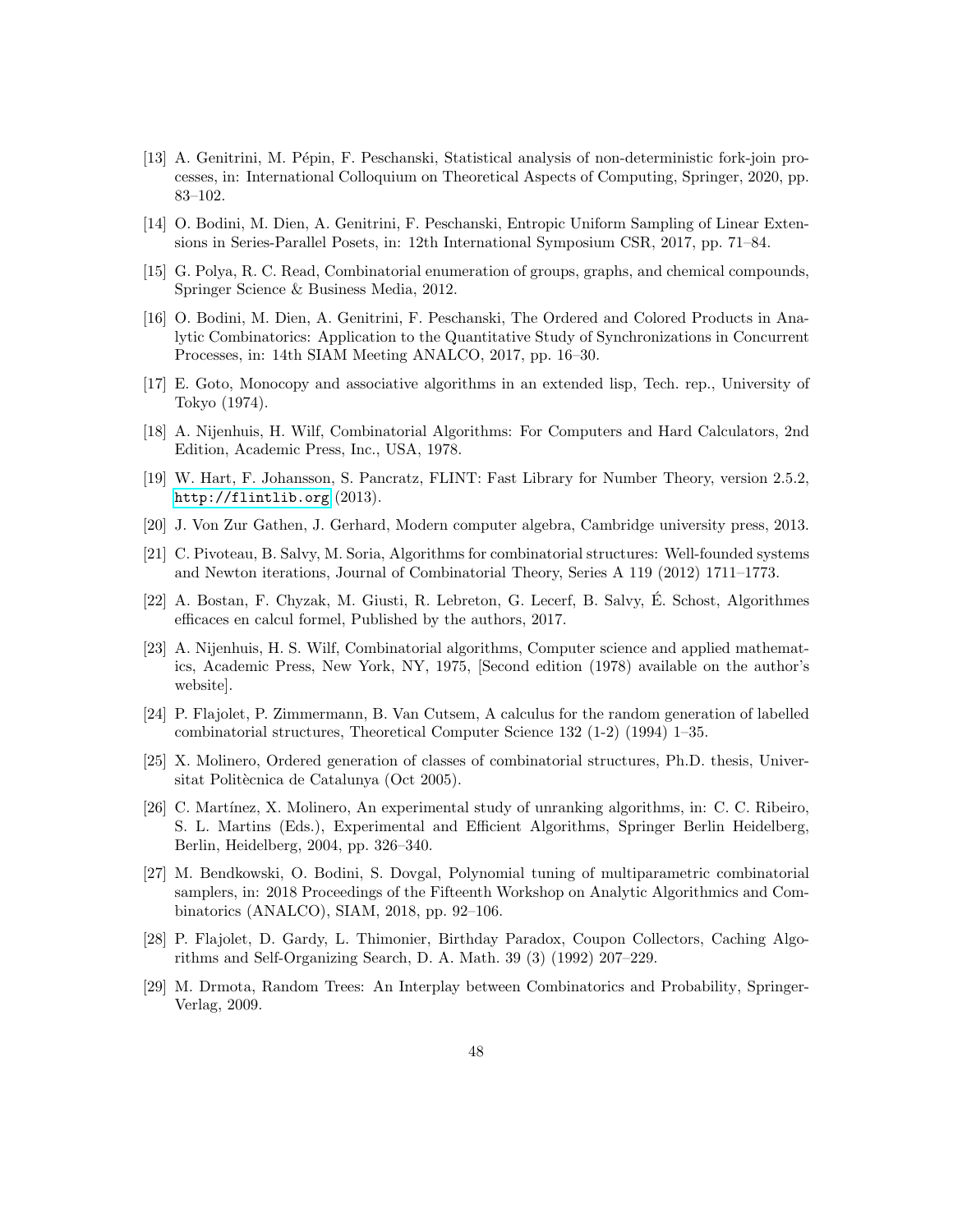[13] A. Genitrini, M. Pépin, F. Peschanski, Statistical analysis of non-deterministic fork-join processes, in: International Colloquium on Theoretical Aspects of Computing, Springer, 2020, pp. 83–102.

[14] O. Bodini, M. Dien, A. Genitrini, F. Peschanski, Entropic Uniform Sampling of Linear Extensions in Series-Parallel Posets, in: 12th International Symposium CSR, 2017, pp. 71–84.

[15] G. Polya, R. C. Read, Combinatorial enumeration of groups, graphs, and chemical compounds, Springer Science & Business Media, 2012.

[16] O. Bodini, M. Dien, A. Genitrini, F. Peschanski, The Ordered and Colored Products in Analytic Combinatorics: Application to the Quantitative Study of Synchronizations in Concurrent Processes, in: 14th SIAM Meeting ANALCO, 2017, pp. 16–30.

[17] E. Goto, Monocopy and associative algorithms in an extended lisp, Tech. rep., University of Tokyo (1974).

[18] A. Nijenhuis, H. Wilf, Combinatorial Algorithms: For Computers and Hard Calculators, 2nd Edition, Academic Press, Inc., USA, 1978.

[19] W. Hart, F. Johansson, S. Pancratz, FLINT: Fast Library for Number Theory, version 2.5.2, http://flintlib.org (2013).

[20] J. Von Zur Gathen, J. Gerhard, Modern computer algebra, Cambridge university press, 2013.

[21] C. Pivoteau, B. Salvy, M. Soria, Algorithms for combinatorial structures: Well-founded systems and Newton iterations, Journal of Combinatorial Theory, Series A 119 (2012) 1711–1773.

[22] A. Bostan, F. Chyzak, M. Giusti, R. Lebreton, G. Lecerf, B. Salvy, É. Schost, Algorithmes efficaces en calcul formel, Published by the authors, 2017.

[23] A. Nijenhuis, H. S. Wilf, Combinatorial algorithms, Computer science and applied mathematics, Academic Press, New York, NY, 1975, [Second edition (1978) available on the author's website].

[24] P. Flajolet, P. Zimmermann, B. Van Cutsem, A calculus for the random generation of labelled combinatorial structures, Theoretical Computer Science 132 (1-2) (1994) 1–35.

[25] X. Molinero, Ordered generation of classes of combinatorial structures, Ph.D. thesis, Universitat Politècnica de Catalunya (Oct 2005).

[26] C. Martínez, X. Molinero, An experimental study of unranking algorithms, in: C. C. Ribeiro, S. L. Martins (Eds.), Experimental and Efficient Algorithms, Springer Berlin Heidelberg, Berlin, Heidelberg, 2004, pp. 326–340.

[27] M. Bendkowski, O. Bodini, S. Dovgal, Polynomial tuning of multiparametric combinatorial samplers, in: 2018 Proceedings of the Fifteenth Workshop on Analytic Algorithmics and Combinatorics (ANALCO), SIAM, 2018, pp. 92–106.

[28] P. Flajolet, D. Gardy, L. Thimonier, Birthday Paradox, Coupon Collectors, Caching Algorithms and Self-Organizing Search, D. A. Math. 39 (3) (1992) 207–229.

[29] M. Drmota, Random Trees: An Interplay between Combinatorics and Probability, Springer-Verlag, 2009.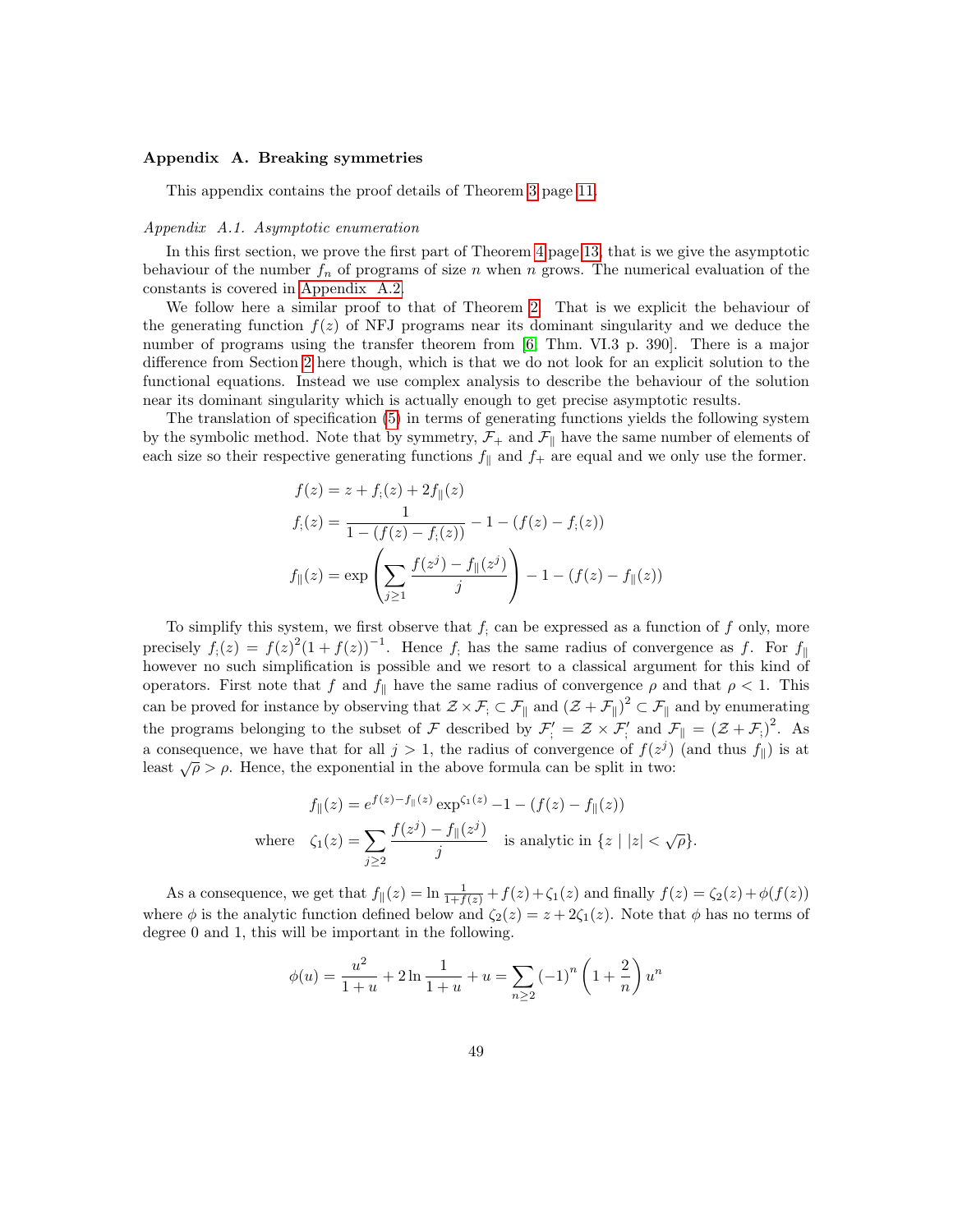## Appendix A. Breaking symmetries

This appendix contains the proof details of Theorem 3 page 11.

### *Appendix A.1. Asymptotic enumeration*

In this first section, we prove the first part of Theorem 4 page 13, that is we give the asymptotic behaviour of the number $f_n$ of programs of size $n$ when $n$ grows. The numerical evaluation of the constants is covered in Appendix A.2.

We follow here a similar proof to that of Theorem 2. That is we explicit the behaviour of the generating function $f(z)$ of NFJ programs near its dominant singularity and we deduce the number of programs using the transfer theorem from [6, Thm. VI.3 p. 390]. There is a major difference from Section 2 here though, which is that we do not look for an explicit solution to the functional equations. Instead we use complex analysis to describe the behaviour of the solution near its dominant singularity which is actually enough to get precise asymptotic results.

The translation of specification (5) in terms of generating functions yields the following system by the symbolic method. Note that by symmetry, $\mathcal{F}_+$ and $\mathcal{F}_\parallel$ have the same number of elements of each size so their respective generating functions $f_\parallel$ and $f_+$ are equal and we only use the former.

$$f(z) = z + f_;(z) + 2f_\parallel(z)$$

$$f_;(z) = \frac{1}{1 - (f(z) - f_;(z))} - 1 - (f(z) - f_;(z))$$

$$f_\parallel(z) = \exp\left(\sum_{j\geq 1} \frac{f(z^j) - f_\parallel(z^j)}{j}\right) - 1 - (f(z) - f_\parallel(z))$$

To simplify this system, we first observe that $f_;$ can be expressed as a function of $f$ only, more precisely $f_;(z) = f(z)^2(1 + f(z))^{-1}$. Hence $f_;$ has the same radius of convergence as $f$. For $f_\parallel$ however no such simplification is possible and we resort to a classical argument for this kind of operators. First note that $f$ and $f_\parallel$ have the same radius of convergence $\rho$ and that $\rho < 1$. This can be proved for instance by observing that $\mathcal{Z} \times \mathcal{F}_; \subset \mathcal{F}_\parallel$ and $(\mathcal{Z} + \mathcal{F}_\parallel)^2 \subset \mathcal{F}_\parallel$ and by enumerating the programs belonging to the subset of $\mathcal{F}$ described by $\mathcal{F}'_; = \mathcal{Z} \times \mathcal{F}'_;$ and $\mathcal{F}_\parallel = (\mathcal{Z} + \mathcal{F}_;)^2$. As a consequence, we have that for all $j > 1$, the radius of convergence of $f(z^j)$ (and thus $f_\parallel$) is at least $\sqrt{\rho} > \rho$. Hence, the exponential in the above formula can be split in two:

$$f_\parallel(z) = e^{f(z) - f_\parallel(z)} \exp^{\zeta_1(z)} - 1 - (f(z) - f_\parallel(z))$$

$$\text{where} \quad \zeta_1(z) = \sum_{j\geq 2} \frac{f(z^j) - f_\parallel(z^j)}{j} \quad \text{is analytic in } \{z \mid |z| < \sqrt{\rho}\}.$$

As a consequence, we get that $f_\parallel(z) = \ln \frac{1}{1+f(z)} + f(z) + \zeta_1(z)$ and finally $f(z) = \zeta_2(z) + \phi(f(z))$ where $\phi$ is the analytic function defined below and $\zeta_2(z) = z + 2\zeta_1(z)$. Note that $\phi$ has no terms of degree 0 and 1, this will be important in the following.

$$\phi(u) = \frac{u^2}{1+u} + 2\ln\frac{1}{1+u} + u = \sum_{n\geq 2} (-1)^n \left(1 + \frac{2}{n}\right) u^n$$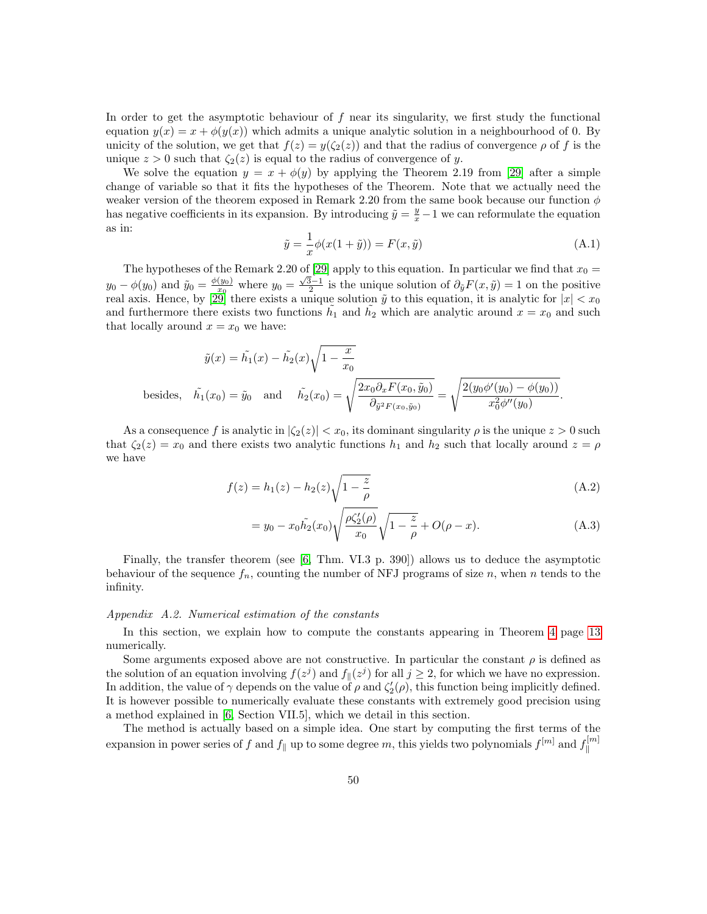In order to get the asymptotic behaviour of $f$ near its singularity, we first study the functional equation $y(x) = x + \phi(y(x))$ which admits a unique analytic solution in a neighbourhood of 0. By unicity of the solution, we get that $f(z) = y(\zeta_2(z))$ and that the radius of convergence $\rho$ of $f$ is the unique $z > 0$ such that $\zeta_2(z)$ is equal to the radius of convergence of $y$.

We solve the equation $y = x + \phi(y)$ by applying the Theorem 2.19 from [29] after a simple change of variable so that it fits the hypotheses of the Theorem. Note that we actually need the weaker version of the theorem exposed in Remark 2.20 from the same book because our function $\phi$ has negative coefficients in its expansion. By introducing $\tilde{y} = \frac{y}{x} - 1$ we can reformulate the equation as in:

$$\tilde{y} = \frac{1}{x}\phi(x(1+\tilde{y})) = F(x, \tilde{y}) \tag{A.1}$$

The hypotheses of the Remark 2.20 of [29] apply to this equation. In particular we find that $x_0 = y_0 - \phi(y_0)$ and $\tilde{y}_0 = \frac{\phi(y_0)}{x_0}$ where $y_0 = \frac{\sqrt{3}-1}{2}$ is the unique solution of $\partial_{\tilde{y}} F(x, \tilde{y}) = 1$ on the positive real axis. Hence, by [29] there exists a unique solution $\tilde{y}$ to this equation, it is analytic for $|x| < x_0$ and furthermore there exists two functions $\tilde{h_1}$ and $\tilde{h_2}$ which are analytic around $x = x_0$ and such that locally around $x = x_0$ we have:

$$\tilde{y}(x) = \tilde{h_1}(x) - \tilde{h_2}(x)\sqrt{1 - \frac{x}{x_0}}$$

$$\text{besides,} \quad \tilde{h_1}(x_0) = \tilde{y}_0 \quad \text{and} \quad \tilde{h_2}(x_0) = \sqrt{\frac{2x_0 \partial_x F(x_0, \tilde{y}_0)}{\partial_{\tilde{y}^2 F(x_0, \tilde{y}_0)}}} = \sqrt{\frac{2(y_0\phi'(y_0) - \phi(y_0))}{x_0^2 \phi''(y_0)}}.$$

As a consequence $f$ is analytic in $|\zeta_2(z)| < x_0$, its dominant singularity $\rho$ is the unique $z > 0$ such that $\zeta_2(z) = x_0$ and there exists two analytic functions $h_1$ and $h_2$ such that locally around $z = \rho$ we have

$$f(z) = h_1(z) - h_2(z)\sqrt{1 - \frac{z}{\rho}} \tag{A.2}$$

$$= y_0 - x_0\tilde{h_2}(x_0)\sqrt{\frac{\rho\zeta_2'(\rho)}{x_0}}\sqrt{1 - \frac{z}{\rho}} + O(\rho - x). \tag{A.3}$$

Finally, the transfer theorem (see [6, Thm. VI.3 p. 390]) allows us to deduce the asymptotic behaviour of the sequence $f_n$, counting the number of NFJ programs of size $n$, when $n$ tends to the infinity.

*Appendix A.2. Numerical estimation of the constants*

In this section, we explain how to compute the constants appearing in Theorem 4 page 13 numerically.

Some arguments exposed above are not constructive. In particular the constant $\rho$ is defined as the solution of an equation involving $f(z^j)$ and $f_\parallel(z^j)$ for all $j \geq 2$, for which we have no expression. In addition, the value of $\gamma$ depends on the value of $\rho$ and $\zeta_2'(\rho)$, this function being implicitly defined. It is however possible to numerically evaluate these constants with extremely good precision using a method explained in [6, Section VII.5], which we detail in this section.

The method is actually based on a simple idea. One start by computing the first terms of the expansion in power series of $f$ and $f_\parallel$ up to some degree $m$, this yields two polynomials $f^{[m]}$ and $f_\parallel^{[m]}$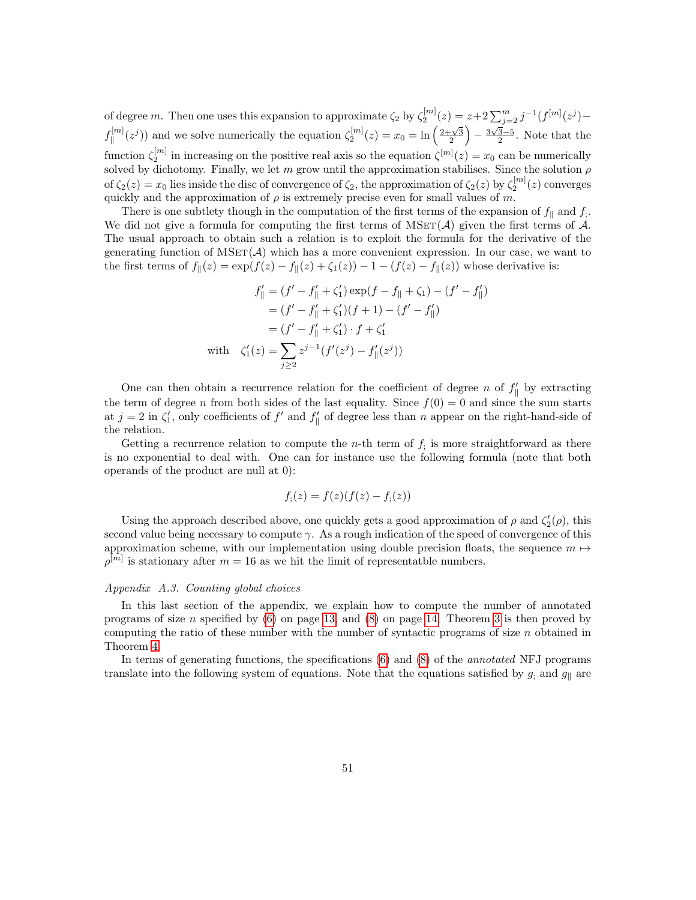of degree $m$. Then one uses this expansion to approximate $\zeta_2$ by $\zeta_2^{[m]}(z) = z + 2\sum_{j=2}^{m} j^{-1}(f^{[m]}(z^j) - f_{\|}^{[m]}(z^j))$ and we solve numerically the equation $\zeta_2^{[m]}(z) = x_0 = \ln\left(\frac{2+\sqrt{3}}{2}\right) - \frac{3\sqrt{3}-5}{2}$. Note that the function $\zeta_2^{[m]}$ in increasing on the positive real axis so the equation $\zeta^{[m]}(z) = x_0$ can be numerically solved by dichotomy. Finally, we let $m$ grow until the approximation stabilises. Since the solution $\rho$ of $\zeta_2(z) = x_0$ lies inside the disc of convergence of $\zeta_2$, the approximation of $\zeta_2(z)$ by $\zeta_2^{[m]}(z)$ converges quickly and the approximation of $\rho$ is extremely precise even for small values of $m$.

There is one subtlety though in the computation of the first terms of the expansion of $f_{\|}$ and $f_{;}$. We did not give a formula for computing the first terms of $\textsc{MSet}(\mathcal{A})$ given the first terms of $\mathcal{A}$. The usual approach to obtain such a relation is to exploit the formula for the derivative of the generating function of $\textsc{MSet}(\mathcal{A})$ which has a more convenient expression. In our case, we want to the first terms of $f_{\|}(z) = \exp(f(z) - f_{\|}(z) + \zeta_1(z)) - 1 - (f(z) - f_{\|}(z))$ whose derivative is:

$$
\begin{aligned}
f_{\|}' &= (f' - f_{\|}' + \zeta_1')\exp(f - f_{\|} + \zeta_1) - (f' - f_{\|}') \\
&= (f' - f_{\|}' + \zeta_1')(f + 1) - (f' - f_{\|}') \\
&= (f' - f_{\|}' + \zeta_1') \cdot f + \zeta_1' \\
\text{with} \quad \zeta_1'(z) &= \sum_{j \geq 2} z^{j-1}(f'(z^j) - f_{\|}'(z^j))
\end{aligned}
$$

One can then obtain a recurrence relation for the coefficient of degree $n$ of $f_{\|}'$ by extracting the term of degree $n$ from both sides of the last equality. Since $f(0) = 0$ and since the sum starts at $j = 2$ in $\zeta_1'$, only coefficients of $f'$ and $f_{\|}'$ of degree less than $n$ appear on the right-hand-side of the relation.

Getting a recurrence relation to compute the $n$-th term of $f_{;}$ is more straightforward as there is no exponential to deal with. One can for instance use the following formula (note that both operands of the product are null at 0):

$$
f_{;}(z) = f(z)(f(z) - f_{;}(z))
$$

Using the approach described above, one quickly gets a good approximation of $\rho$ and $\zeta_2'(\rho)$, this second value being necessary to compute $\gamma$. As a rough indication of the speed of convergence of this approximation scheme, with our implementation using double precision floats, the sequence $m \mapsto \rho^{[m]}$ is stationary after $m = 16$ as we hit the limit of representatble numbers.

*Appendix A.3. Counting global choices*

In this last section of the appendix, we explain how to compute the number of annotated programs of size $n$ specified by (6) on page 13, and (8) on page 14. Theorem 3 is then proved by computing the ratio of these number with the number of syntactic programs of size $n$ obtained in Theorem 4.

In terms of generating functions, the specifications (6) and (8) of the *annotated* NFJ programs translate into the following system of equations. Note that the equations satisfied by $g_{;}$ and $g_{\|}$ are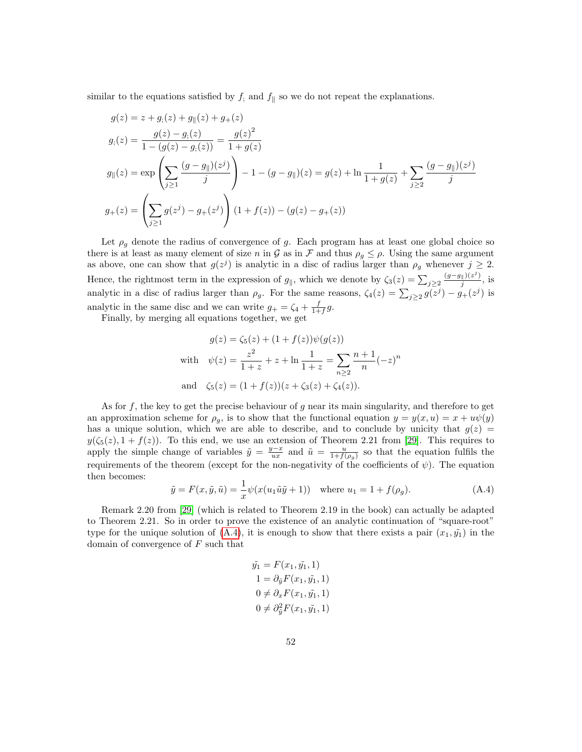similar to the equations satisfied by $f_;$ and $f_\parallel$ so we do not repeat the explanations.

$$
\begin{aligned}
g(z) &= z + g_;(z) + g_\parallel(z) + g_+(z) \\
g_;(z) &= \frac{g(z) - g_;(z)}{1 - (g(z) - g_;(z))} = \frac{g(z)^2}{1 + g(z)} \\
g_\parallel(z) &= \exp\left(\sum_{j\geq 1} \frac{(g - g_\parallel)(z^j)}{j}\right) - 1 - (g - g_\parallel)(z) = g(z) + \ln\frac{1}{1+g(z)} + \sum_{j\geq 2} \frac{(g-g_\parallel)(z^j)}{j} \\
g_+(z) &= \left(\sum_{j\geq 1} g(z^j) - g_+(z^j)\right)(1 + f(z)) - (g(z) - g_+(z))
\end{aligned}
$$

Let $\rho_g$ denote the radius of convergence of $g$. Each program has at least one global choice so there is at least as many element of size $n$ in $\mathcal{G}$ as in $\mathcal{F}$ and thus $\rho_g \leq \rho$. Using the same argument as above, one can show that $g(z^j)$ is analytic in a disc of radius larger than $\rho_g$ whenever $j \geq 2$. Hence, the rightmost term in the expression of $g_\parallel$, which we denote by $\zeta_3(z) = \sum_{j\geq 2} \frac{(g-g_\parallel)(z^j)}{j}$, is analytic in a disc of radius larger than $\rho_g$. For the same reasons, $\zeta_4(z) = \sum_{j\geq 2} g(z^j) - g_+(z^j)$ is analytic in the same disc and we can write $g_+ = \zeta_4 + \frac{f}{1+f} g$.

Finally, by merging all equations together, we get

$$
\begin{aligned}
g(z) &= \zeta_5(z) + (1 + f(z))\psi(g(z)) \\
\text{with} \quad \psi(z) &= \frac{z^2}{1+z} + z + \ln\frac{1}{1+z} = \sum_{n\geq 2} \frac{n+1}{n}(-z)^n \\
\text{and} \quad \zeta_5(z) &= (1 + f(z))(z + \zeta_3(z) + \zeta_4(z)).
\end{aligned}
$$

As for $f$, the key to get the precise behaviour of $g$ near its main singularity, and therefore to get an approximation scheme for $\rho_g$, is to show that the functional equation $y = y(x, u) = x + u\psi(y)$ has a unique solution, which we are able to describe, and to conclude by unicity that $g(z) = y(\zeta_5(z), 1 + f(z))$. To this end, we use an extension of Theorem 2.21 from [29]. This requires to apply the simple change of variables $\tilde{y} = \frac{y-x}{ux}$ and $\tilde{u} = \frac{u}{1+f(\rho_g)}$ so that the equation fulfils the requirements of the theorem (except for the non-negativity of the coefficients of $\psi$). The equation then becomes:

$$
\tilde{y} = F(x, \tilde{y}, \tilde{u}) = \frac{1}{x}\psi(x(u_1\tilde{u}\tilde{y} + 1)) \quad \text{where } u_1 = 1 + f(\rho_g). \tag{A.4}
$$

Remark 2.20 from [29] (which is related to Theorem 2.19 in the book) can actually be adapted to Theorem 2.21. So in order to prove the existence of an analytic continuation of "square-root" type for the unique solution of (A.4), it is enough to show that there exists a pair $(x_1, \tilde{y_1})$ in the domain of convergence of $F$ such that

$$
\begin{aligned}
\tilde{y_1} &= F(x_1, \tilde{y_1}, 1) \\
1 &= \partial_{\tilde{y}} F(x_1, \tilde{y_1}, 1) \\
0 &\neq \partial_x F(x_1, \tilde{y_1}, 1) \\
0 &\neq \partial_{\tilde{y}}^2 F(x_1, \tilde{y_1}, 1)
\end{aligned}
$$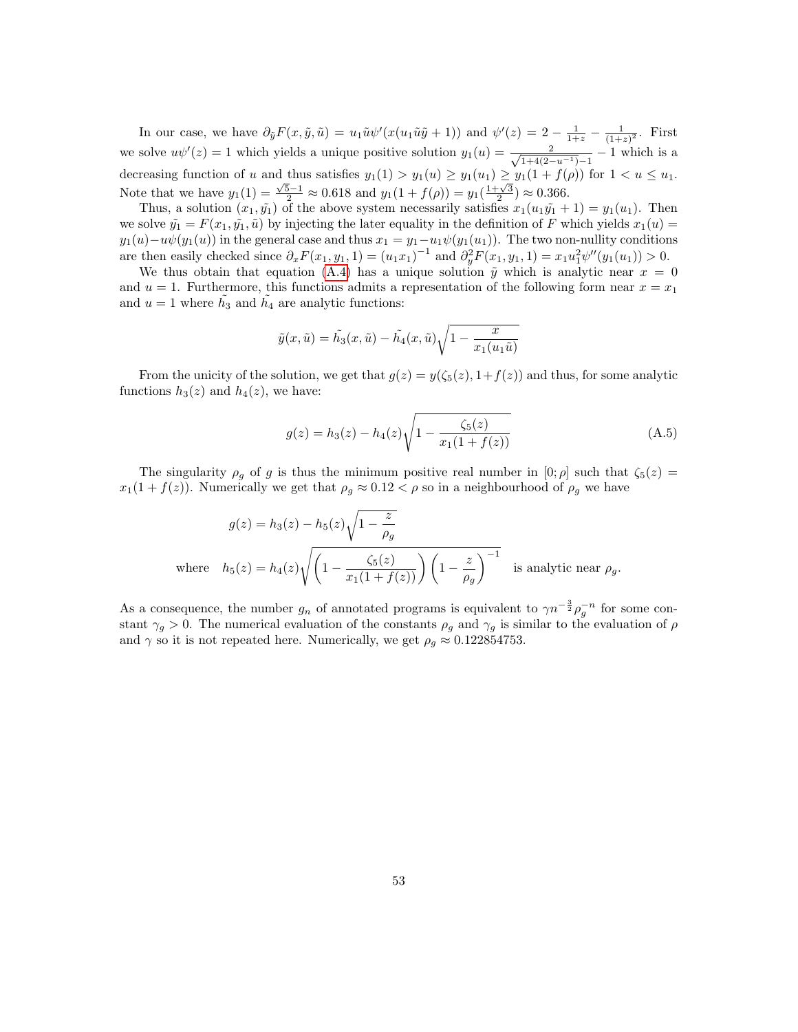In our case, we have $\partial_{\tilde{y}} F(x, \tilde{y}, \tilde{u}) = u_1 \tilde{u} \psi'(x(u_1 \tilde{u} \tilde{y} + 1))$ and $\psi'(z) = 2 - \frac{1}{1+z} - \frac{1}{(1+z)^2}$. First we solve $u\psi'(z) = 1$ which yields a unique positive solution $y_1(u) = \frac{2}{\sqrt{1+4(2-u^{-1})}-1} - 1$ which is a decreasing function of $u$ and thus satisfies $y_1(1) > y_1(u) \geq y_1(u_1) \geq y_1(1 + f(\rho))$ for $1 < u \leq u_1$. Note that we have $y_1(1) = \frac{\sqrt{5}-1}{2} \approx 0.618$ and $y_1(1 + f(\rho)) = y_1(\frac{1+\sqrt{3}}{2}) \approx 0.366$.

Thus, a solution $(x_1, \tilde{y_1})$ of the above system necessarily satisfies $x_1(u_1 \tilde{y_1} + 1) = y_1(u_1)$. Then we solve $\tilde{y_1} = F(x_1, \tilde{y_1}, \tilde{u})$ by injecting the later equality in the definition of $F$ which yields $x_1(u) = y_1(u) - u\psi(y_1(u))$ in the general case and thus $x_1 = y_1 - u_1 \psi(y_1(u_1))$. The two non-nullity conditions are then easily checked since $\partial_x F(x_1, y_1, 1) = (u_1 x_1)^{-1}$ and $\partial_y^2 F(x_1, y_1, 1) = x_1 u_1^2 \psi''(y_1(u_1)) > 0$.

We thus obtain that equation (A.4) has a unique solution $\tilde{y}$ which is analytic near $x = 0$ and $u = 1$. Furthermore, this functions admits a representation of the following form near $x = x_1$ and $u = 1$ where $\tilde{h_3}$ and $\tilde{h_4}$ are analytic functions:

$$\tilde{y}(x, \tilde{u}) = \tilde{h_3}(x, \tilde{u}) - \tilde{h_4}(x, \tilde{u}) \sqrt{1 - \frac{x}{x_1(u_1 \tilde{u})}}$$

From the unicity of the solution, we get that $g(z) = y(\zeta_5(z), 1 + f(z))$ and thus, for some analytic functions $h_3(z)$ and $h_4(z)$, we have:

$$g(z) = h_3(z) - h_4(z) \sqrt{1 - \frac{\zeta_5(z)}{x_1(1 + f(z))}} \tag{A.5}$$

The singularity $\rho_g$ of $g$ is thus the minimum positive real number in $[0; \rho]$ such that $\zeta_5(z) = x_1(1 + f(z))$. Numerically we get that $\rho_g \approx 0.12 < \rho$ so in a neighbourhood of $\rho_g$ we have

$$g(z) = h_3(z) - h_5(z) \sqrt{1 - \frac{z}{\rho_g}}$$

$$\text{where} \quad h_5(z) = h_4(z) \sqrt{\left(1 - \frac{\zeta_5(z)}{x_1(1 + f(z))}\right) \left(1 - \frac{z}{\rho_g}\right)^{-1}} \quad \text{is analytic near } \rho_g.$$

As a consequence, the number $g_n$ of annotated programs is equivalent to $\gamma n^{-\frac{3}{2}} \rho_g^{-n}$ for some constant $\gamma_g > 0$. The numerical evaluation of the constants $\rho_g$ and $\gamma_g$ is similar to the evaluation of $\rho$ and $\gamma$ so it is not repeated here. Numerically, we get $\rho_g \approx 0.122854753$.